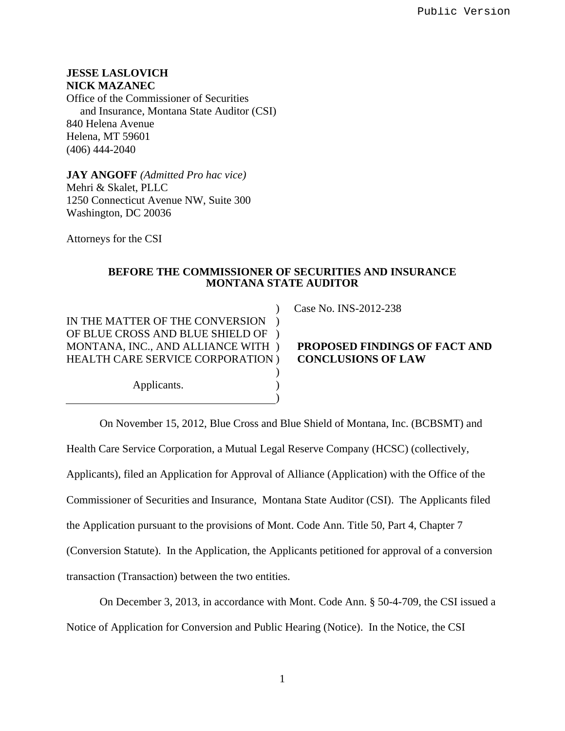**JESSE LASLOVICH**
**NICK MAZANEC**
Office of the Commissioner of Securities
and Insurance, Montana State Auditor (CSI)
840 Helena Avenue
Helena, MT 59601
(406) 444-2040

**JAY ANGOFF** *(Admitted Pro hac vice)*
Mehri & Skalet, PLLC
1250 Connecticut Avenue NW, Suite 300
Washington, DC 20036

Attorneys for the CSI

**BEFORE THE COMMISSIONER OF SECURITIES AND INSURANCE**
**MONTANA STATE AUDITOR**

| | |
|---|---|
| IN THE MATTER OF THE CONVERSION OF BLUE CROSS AND BLUE SHIELD OF MONTANA, INC., AND ALLIANCE WITH HEALTH CARE SERVICE CORPORATION<br><br>Applicants. | Case No. INS-2012-238<br><br>**PROPOSED FINDINGS OF FACT AND CONCLUSIONS OF LAW** |

On November 15, 2012, Blue Cross and Blue Shield of Montana, Inc. (BCBSMT) and Health Care Service Corporation, a Mutual Legal Reserve Company (HCSC) (collectively, Applicants), filed an Application for Approval of Alliance (Application) with the Office of the Commissioner of Securities and Insurance, Montana State Auditor (CSI). The Applicants filed the Application pursuant to the provisions of Mont. Code Ann. Title 50, Part 4, Chapter 7 (Conversion Statute). In the Application, the Applicants petitioned for approval of a conversion transaction (Transaction) between the two entities.

On December 3, 2013, in accordance with Mont. Code Ann. § 50-4-709, the CSI issued a Notice of Application for Conversion and Public Hearing (Notice). In the Notice, the CSI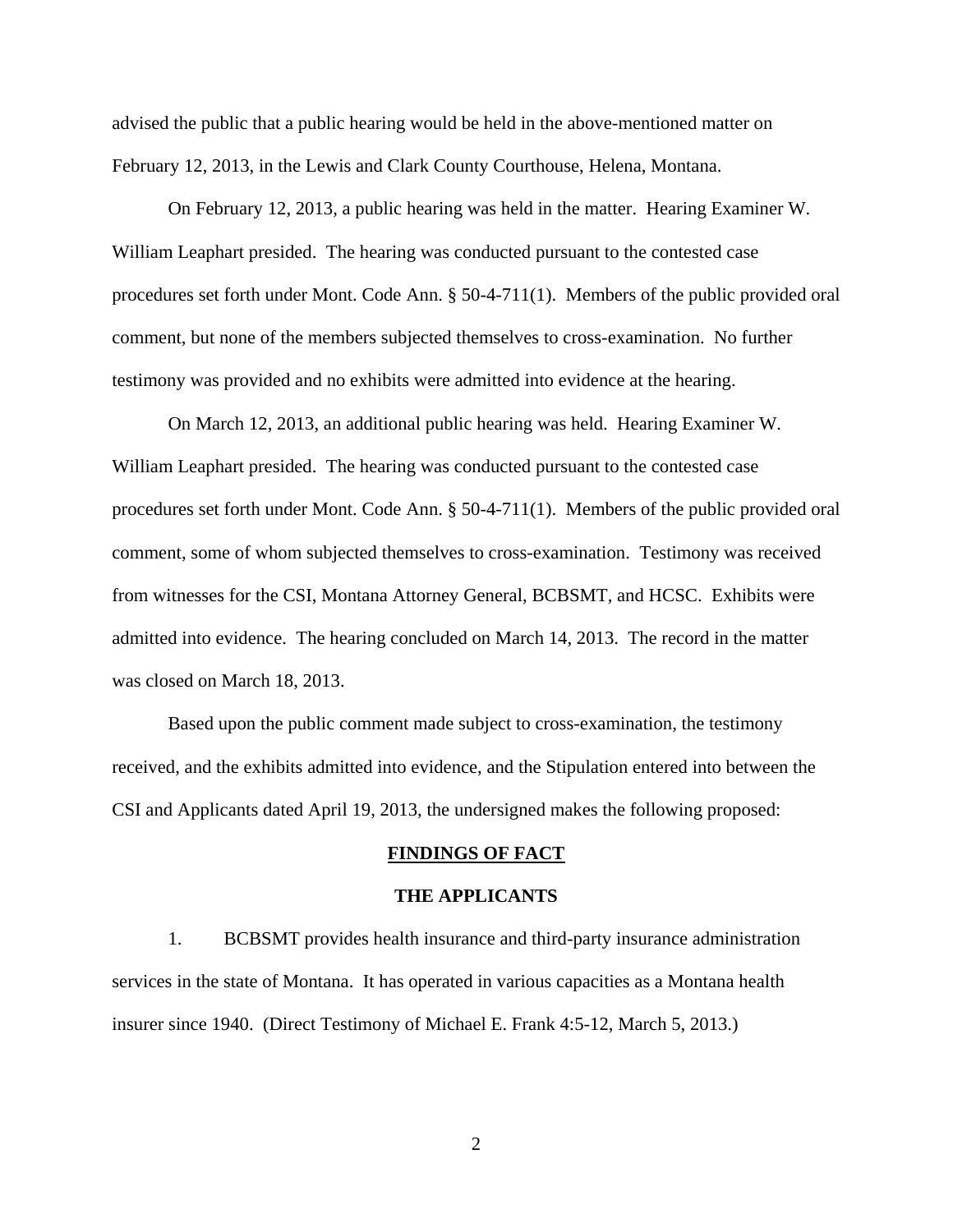advised the public that a public hearing would be held in the above-mentioned matter on February 12, 2013, in the Lewis and Clark County Courthouse, Helena, Montana.

On February 12, 2013, a public hearing was held in the matter. Hearing Examiner W. William Leaphart presided. The hearing was conducted pursuant to the contested case procedures set forth under Mont. Code Ann. § 50-4-711(1). Members of the public provided oral comment, but none of the members subjected themselves to cross-examination. No further testimony was provided and no exhibits were admitted into evidence at the hearing.

On March 12, 2013, an additional public hearing was held. Hearing Examiner W. William Leaphart presided. The hearing was conducted pursuant to the contested case procedures set forth under Mont. Code Ann. § 50-4-711(1). Members of the public provided oral comment, some of whom subjected themselves to cross-examination. Testimony was received from witnesses for the CSI, Montana Attorney General, BCBSMT, and HCSC. Exhibits were admitted into evidence. The hearing concluded on March 14, 2013. The record in the matter was closed on March 18, 2013.

Based upon the public comment made subject to cross-examination, the testimony received, and the exhibits admitted into evidence, and the Stipulation entered into between the CSI and Applicants dated April 19, 2013, the undersigned makes the following proposed:

## FINDINGS OF FACT

### THE APPLICANTS

1. BCBSMT provides health insurance and third-party insurance administration services in the state of Montana. It has operated in various capacities as a Montana health insurer since 1940. (Direct Testimony of Michael E. Frank 4:5-12, March 5, 2013.)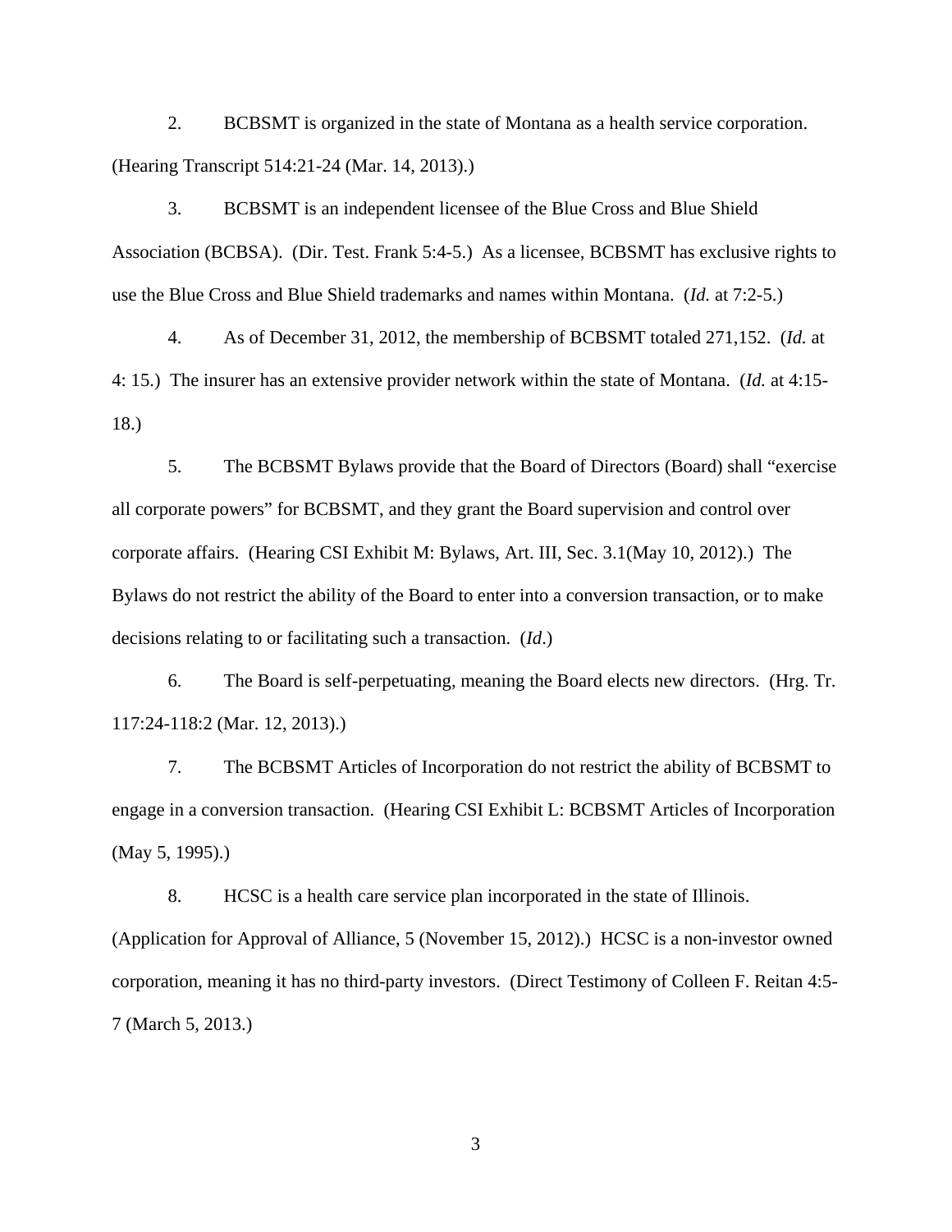2. BCBSMT is organized in the state of Montana as a health service corporation. (Hearing Transcript 514:21-24 (Mar. 14, 2013).)

3. BCBSMT is an independent licensee of the Blue Cross and Blue Shield Association (BCBSA). (Dir. Test. Frank 5:4-5.) As a licensee, BCBSMT has exclusive rights to use the Blue Cross and Blue Shield trademarks and names within Montana. (*Id.* at 7:2-5.)

4. As of December 31, 2012, the membership of BCBSMT totaled 271,152. (*Id.* at 4: 15.) The insurer has an extensive provider network within the state of Montana. (*Id.* at 4:15-18.)

5. The BCBSMT Bylaws provide that the Board of Directors (Board) shall "exercise all corporate powers" for BCBSMT, and they grant the Board supervision and control over corporate affairs. (Hearing CSI Exhibit M: Bylaws, Art. III, Sec. 3.1(May 10, 2012).) The Bylaws do not restrict the ability of the Board to enter into a conversion transaction, or to make decisions relating to or facilitating such a transaction. (*Id*.)

6. The Board is self-perpetuating, meaning the Board elects new directors. (Hrg. Tr. 117:24-118:2 (Mar. 12, 2013).)

7. The BCBSMT Articles of Incorporation do not restrict the ability of BCBSMT to engage in a conversion transaction. (Hearing CSI Exhibit L: BCBSMT Articles of Incorporation (May 5, 1995).)

8. HCSC is a health care service plan incorporated in the state of Illinois. (Application for Approval of Alliance, 5 (November 15, 2012).) HCSC is a non-investor owned corporation, meaning it has no third-party investors. (Direct Testimony of Colleen F. Reitan 4:5-7 (March 5, 2013.)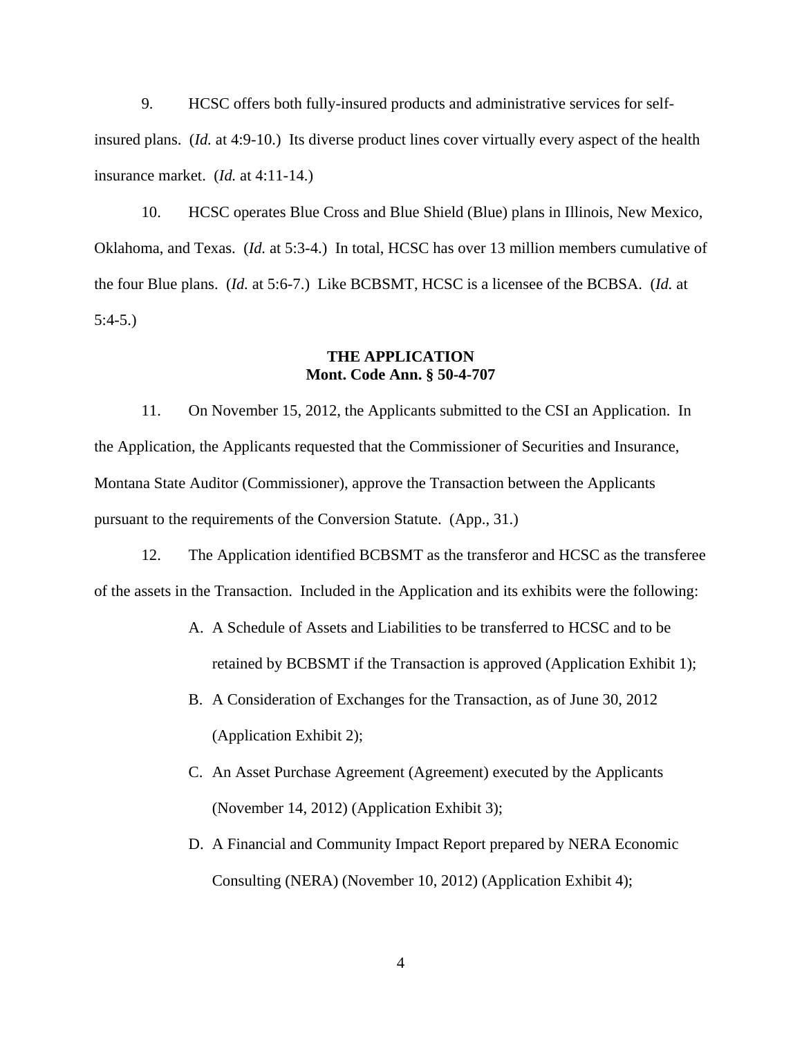9. HCSC offers both fully-insured products and administrative services for self-insured plans. (*Id.* at 4:9-10.) Its diverse product lines cover virtually every aspect of the health insurance market. (*Id.* at 4:11-14.)

10. HCSC operates Blue Cross and Blue Shield (Blue) plans in Illinois, New Mexico, Oklahoma, and Texas. (*Id.* at 5:3-4.) In total, HCSC has over 13 million members cumulative of the four Blue plans. (*Id.* at 5:6-7.) Like BCBSMT, HCSC is a licensee of the BCBSA. (*Id.* at 5:4-5.)

**THE APPLICATION**
**Mont. Code Ann. § 50-4-707**

11. On November 15, 2012, the Applicants submitted to the CSI an Application. In the Application, the Applicants requested that the Commissioner of Securities and Insurance, Montana State Auditor (Commissioner), approve the Transaction between the Applicants pursuant to the requirements of the Conversion Statute. (App., 31.)

12. The Application identified BCBSMT as the transferor and HCSC as the transferee of the assets in the Transaction. Included in the Application and its exhibits were the following:

A. A Schedule of Assets and Liabilities to be transferred to HCSC and to be retained by BCBSMT if the Transaction is approved (Application Exhibit 1);

B. A Consideration of Exchanges for the Transaction, as of June 30, 2012 (Application Exhibit 2);

C. An Asset Purchase Agreement (Agreement) executed by the Applicants (November 14, 2012) (Application Exhibit 3);

D. A Financial and Community Impact Report prepared by NERA Economic Consulting (NERA) (November 10, 2012) (Application Exhibit 4);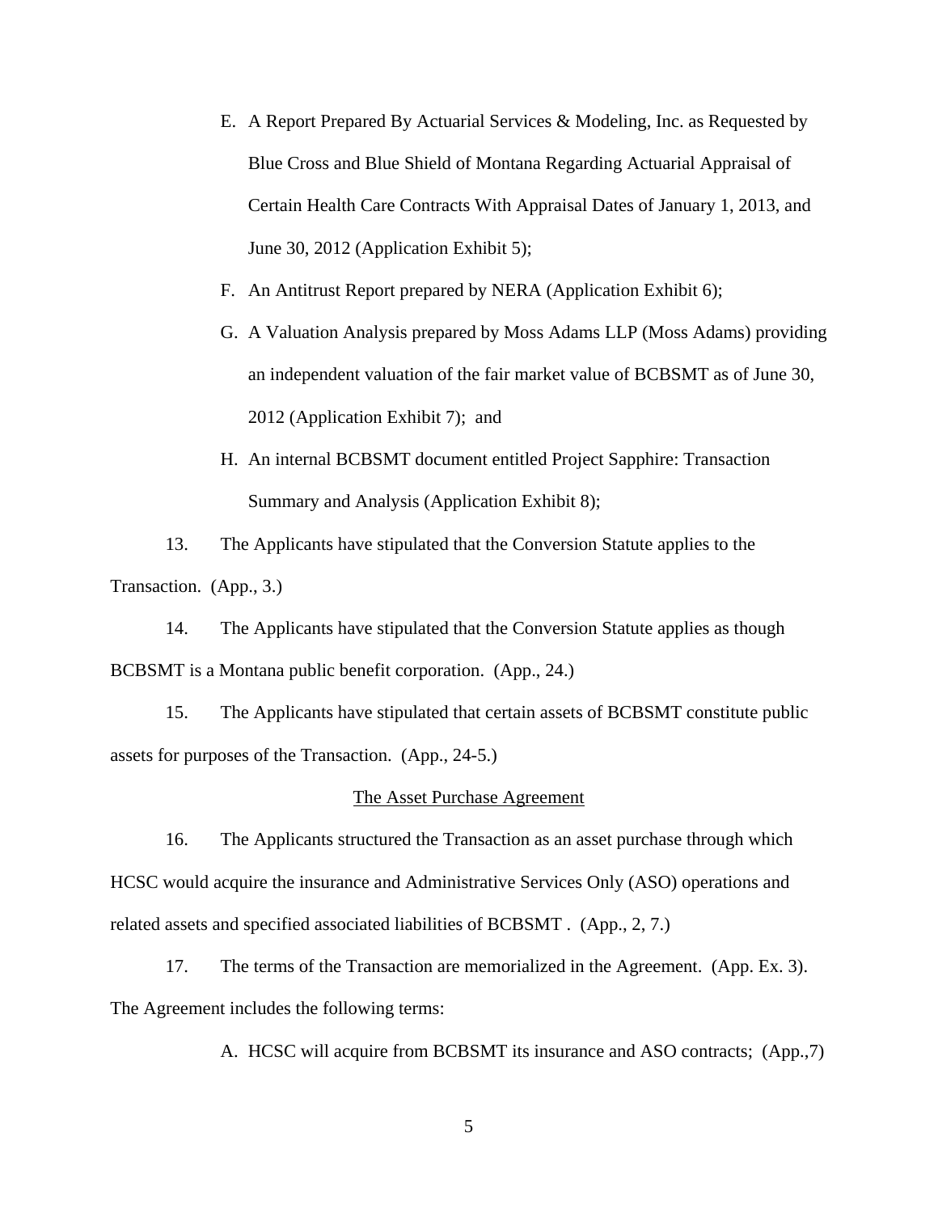E. A Report Prepared By Actuarial Services & Modeling, Inc. as Requested by Blue Cross and Blue Shield of Montana Regarding Actuarial Appraisal of Certain Health Care Contracts With Appraisal Dates of January 1, 2013, and June 30, 2012 (Application Exhibit 5);

F. An Antitrust Report prepared by NERA (Application Exhibit 6);

G. A Valuation Analysis prepared by Moss Adams LLP (Moss Adams) providing an independent valuation of the fair market value of BCBSMT as of June 30, 2012 (Application Exhibit 7); and

H. An internal BCBSMT document entitled Project Sapphire: Transaction Summary and Analysis (Application Exhibit 8);

13. The Applicants have stipulated that the Conversion Statute applies to the Transaction. (App., 3.)

14. The Applicants have stipulated that the Conversion Statute applies as though BCBSMT is a Montana public benefit corporation. (App., 24.)

15. The Applicants have stipulated that certain assets of BCBSMT constitute public assets for purposes of the Transaction. (App., 24-5.)

<u>The Asset Purchase Agreement</u>

16. The Applicants structured the Transaction as an asset purchase through which HCSC would acquire the insurance and Administrative Services Only (ASO) operations and related assets and specified associated liabilities of BCBSMT . (App., 2, 7.)

17. The terms of the Transaction are memorialized in the Agreement. (App. Ex. 3). The Agreement includes the following terms:

A. HCSC will acquire from BCBSMT its insurance and ASO contracts; (App.,7)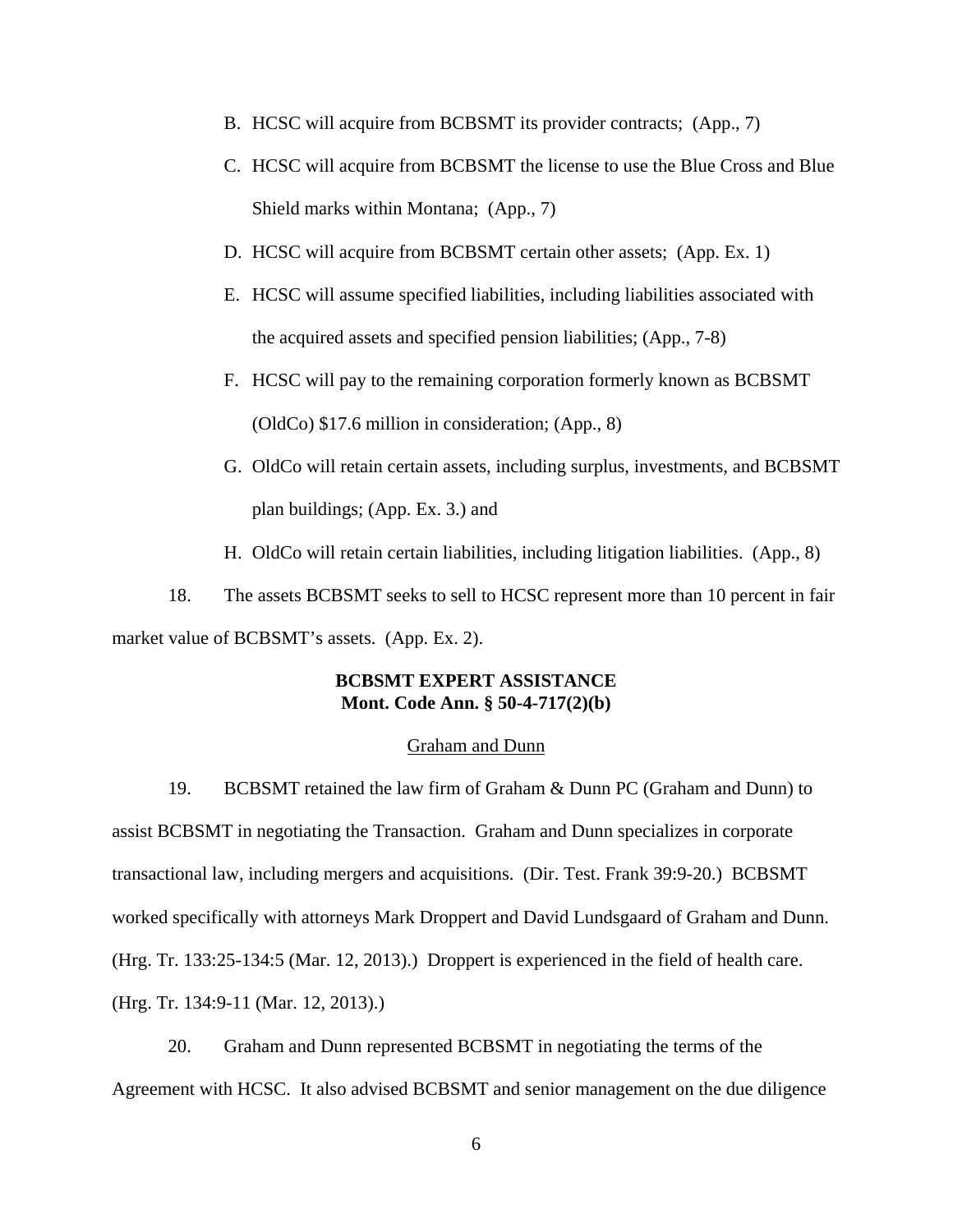B. HCSC will acquire from BCBSMT its provider contracts; (App., 7)

C. HCSC will acquire from BCBSMT the license to use the Blue Cross and Blue Shield marks within Montana; (App., 7)

D. HCSC will acquire from BCBSMT certain other assets; (App. Ex. 1)

E. HCSC will assume specified liabilities, including liabilities associated with the acquired assets and specified pension liabilities; (App., 7-8)

F. HCSC will pay to the remaining corporation formerly known as BCBSMT (OldCo) $17.6 million in consideration; (App., 8)

G. OldCo will retain certain assets, including surplus, investments, and BCBSMT plan buildings; (App. Ex. 3.) and

H. OldCo will retain certain liabilities, including litigation liabilities. (App., 8)

18. The assets BCBSMT seeks to sell to HCSC represent more than 10 percent in fair market value of BCBSMT's assets. (App. Ex. 2).

**BCBSMT EXPERT ASSISTANCE**
**Mont. Code Ann. § 50-4-717(2)(b)**

Graham and Dunn

19. BCBSMT retained the law firm of Graham & Dunn PC (Graham and Dunn) to assist BCBSMT in negotiating the Transaction. Graham and Dunn specializes in corporate transactional law, including mergers and acquisitions. (Dir. Test. Frank 39:9-20.) BCBSMT worked specifically with attorneys Mark Droppert and David Lundsgaard of Graham and Dunn. (Hrg. Tr. 133:25-134:5 (Mar. 12, 2013).) Droppert is experienced in the field of health care. (Hrg. Tr. 134:9-11 (Mar. 12, 2013).)

20. Graham and Dunn represented BCBSMT in negotiating the terms of the Agreement with HCSC. It also advised BCBSMT and senior management on the due diligence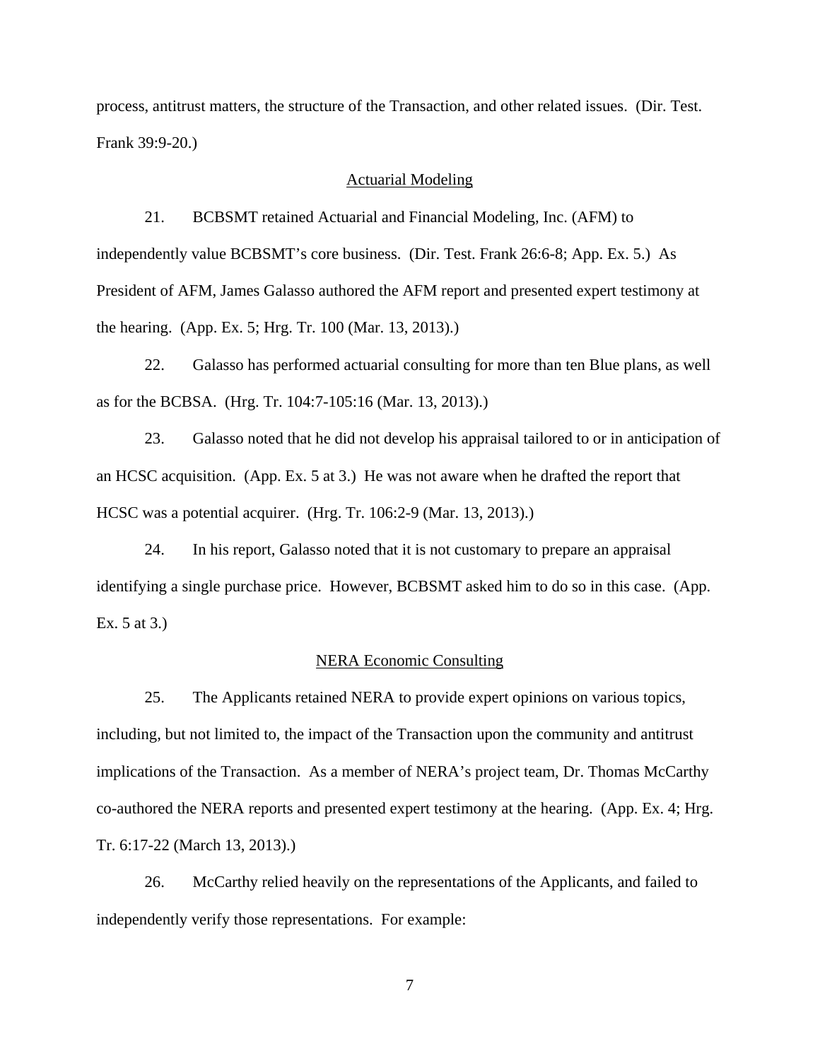process, antitrust matters, the structure of the Transaction, and other related issues. (Dir. Test. Frank 39:9-20.)

## Actuarial Modeling

21. BCBSMT retained Actuarial and Financial Modeling, Inc. (AFM) to independently value BCBSMT's core business. (Dir. Test. Frank 26:6-8; App. Ex. 5.) As President of AFM, James Galasso authored the AFM report and presented expert testimony at the hearing. (App. Ex. 5; Hrg. Tr. 100 (Mar. 13, 2013).)

22. Galasso has performed actuarial consulting for more than ten Blue plans, as well as for the BCBSA. (Hrg. Tr. 104:7-105:16 (Mar. 13, 2013).)

23. Galasso noted that he did not develop his appraisal tailored to or in anticipation of an HCSC acquisition. (App. Ex. 5 at 3.) He was not aware when he drafted the report that HCSC was a potential acquirer. (Hrg. Tr. 106:2-9 (Mar. 13, 2013).)

24. In his report, Galasso noted that it is not customary to prepare an appraisal identifying a single purchase price. However, BCBSMT asked him to do so in this case. (App. Ex. 5 at 3.)

## NERA Economic Consulting

25. The Applicants retained NERA to provide expert opinions on various topics, including, but not limited to, the impact of the Transaction upon the community and antitrust implications of the Transaction. As a member of NERA's project team, Dr. Thomas McCarthy co-authored the NERA reports and presented expert testimony at the hearing. (App. Ex. 4; Hrg. Tr. 6:17-22 (March 13, 2013).)

26. McCarthy relied heavily on the representations of the Applicants, and failed to independently verify those representations. For example: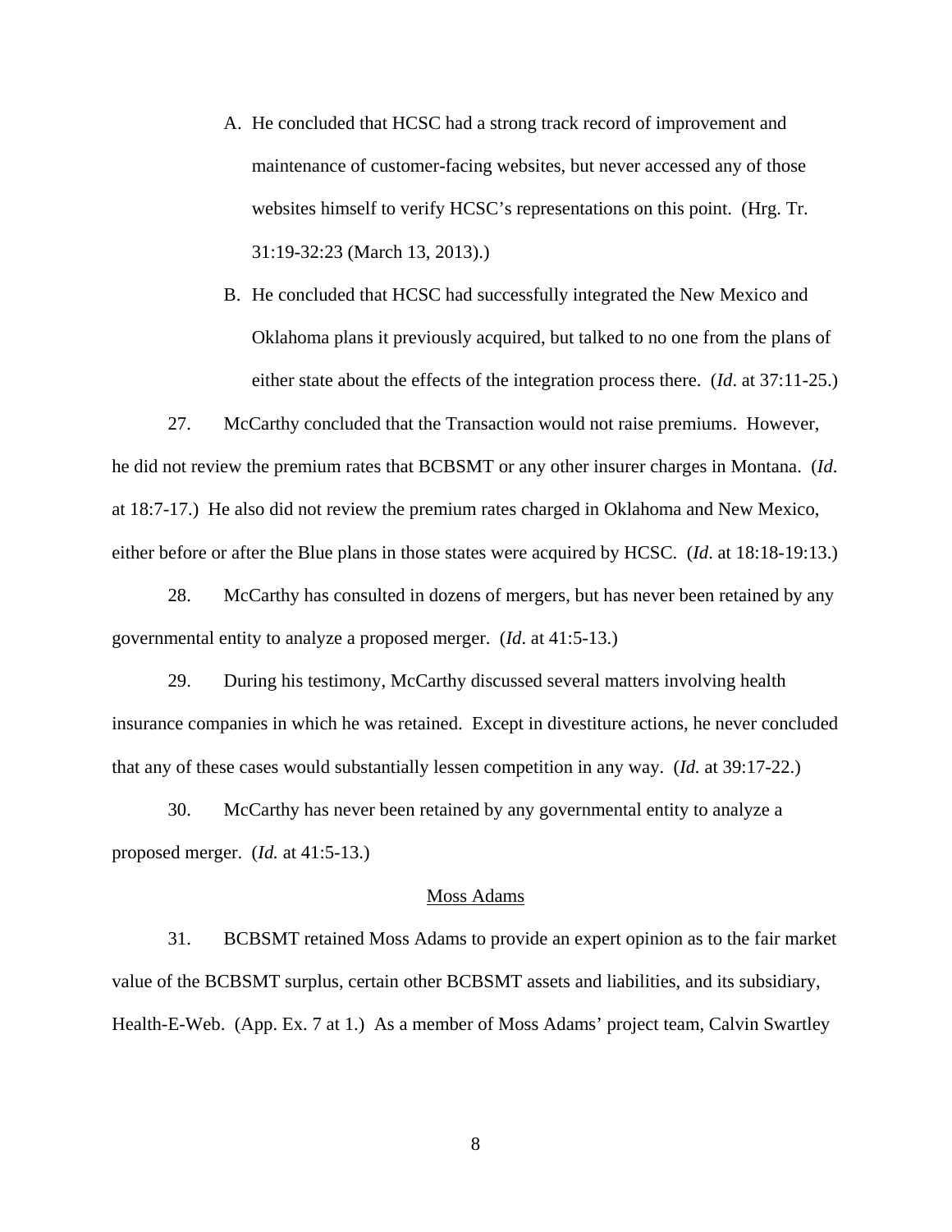A. He concluded that HCSC had a strong track record of improvement and maintenance of customer-facing websites, but never accessed any of those websites himself to verify HCSC's representations on this point. (Hrg. Tr. 31:19-32:23 (March 13, 2013).)

B. He concluded that HCSC had successfully integrated the New Mexico and Oklahoma plans it previously acquired, but talked to no one from the plans of either state about the effects of the integration process there. (*Id*. at 37:11-25.)

27. McCarthy concluded that the Transaction would not raise premiums. However, he did not review the premium rates that BCBSMT or any other insurer charges in Montana. (*Id*. at 18:7-17.) He also did not review the premium rates charged in Oklahoma and New Mexico, either before or after the Blue plans in those states were acquired by HCSC. (*Id*. at 18:18-19:13.)

28. McCarthy has consulted in dozens of mergers, but has never been retained by any governmental entity to analyze a proposed merger. (*Id*. at 41:5-13.)

29. During his testimony, McCarthy discussed several matters involving health insurance companies in which he was retained. Except in divestiture actions, he never concluded that any of these cases would substantially lessen competition in any way. (*Id.* at 39:17-22.)

30. McCarthy has never been retained by any governmental entity to analyze a proposed merger. (*Id.* at 41:5-13.)

<u>Moss Adams</u>

31. BCBSMT retained Moss Adams to provide an expert opinion as to the fair market value of the BCBSMT surplus, certain other BCBSMT assets and liabilities, and its subsidiary, Health-E-Web. (App. Ex. 7 at 1.) As a member of Moss Adams' project team, Calvin Swartley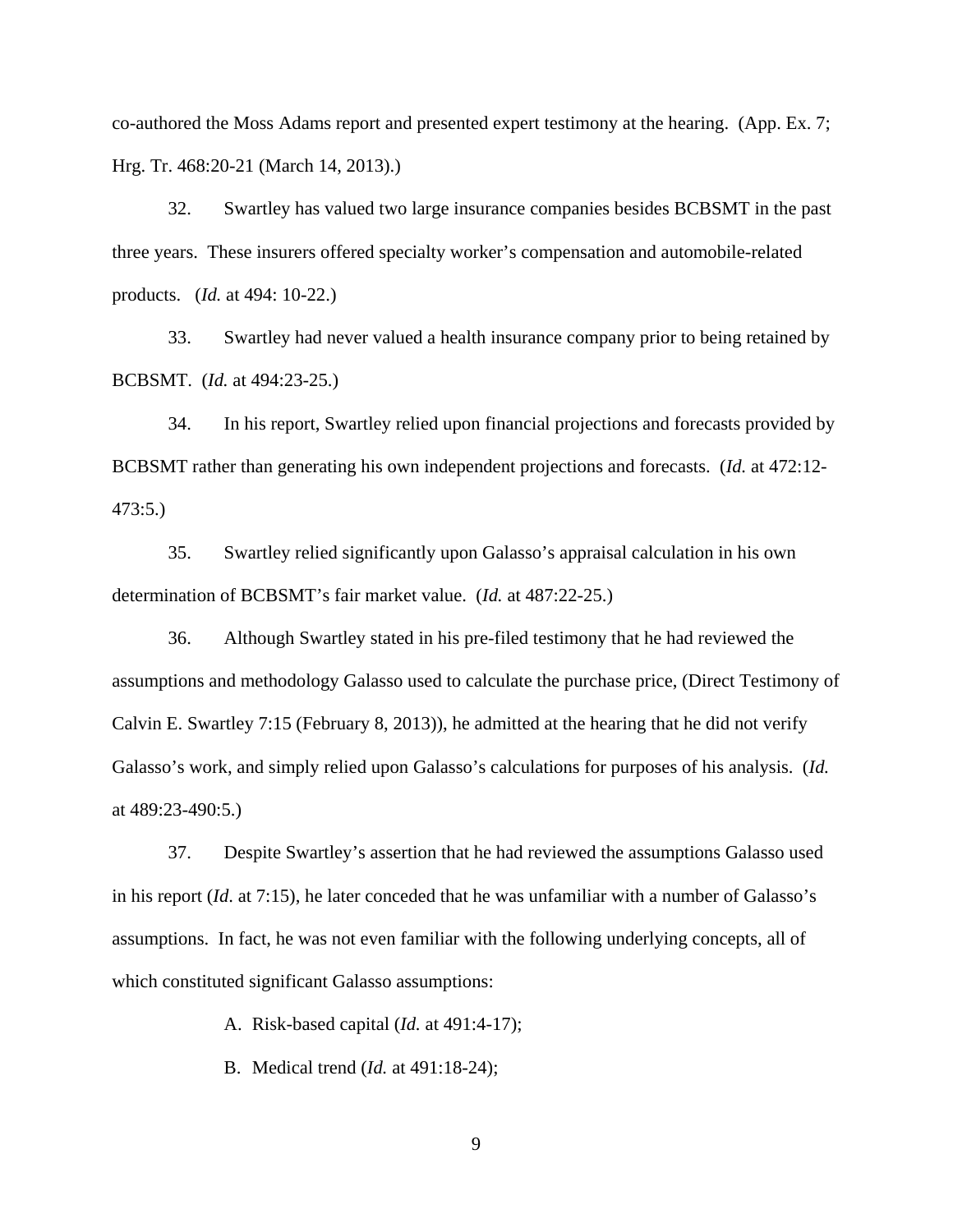co-authored the Moss Adams report and presented expert testimony at the hearing. (App. Ex. 7; Hrg. Tr. 468:20-21 (March 14, 2013).)

32. Swartley has valued two large insurance companies besides BCBSMT in the past three years. These insurers offered specialty worker's compensation and automobile-related products. (*Id.* at 494: 10-22.)

33. Swartley had never valued a health insurance company prior to being retained by BCBSMT. (*Id.* at 494:23-25.)

34. In his report, Swartley relied upon financial projections and forecasts provided by BCBSMT rather than generating his own independent projections and forecasts. (*Id.* at 472:12-473:5.)

35. Swartley relied significantly upon Galasso's appraisal calculation in his own determination of BCBSMT's fair market value. (*Id.* at 487:22-25.)

36. Although Swartley stated in his pre-filed testimony that he had reviewed the assumptions and methodology Galasso used to calculate the purchase price, (Direct Testimony of Calvin E. Swartley 7:15 (February 8, 2013)), he admitted at the hearing that he did not verify Galasso's work, and simply relied upon Galasso's calculations for purposes of his analysis. (*Id.* at 489:23-490:5.)

37. Despite Swartley's assertion that he had reviewed the assumptions Galasso used in his report (*Id.* at 7:15), he later conceded that he was unfamiliar with a number of Galasso's assumptions. In fact, he was not even familiar with the following underlying concepts, all of which constituted significant Galasso assumptions:

A. Risk-based capital (*Id.* at 491:4-17);

B. Medical trend (*Id.* at 491:18-24);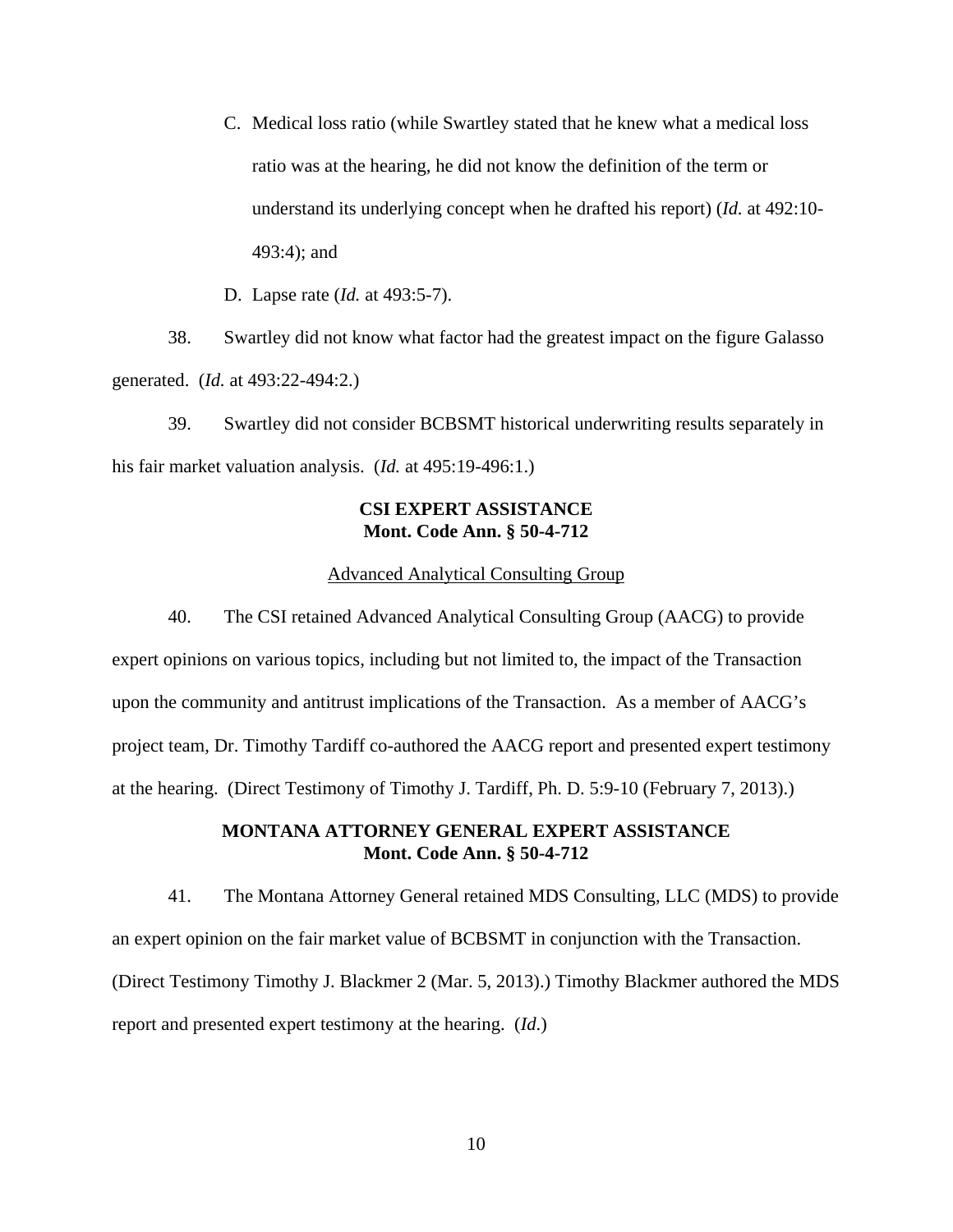C. Medical loss ratio (while Swartley stated that he knew what a medical loss ratio was at the hearing, he did not know the definition of the term or understand its underlying concept when he drafted his report) (*Id.* at 492:10-493:4); and

D. Lapse rate (*Id.* at 493:5-7).

38. Swartley did not know what factor had the greatest impact on the figure Galasso generated. (*Id.* at 493:22-494:2.)

39. Swartley did not consider BCBSMT historical underwriting results separately in his fair market valuation analysis. (*Id.* at 495:19-496:1.)

**CSI EXPERT ASSISTANCE**
**Mont. Code Ann. § 50-4-712**

Advanced Analytical Consulting Group

40. The CSI retained Advanced Analytical Consulting Group (AACG) to provide expert opinions on various topics, including but not limited to, the impact of the Transaction upon the community and antitrust implications of the Transaction. As a member of AACG's project team, Dr. Timothy Tardiff co-authored the AACG report and presented expert testimony at the hearing. (Direct Testimony of Timothy J. Tardiff, Ph. D. 5:9-10 (February 7, 2013).)

**MONTANA ATTORNEY GENERAL EXPERT ASSISTANCE**
**Mont. Code Ann. § 50-4-712**

41. The Montana Attorney General retained MDS Consulting, LLC (MDS) to provide an expert opinion on the fair market value of BCBSMT in conjunction with the Transaction. (Direct Testimony Timothy J. Blackmer 2 (Mar. 5, 2013).) Timothy Blackmer authored the MDS report and presented expert testimony at the hearing. (*Id*.)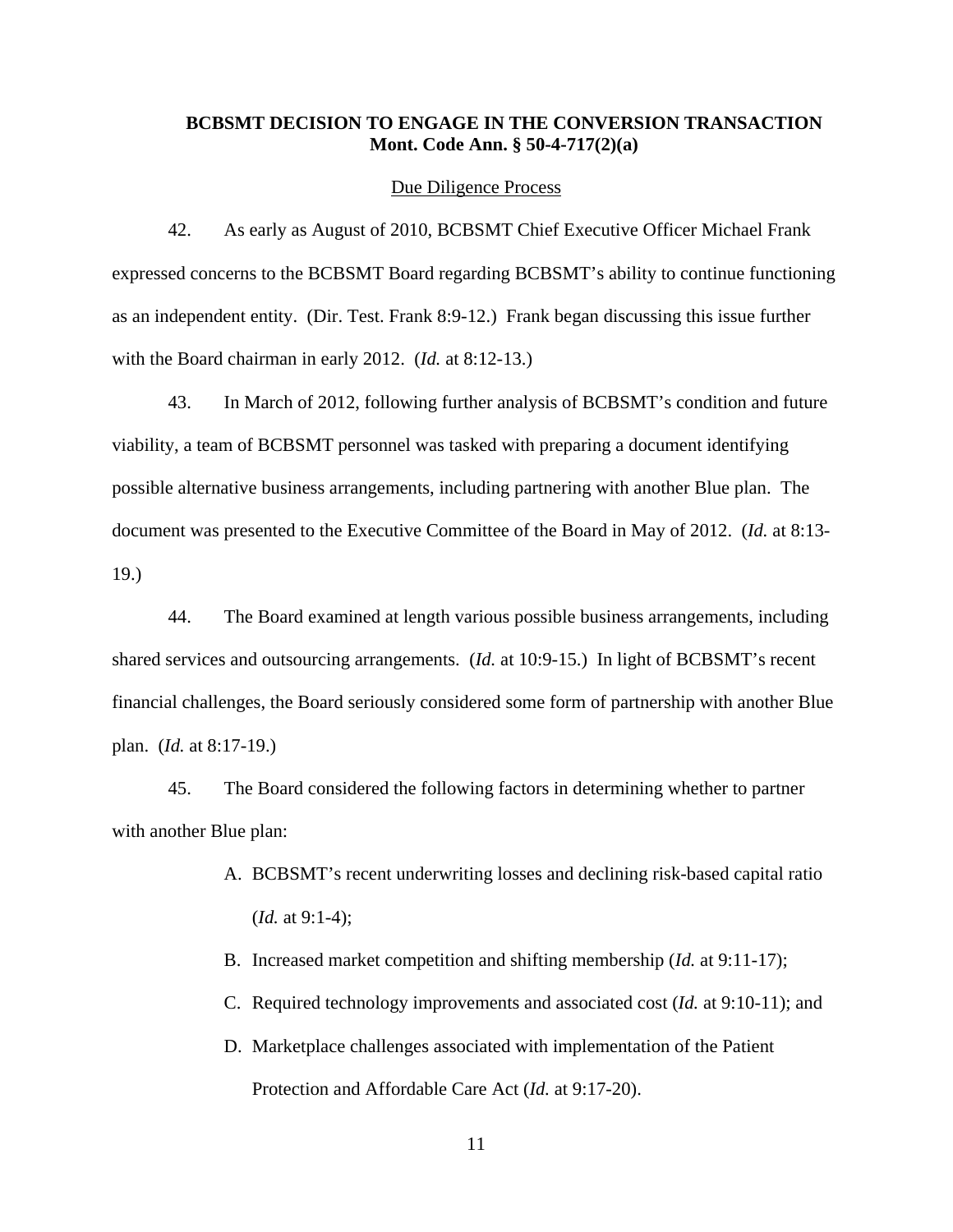**BCBSMT DECISION TO ENGAGE IN THE CONVERSION TRANSACTION**
**Mont. Code Ann. § 50-4-717(2)(a)**

Due Diligence Process

42. As early as August of 2010, BCBSMT Chief Executive Officer Michael Frank expressed concerns to the BCBSMT Board regarding BCBSMT's ability to continue functioning as an independent entity. (Dir. Test. Frank 8:9-12.) Frank began discussing this issue further with the Board chairman in early 2012. (*Id.* at 8:12-13.)

43. In March of 2012, following further analysis of BCBSMT's condition and future viability, a team of BCBSMT personnel was tasked with preparing a document identifying possible alternative business arrangements, including partnering with another Blue plan. The document was presented to the Executive Committee of the Board in May of 2012. (*Id.* at 8:13-19.)

44. The Board examined at length various possible business arrangements, including shared services and outsourcing arrangements. (*Id.* at 10:9-15.) In light of BCBSMT's recent financial challenges, the Board seriously considered some form of partnership with another Blue plan. (*Id.* at 8:17-19.)

45. The Board considered the following factors in determining whether to partner with another Blue plan:

A. BCBSMT's recent underwriting losses and declining risk-based capital ratio (*Id.* at 9:1-4);

B. Increased market competition and shifting membership (*Id.* at 9:11-17);

C. Required technology improvements and associated cost (*Id.* at 9:10-11); and

D. Marketplace challenges associated with implementation of the Patient Protection and Affordable Care Act (*Id.* at 9:17-20).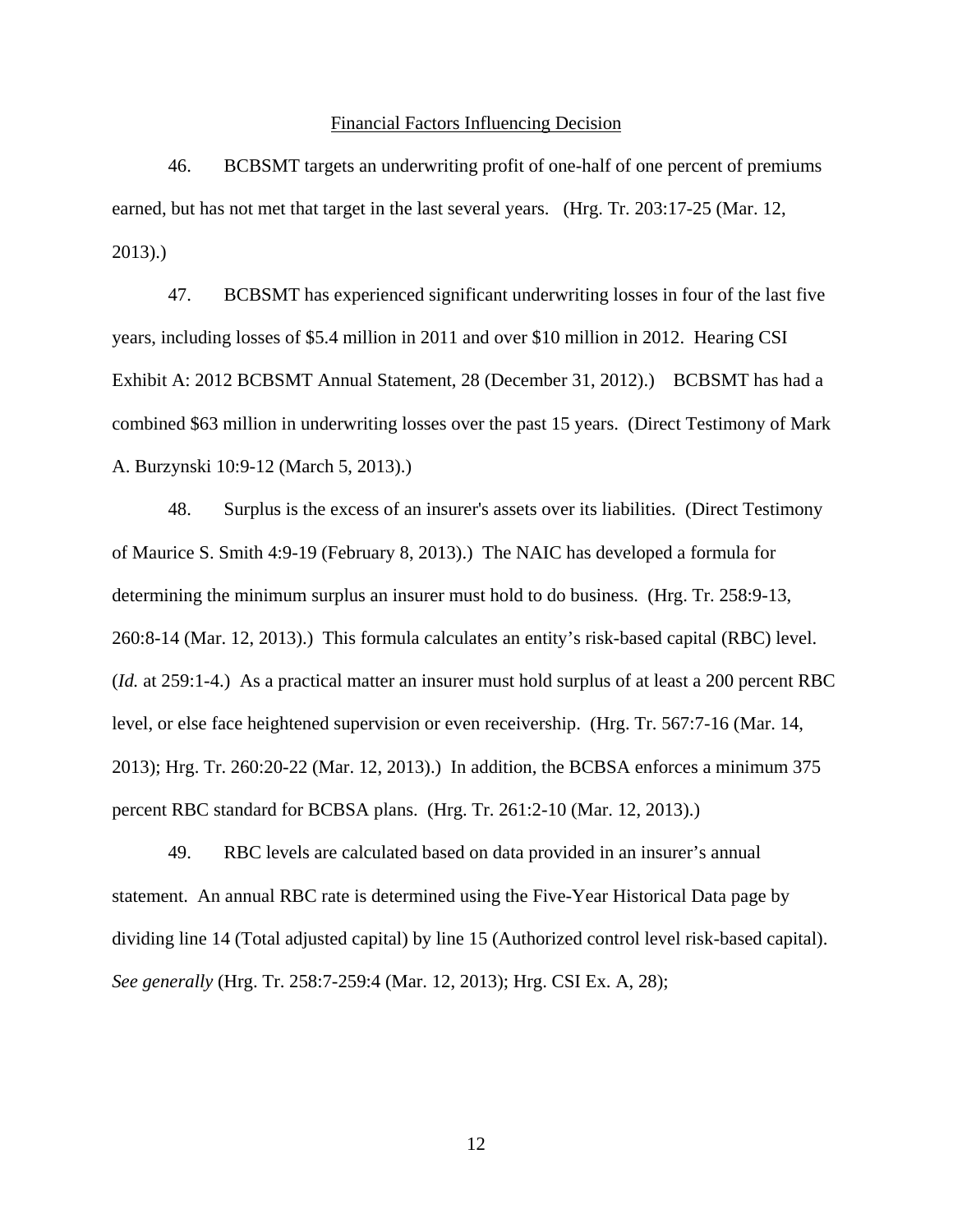Financial Factors Influencing Decision

46. BCBSMT targets an underwriting profit of one-half of one percent of premiums earned, but has not met that target in the last several years. (Hrg. Tr. 203:17-25 (Mar. 12, 2013).)

47. BCBSMT has experienced significant underwriting losses in four of the last five years, including losses of $5.4 million in 2011 and over $10 million in 2012. Hearing CSI Exhibit A: 2012 BCBSMT Annual Statement, 28 (December 31, 2012).) BCBSMT has had a combined $63 million in underwriting losses over the past 15 years. (Direct Testimony of Mark A. Burzynski 10:9-12 (March 5, 2013).)

48. Surplus is the excess of an insurer's assets over its liabilities. (Direct Testimony of Maurice S. Smith 4:9-19 (February 8, 2013).) The NAIC has developed a formula for determining the minimum surplus an insurer must hold to do business. (Hrg. Tr. 258:9-13, 260:8-14 (Mar. 12, 2013).) This formula calculates an entity's risk-based capital (RBC) level. (*Id.* at 259:1-4.) As a practical matter an insurer must hold surplus of at least a 200 percent RBC level, or else face heightened supervision or even receivership. (Hrg. Tr. 567:7-16 (Mar. 14, 2013); Hrg. Tr. 260:20-22 (Mar. 12, 2013).) In addition, the BCBSA enforces a minimum 375 percent RBC standard for BCBSA plans. (Hrg. Tr. 261:2-10 (Mar. 12, 2013).)

49. RBC levels are calculated based on data provided in an insurer's annual statement. An annual RBC rate is determined using the Five-Year Historical Data page by dividing line 14 (Total adjusted capital) by line 15 (Authorized control level risk-based capital). *See generally* (Hrg. Tr. 258:7-259:4 (Mar. 12, 2013); Hrg. CSI Ex. A, 28);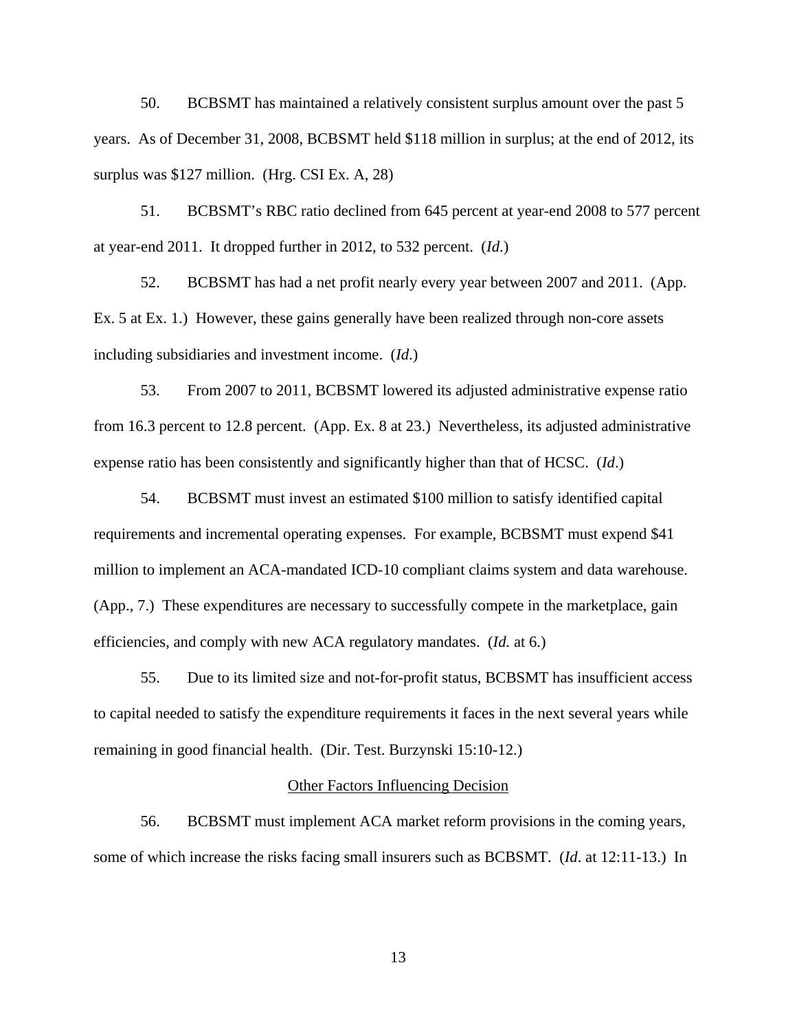50. BCBSMT has maintained a relatively consistent surplus amount over the past 5 years. As of December 31, 2008, BCBSMT held $118 million in surplus; at the end of 2012, its surplus was $127 million. (Hrg. CSI Ex. A, 28)

51. BCBSMT's RBC ratio declined from 645 percent at year-end 2008 to 577 percent at year-end 2011. It dropped further in 2012, to 532 percent. (*Id*.)

52. BCBSMT has had a net profit nearly every year between 2007 and 2011. (App. Ex. 5 at Ex. 1.) However, these gains generally have been realized through non-core assets including subsidiaries and investment income. (*Id*.)

53. From 2007 to 2011, BCBSMT lowered its adjusted administrative expense ratio from 16.3 percent to 12.8 percent. (App. Ex. 8 at 23.) Nevertheless, its adjusted administrative expense ratio has been consistently and significantly higher than that of HCSC. (*Id*.)

54. BCBSMT must invest an estimated $100 million to satisfy identified capital requirements and incremental operating expenses. For example, BCBSMT must expend $41 million to implement an ACA-mandated ICD-10 compliant claims system and data warehouse. (App., 7.) These expenditures are necessary to successfully compete in the marketplace, gain efficiencies, and comply with new ACA regulatory mandates. (*Id.* at 6.)

55. Due to its limited size and not-for-profit status, BCBSMT has insufficient access to capital needed to satisfy the expenditure requirements it faces in the next several years while remaining in good financial health. (Dir. Test. Burzynski 15:10-12.)

<u>Other Factors Influencing Decision</u>

56. BCBSMT must implement ACA market reform provisions in the coming years, some of which increase the risks facing small insurers such as BCBSMT. (*Id*. at 12:11-13.) In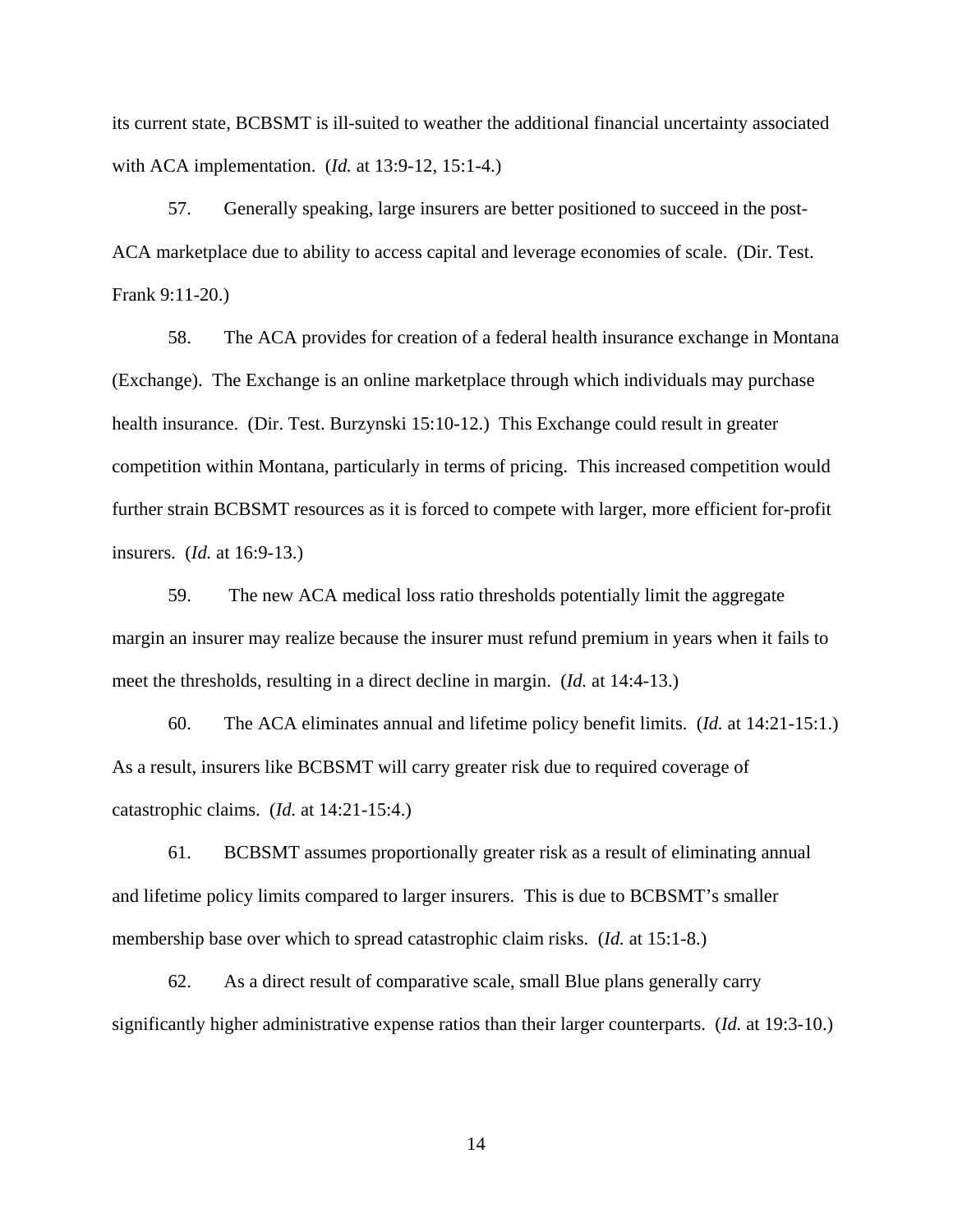its current state, BCBSMT is ill-suited to weather the additional financial uncertainty associated with ACA implementation. (*Id.* at 13:9-12, 15:1-4.)

57. Generally speaking, large insurers are better positioned to succeed in the post-ACA marketplace due to ability to access capital and leverage economies of scale. (Dir. Test. Frank 9:11-20.)

58. The ACA provides for creation of a federal health insurance exchange in Montana (Exchange). The Exchange is an online marketplace through which individuals may purchase health insurance. (Dir. Test. Burzynski 15:10-12.) This Exchange could result in greater competition within Montana, particularly in terms of pricing. This increased competition would further strain BCBSMT resources as it is forced to compete with larger, more efficient for-profit insurers. (*Id.* at 16:9-13.)

59. The new ACA medical loss ratio thresholds potentially limit the aggregate margin an insurer may realize because the insurer must refund premium in years when it fails to meet the thresholds, resulting in a direct decline in margin. (*Id.* at 14:4-13.)

60. The ACA eliminates annual and lifetime policy benefit limits. (*Id.* at 14:21-15:1.) As a result, insurers like BCBSMT will carry greater risk due to required coverage of catastrophic claims. (*Id.* at 14:21-15:4.)

61. BCBSMT assumes proportionally greater risk as a result of eliminating annual and lifetime policy limits compared to larger insurers. This is due to BCBSMT's smaller membership base over which to spread catastrophic claim risks. (*Id.* at 15:1-8.)

62. As a direct result of comparative scale, small Blue plans generally carry significantly higher administrative expense ratios than their larger counterparts. (*Id.* at 19:3-10.)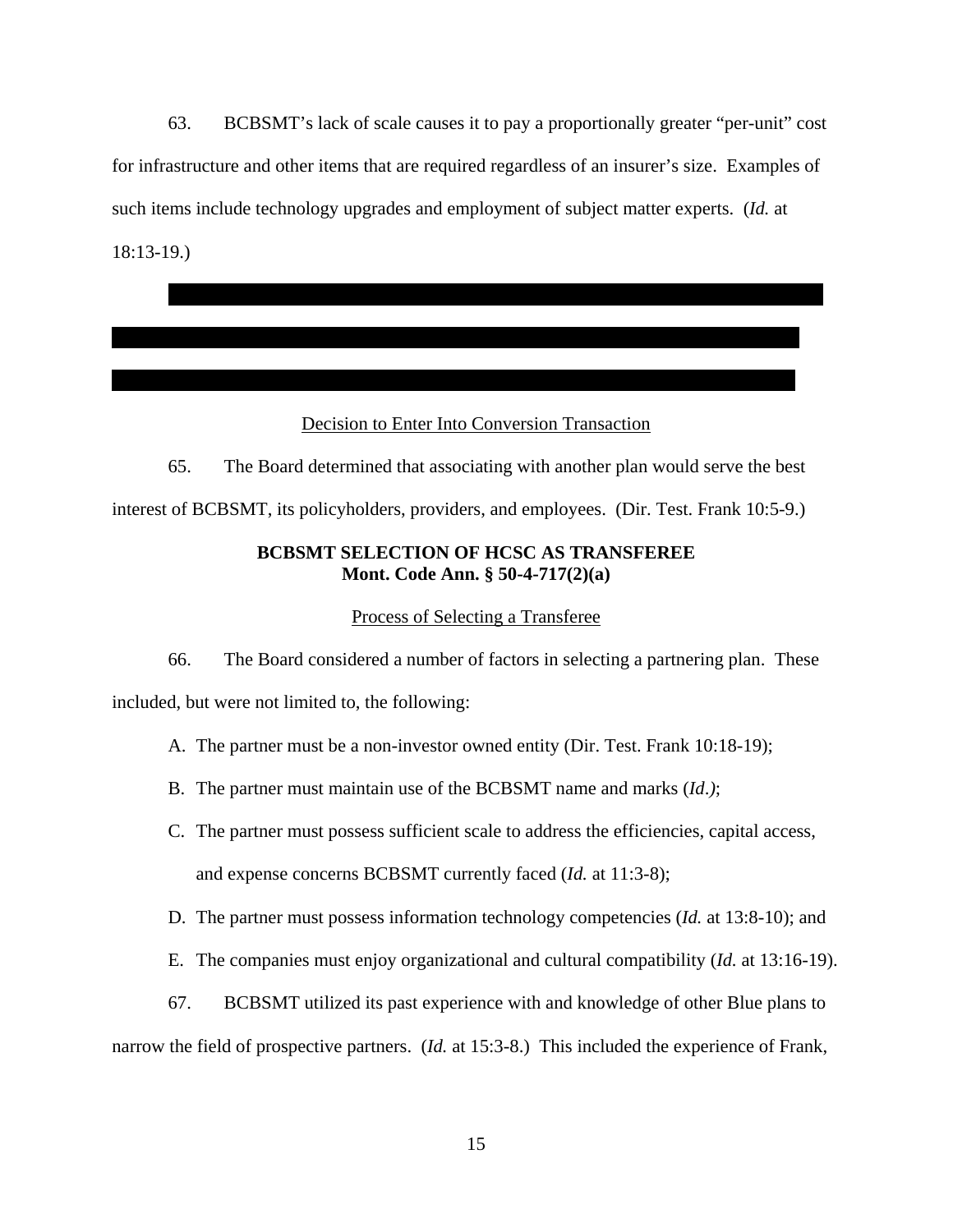63. BCBSMT's lack of scale causes it to pay a proportionally greater "per-unit" cost for infrastructure and other items that are required regardless of an insurer's size. Examples of such items include technology upgrades and employment of subject matter experts. (*Id.* at 18:13-19.)

Decision to Enter Into Conversion Transaction

65. The Board determined that associating with another plan would serve the best interest of BCBSMT, its policyholders, providers, and employees. (Dir. Test. Frank 10:5-9.)

**BCBSMT SELECTION OF HCSC AS TRANSFEREE**
**Mont. Code Ann. § 50-4-717(2)(a)**

Process of Selecting a Transferee

66. The Board considered a number of factors in selecting a partnering plan. These included, but were not limited to, the following:

A. The partner must be a non-investor owned entity (Dir. Test. Frank 10:18-19);

B. The partner must maintain use of the BCBSMT name and marks (*Id.)*;

C. The partner must possess sufficient scale to address the efficiencies, capital access, and expense concerns BCBSMT currently faced (*Id.* at 11:3-8);

D. The partner must possess information technology competencies (*Id.* at 13:8-10); and

E. The companies must enjoy organizational and cultural compatibility (*Id.* at 13:16-19).

67. BCBSMT utilized its past experience with and knowledge of other Blue plans to narrow the field of prospective partners. (*Id.* at 15:3-8.) This included the experience of Frank,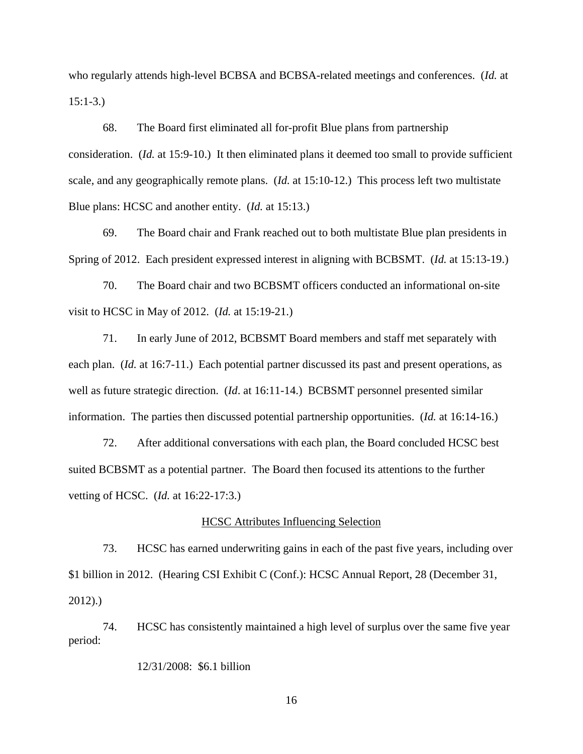who regularly attends high-level BCBSA and BCBSA-related meetings and conferences. (*Id.* at 15:1-3.)

68. The Board first eliminated all for-profit Blue plans from partnership consideration. (*Id.* at 15:9-10.) It then eliminated plans it deemed too small to provide sufficient scale, and any geographically remote plans. (*Id.* at 15:10-12.) This process left two multistate Blue plans: HCSC and another entity. (*Id.* at 15:13.)

69. The Board chair and Frank reached out to both multistate Blue plan presidents in Spring of 2012. Each president expressed interest in aligning with BCBSMT. (*Id.* at 15:13-19.)

70. The Board chair and two BCBSMT officers conducted an informational on-site visit to HCSC in May of 2012. (*Id.* at 15:19-21.)

71. In early June of 2012, BCBSMT Board members and staff met separately with each plan. (*Id.* at 16:7-11.) Each potential partner discussed its past and present operations, as well as future strategic direction. (*Id*. at 16:11-14.) BCBSMT personnel presented similar information. The parties then discussed potential partnership opportunities. (*Id.* at 16:14-16.)

72. After additional conversations with each plan, the Board concluded HCSC best suited BCBSMT as a potential partner. The Board then focused its attentions to the further vetting of HCSC. (*Id.* at 16:22-17:3.)

<u>HCSC Attributes Influencing Selection</u>

73. HCSC has earned underwriting gains in each of the past five years, including over $1 billion in 2012. (Hearing CSI Exhibit C (Conf.): HCSC Annual Report, 28 (December 31, 2012).)

74. HCSC has consistently maintained a high level of surplus over the same five year period:

12/31/2008: $6.1 billion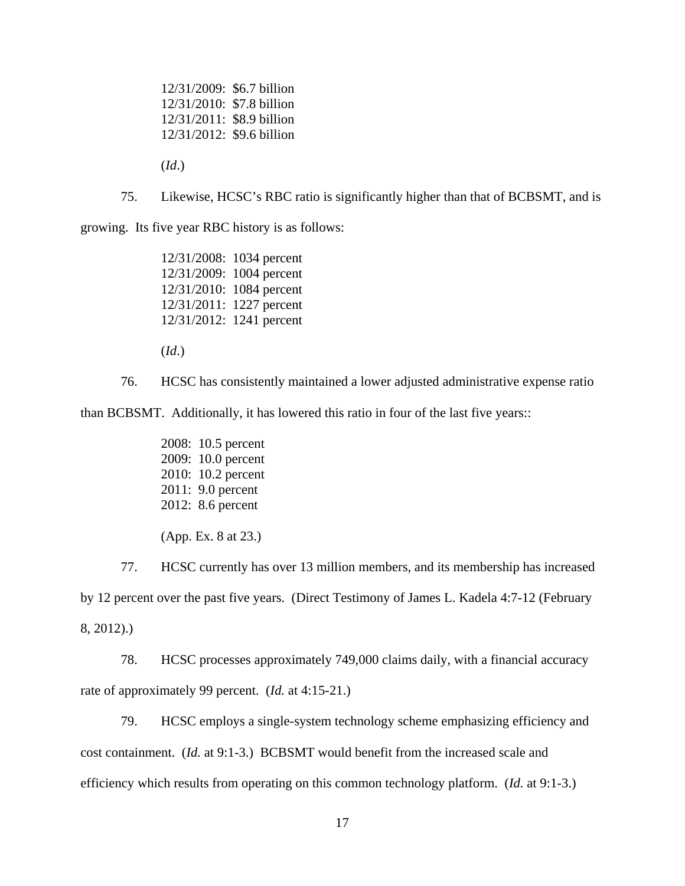12/31/2009: $6.7 billion
12/31/2010: $7.8 billion
12/31/2011: $8.9 billion
12/31/2012: $9.6 billion

(*Id*.)

75. Likewise, HCSC's RBC ratio is significantly higher than that of BCBSMT, and is growing. Its five year RBC history is as follows:

12/31/2008: 1034 percent
12/31/2009: 1004 percent
12/31/2010: 1084 percent
12/31/2011: 1227 percent
12/31/2012: 1241 percent

(*Id*.)

76. HCSC has consistently maintained a lower adjusted administrative expense ratio than BCBSMT. Additionally, it has lowered this ratio in four of the last five years::

2008: 10.5 percent
2009: 10.0 percent
2010: 10.2 percent
2011: 9.0 percent
2012: 8.6 percent

(App. Ex. 8 at 23.)

77. HCSC currently has over 13 million members, and its membership has increased by 12 percent over the past five years. (Direct Testimony of James L. Kadela 4:7-12 (February 8, 2012).)

78. HCSC processes approximately 749,000 claims daily, with a financial accuracy rate of approximately 99 percent. (*Id.* at 4:15-21.)

79. HCSC employs a single-system technology scheme emphasizing efficiency and cost containment. (*Id.* at 9:1-3.) BCBSMT would benefit from the increased scale and efficiency which results from operating on this common technology platform. (*Id.* at 9:1-3.)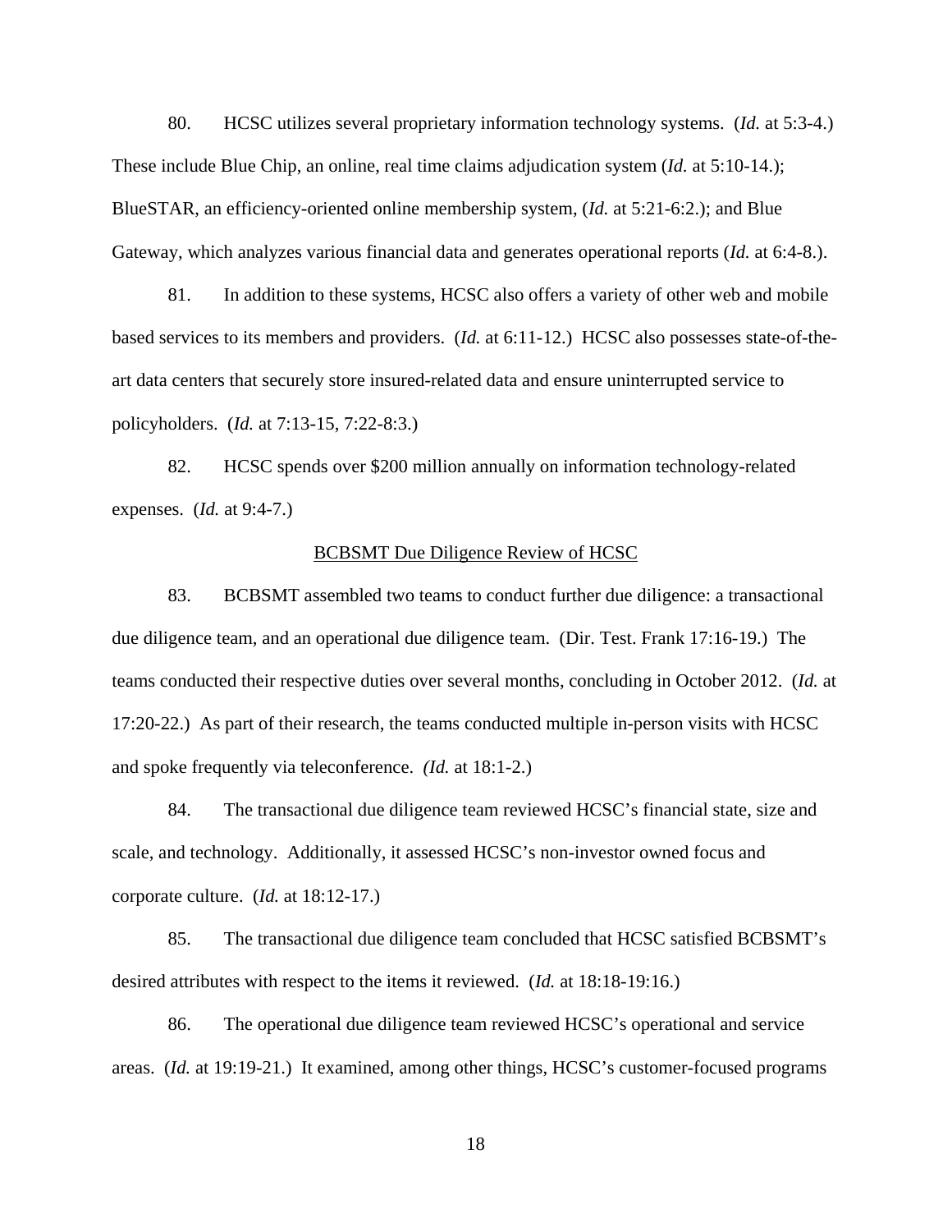80. HCSC utilizes several proprietary information technology systems. (*Id.* at 5:3-4.) These include Blue Chip, an online, real time claims adjudication system (*Id.* at 5:10-14.); BlueSTAR, an efficiency-oriented online membership system, (*Id.* at 5:21-6:2.); and Blue Gateway, which analyzes various financial data and generates operational reports (*Id.* at 6:4-8.).

81. In addition to these systems, HCSC also offers a variety of other web and mobile based services to its members and providers. (*Id.* at 6:11-12.) HCSC also possesses state-of-the-art data centers that securely store insured-related data and ensure uninterrupted service to policyholders. (*Id.* at 7:13-15, 7:22-8:3.)

82. HCSC spends over $200 million annually on information technology-related expenses. (*Id.* at 9:4-7.)

<u>BCBSMT Due Diligence Review of HCSC</u>

83. BCBSMT assembled two teams to conduct further due diligence: a transactional due diligence team, and an operational due diligence team. (Dir. Test. Frank 17:16-19.) The teams conducted their respective duties over several months, concluding in October 2012. (*Id.* at 17:20-22.) As part of their research, the teams conducted multiple in-person visits with HCSC and spoke frequently via teleconference. *(Id.* at 18:1-2.)

84. The transactional due diligence team reviewed HCSC's financial state, size and scale, and technology. Additionally, it assessed HCSC's non-investor owned focus and corporate culture. (*Id.* at 18:12-17.)

85. The transactional due diligence team concluded that HCSC satisfied BCBSMT's desired attributes with respect to the items it reviewed. (*Id.* at 18:18-19:16.)

86. The operational due diligence team reviewed HCSC's operational and service areas. (*Id.* at 19:19-21.) It examined, among other things, HCSC's customer-focused programs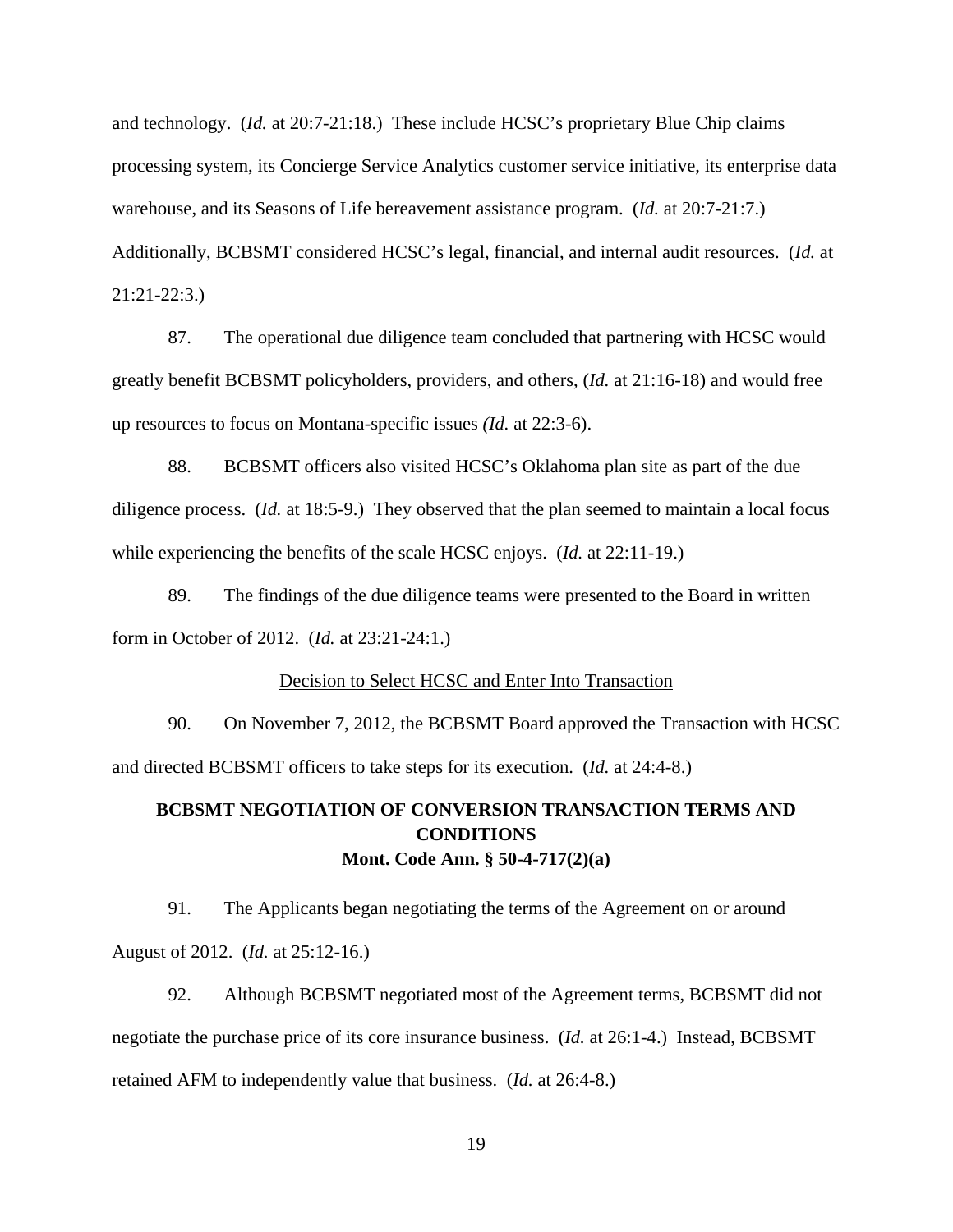and technology. (*Id.* at 20:7-21:18.) These include HCSC's proprietary Blue Chip claims processing system, its Concierge Service Analytics customer service initiative, its enterprise data warehouse, and its Seasons of Life bereavement assistance program. (*Id.* at 20:7-21:7.) Additionally, BCBSMT considered HCSC's legal, financial, and internal audit resources. (*Id.* at 21:21-22:3.)

87. The operational due diligence team concluded that partnering with HCSC would greatly benefit BCBSMT policyholders, providers, and others, (*Id.* at 21:16-18) and would free up resources to focus on Montana-specific issues *(Id.* at 22:3-6).

88. BCBSMT officers also visited HCSC's Oklahoma plan site as part of the due diligence process. (*Id.* at 18:5-9.) They observed that the plan seemed to maintain a local focus while experiencing the benefits of the scale HCSC enjoys. (*Id.* at 22:11-19.)

89. The findings of the due diligence teams were presented to the Board in written form in October of 2012. (*Id.* at 23:21-24:1.)

<u>Decision to Select HCSC and Enter Into Transaction</u>

90. On November 7, 2012, the BCBSMT Board approved the Transaction with HCSC and directed BCBSMT officers to take steps for its execution. (*Id.* at 24:4-8.)

## BCBSMT NEGOTIATION OF CONVERSION TRANSACTION TERMS AND CONDITIONS
## Mont. Code Ann. § 50-4-717(2)(a)

91. The Applicants began negotiating the terms of the Agreement on or around August of 2012. (*Id.* at 25:12-16.)

92. Although BCBSMT negotiated most of the Agreement terms, BCBSMT did not negotiate the purchase price of its core insurance business. (*Id.* at 26:1-4.) Instead, BCBSMT retained AFM to independently value that business. (*Id.* at 26:4-8.)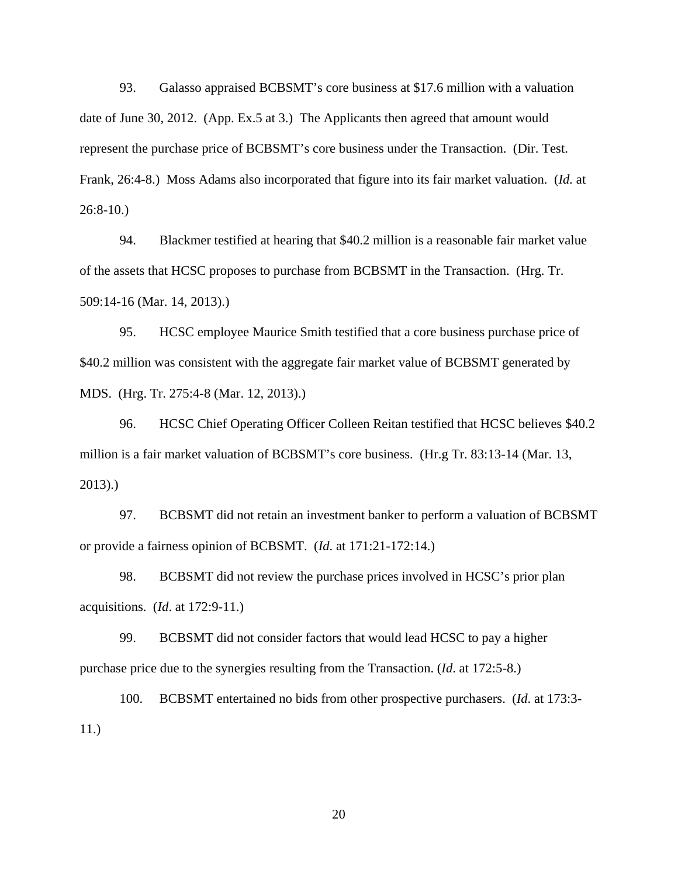93. Galasso appraised BCBSMT's core business at $17.6 million with a valuation date of June 30, 2012. (App. Ex.5 at 3.) The Applicants then agreed that amount would represent the purchase price of BCBSMT's core business under the Transaction. (Dir. Test. Frank, 26:4-8.) Moss Adams also incorporated that figure into its fair market valuation. (*Id.* at 26:8-10.)

94. Blackmer testified at hearing that $40.2 million is a reasonable fair market value of the assets that HCSC proposes to purchase from BCBSMT in the Transaction. (Hrg. Tr. 509:14-16 (Mar. 14, 2013).)

95. HCSC employee Maurice Smith testified that a core business purchase price of $40.2 million was consistent with the aggregate fair market value of BCBSMT generated by MDS. (Hrg. Tr. 275:4-8 (Mar. 12, 2013).)

96. HCSC Chief Operating Officer Colleen Reitan testified that HCSC believes $40.2 million is a fair market valuation of BCBSMT's core business. (Hr.g Tr. 83:13-14 (Mar. 13, 2013).)

97. BCBSMT did not retain an investment banker to perform a valuation of BCBSMT or provide a fairness opinion of BCBSMT. (*Id*. at 171:21-172:14.)

98. BCBSMT did not review the purchase prices involved in HCSC's prior plan acquisitions. (*Id*. at 172:9-11.)

99. BCBSMT did not consider factors that would lead HCSC to pay a higher purchase price due to the synergies resulting from the Transaction. (*Id*. at 172:5-8.)

100. BCBSMT entertained no bids from other prospective purchasers. (*Id*. at 173:3-11.)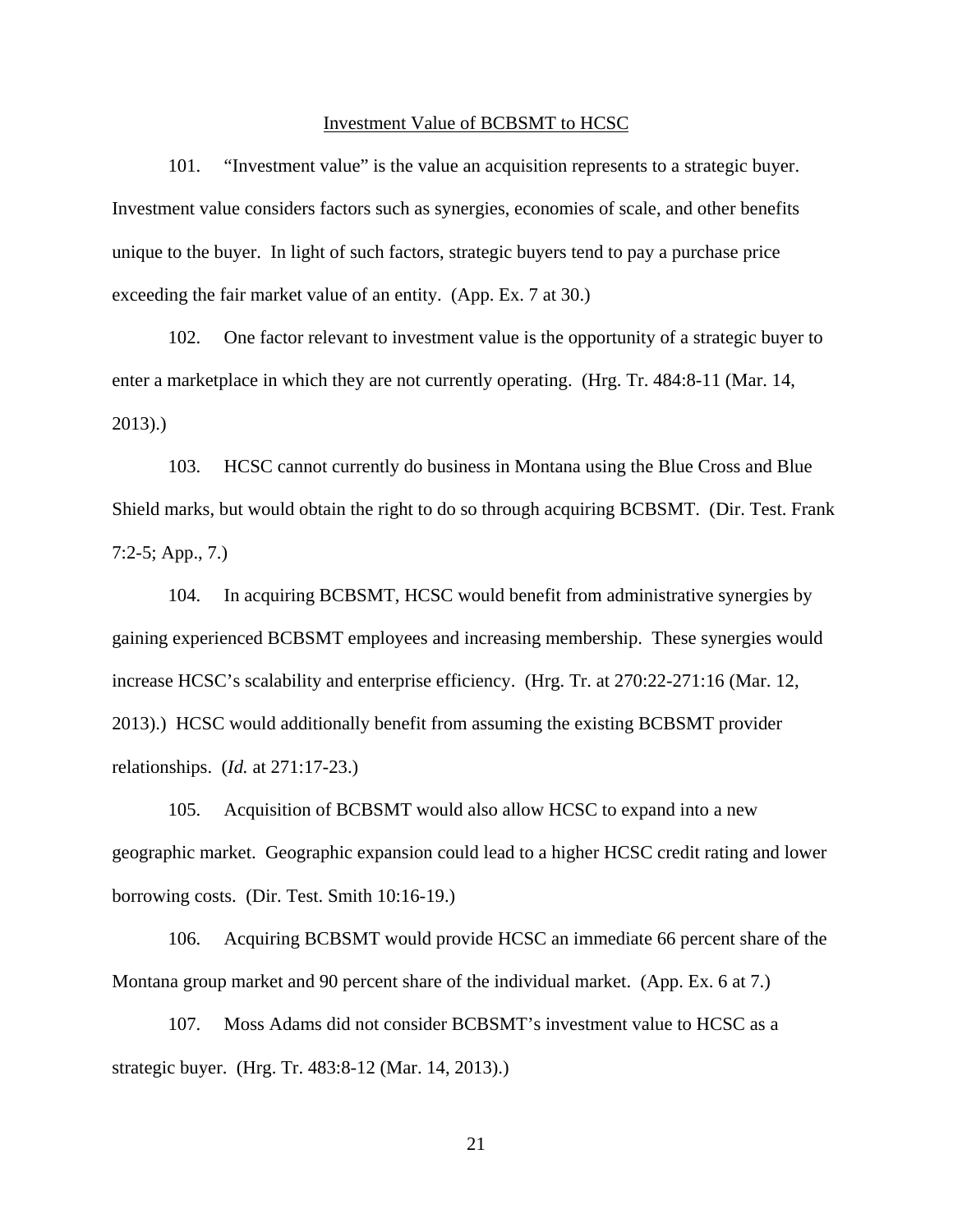<u>Investment Value of BCBSMT to HCSC</u>

101. "Investment value" is the value an acquisition represents to a strategic buyer. Investment value considers factors such as synergies, economies of scale, and other benefits unique to the buyer. In light of such factors, strategic buyers tend to pay a purchase price exceeding the fair market value of an entity. (App. Ex. 7 at 30.)

102. One factor relevant to investment value is the opportunity of a strategic buyer to enter a marketplace in which they are not currently operating. (Hrg. Tr. 484:8-11 (Mar. 14, 2013).)

103. HCSC cannot currently do business in Montana using the Blue Cross and Blue Shield marks, but would obtain the right to do so through acquiring BCBSMT. (Dir. Test. Frank 7:2-5; App., 7.)

104. In acquiring BCBSMT, HCSC would benefit from administrative synergies by gaining experienced BCBSMT employees and increasing membership. These synergies would increase HCSC's scalability and enterprise efficiency. (Hrg. Tr. at 270:22-271:16 (Mar. 12, 2013).) HCSC would additionally benefit from assuming the existing BCBSMT provider relationships. (*Id.* at 271:17-23.)

105. Acquisition of BCBSMT would also allow HCSC to expand into a new geographic market. Geographic expansion could lead to a higher HCSC credit rating and lower borrowing costs. (Dir. Test. Smith 10:16-19.)

106. Acquiring BCBSMT would provide HCSC an immediate 66 percent share of the Montana group market and 90 percent share of the individual market. (App. Ex. 6 at 7.)

107. Moss Adams did not consider BCBSMT's investment value to HCSC as a strategic buyer. (Hrg. Tr. 483:8-12 (Mar. 14, 2013).)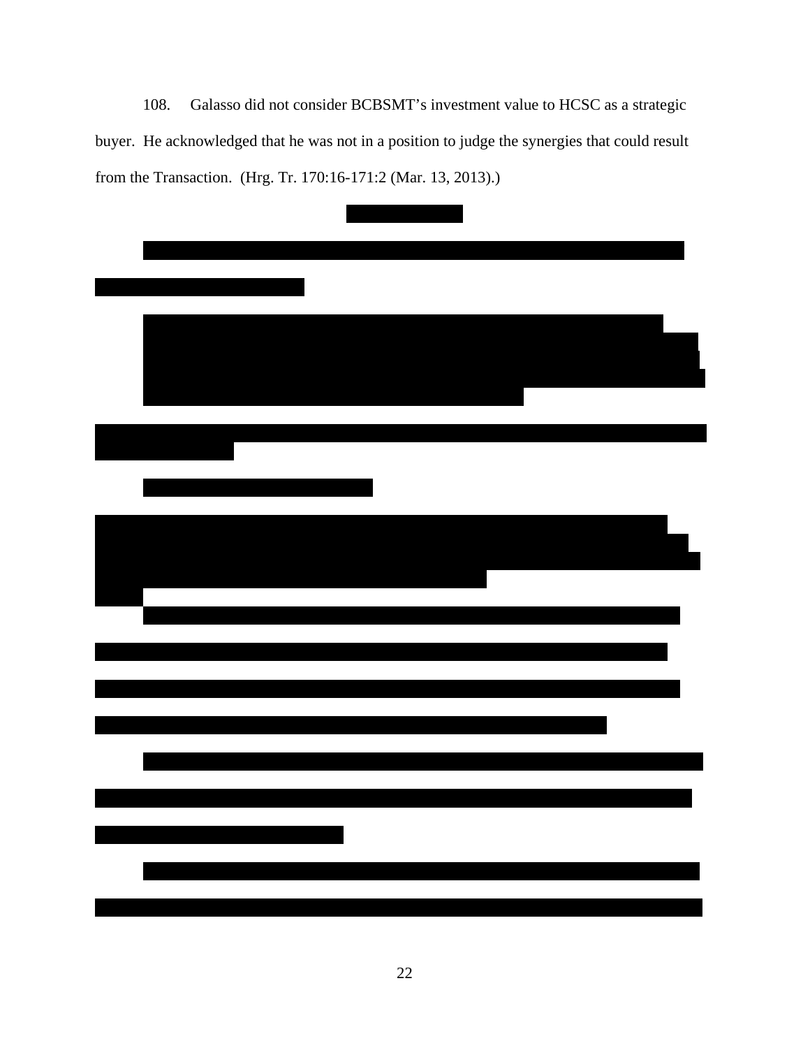108. Galasso did not consider BCBSMT's investment value to HCSC as a strategic buyer. He acknowledged that he was not in a position to judge the synergies that could result from the Transaction. (Hrg. Tr. 170:16-171:2 (Mar. 13, 2013).)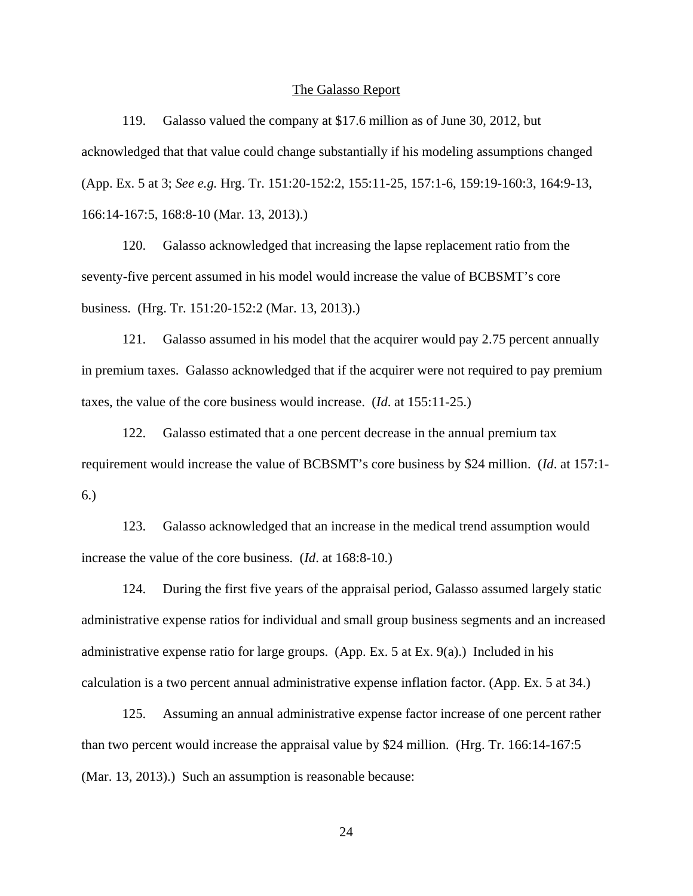<u>The Galasso Report</u>

119. Galasso valued the company at $17.6 million as of June 30, 2012, but acknowledged that that value could change substantially if his modeling assumptions changed (App. Ex. 5 at 3; *See e.g.* Hrg. Tr. 151:20-152:2, 155:11-25, 157:1-6, 159:19-160:3, 164:9-13, 166:14-167:5, 168:8-10 (Mar. 13, 2013).)

120. Galasso acknowledged that increasing the lapse replacement ratio from the seventy-five percent assumed in his model would increase the value of BCBSMT's core business. (Hrg. Tr. 151:20-152:2 (Mar. 13, 2013).)

121. Galasso assumed in his model that the acquirer would pay 2.75 percent annually in premium taxes. Galasso acknowledged that if the acquirer were not required to pay premium taxes, the value of the core business would increase. (*Id*. at 155:11-25.)

122. Galasso estimated that a one percent decrease in the annual premium tax requirement would increase the value of BCBSMT's core business by $24 million. (*Id*. at 157:1-6.)

123. Galasso acknowledged that an increase in the medical trend assumption would increase the value of the core business. (*Id*. at 168:8-10.)

124. During the first five years of the appraisal period, Galasso assumed largely static administrative expense ratios for individual and small group business segments and an increased administrative expense ratio for large groups. (App. Ex. 5 at Ex. 9(a).) Included in his calculation is a two percent annual administrative expense inflation factor. (App. Ex. 5 at 34.)

125. Assuming an annual administrative expense factor increase of one percent rather than two percent would increase the appraisal value by $24 million. (Hrg. Tr. 166:14-167:5 (Mar. 13, 2013).) Such an assumption is reasonable because: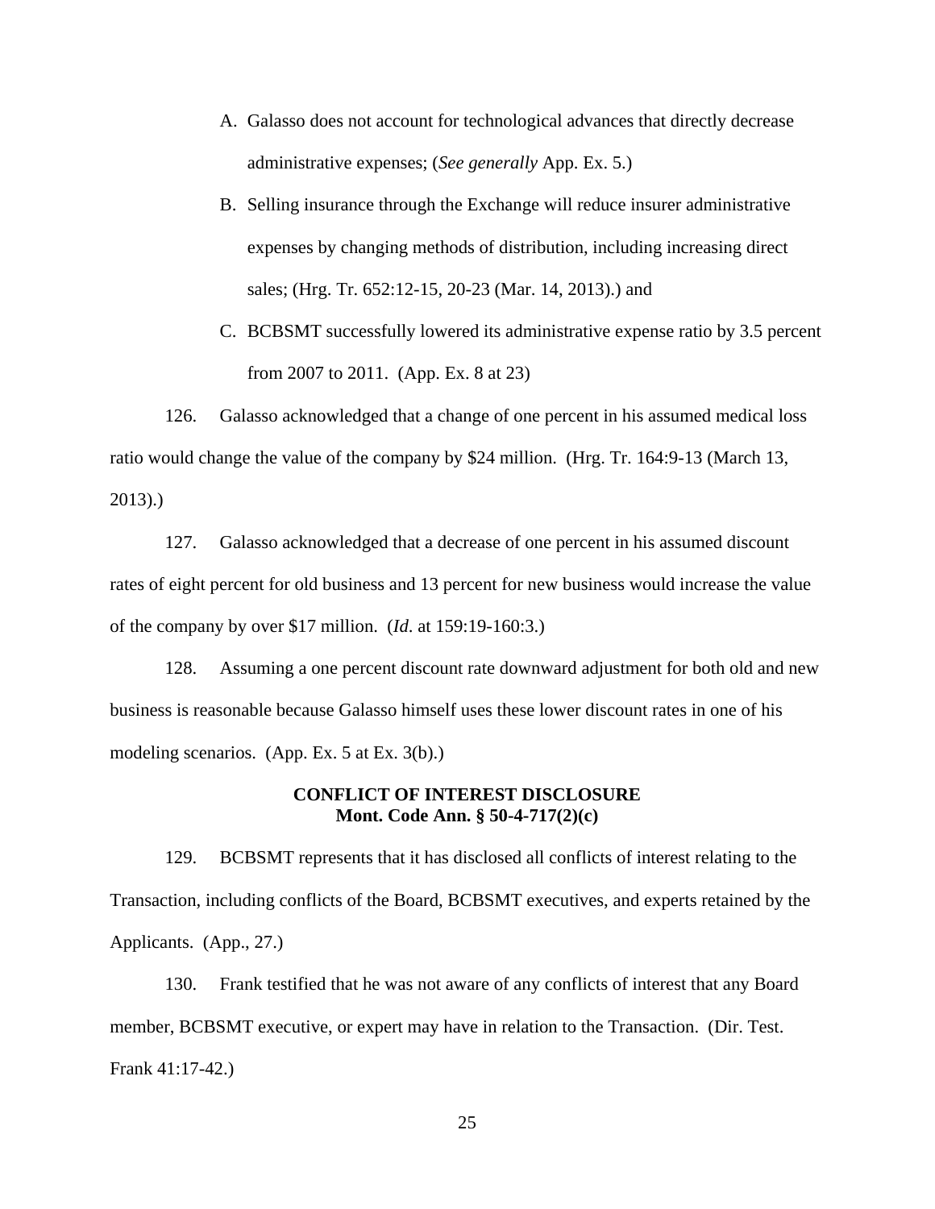A. Galasso does not account for technological advances that directly decrease administrative expenses; (*See generally* App. Ex. 5.)

B. Selling insurance through the Exchange will reduce insurer administrative expenses by changing methods of distribution, including increasing direct sales; (Hrg. Tr. 652:12-15, 20-23 (Mar. 14, 2013).) and

C. BCBSMT successfully lowered its administrative expense ratio by 3.5 percent from 2007 to 2011. (App. Ex. 8 at 23)

126. Galasso acknowledged that a change of one percent in his assumed medical loss ratio would change the value of the company by $24 million. (Hrg. Tr. 164:9-13 (March 13, 2013).)

127. Galasso acknowledged that a decrease of one percent in his assumed discount rates of eight percent for old business and 13 percent for new business would increase the value of the company by over $17 million. (*Id*. at 159:19-160:3.)

128. Assuming a one percent discount rate downward adjustment for both old and new business is reasonable because Galasso himself uses these lower discount rates in one of his modeling scenarios. (App. Ex. 5 at Ex. 3(b).)

**CONFLICT OF INTEREST DISCLOSURE**
**Mont. Code Ann. § 50-4-717(2)(c)**

129. BCBSMT represents that it has disclosed all conflicts of interest relating to the Transaction, including conflicts of the Board, BCBSMT executives, and experts retained by the Applicants. (App., 27.)

130. Frank testified that he was not aware of any conflicts of interest that any Board member, BCBSMT executive, or expert may have in relation to the Transaction. (Dir. Test. Frank 41:17-42.)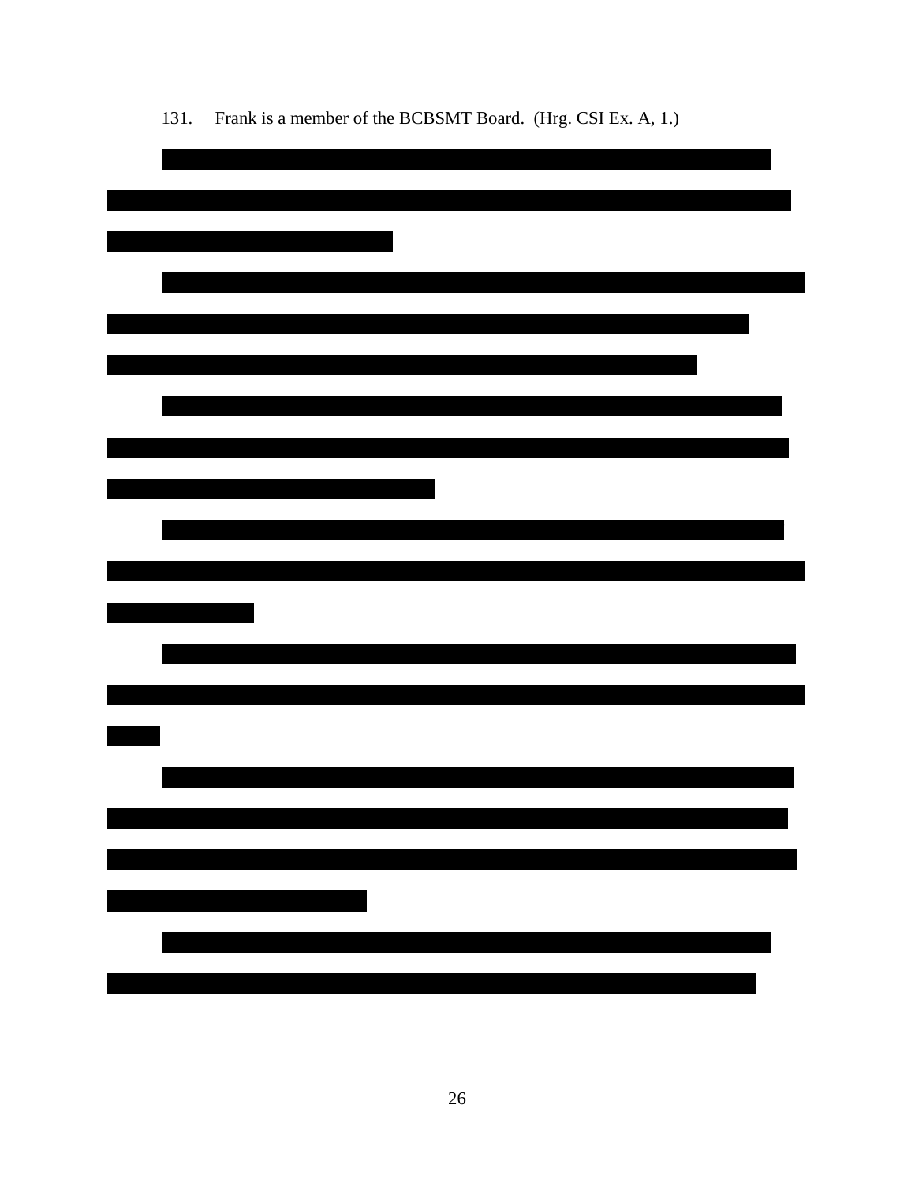131. Frank is a member of the BCBSMT Board. (Hrg. CSI Ex. A, 1.)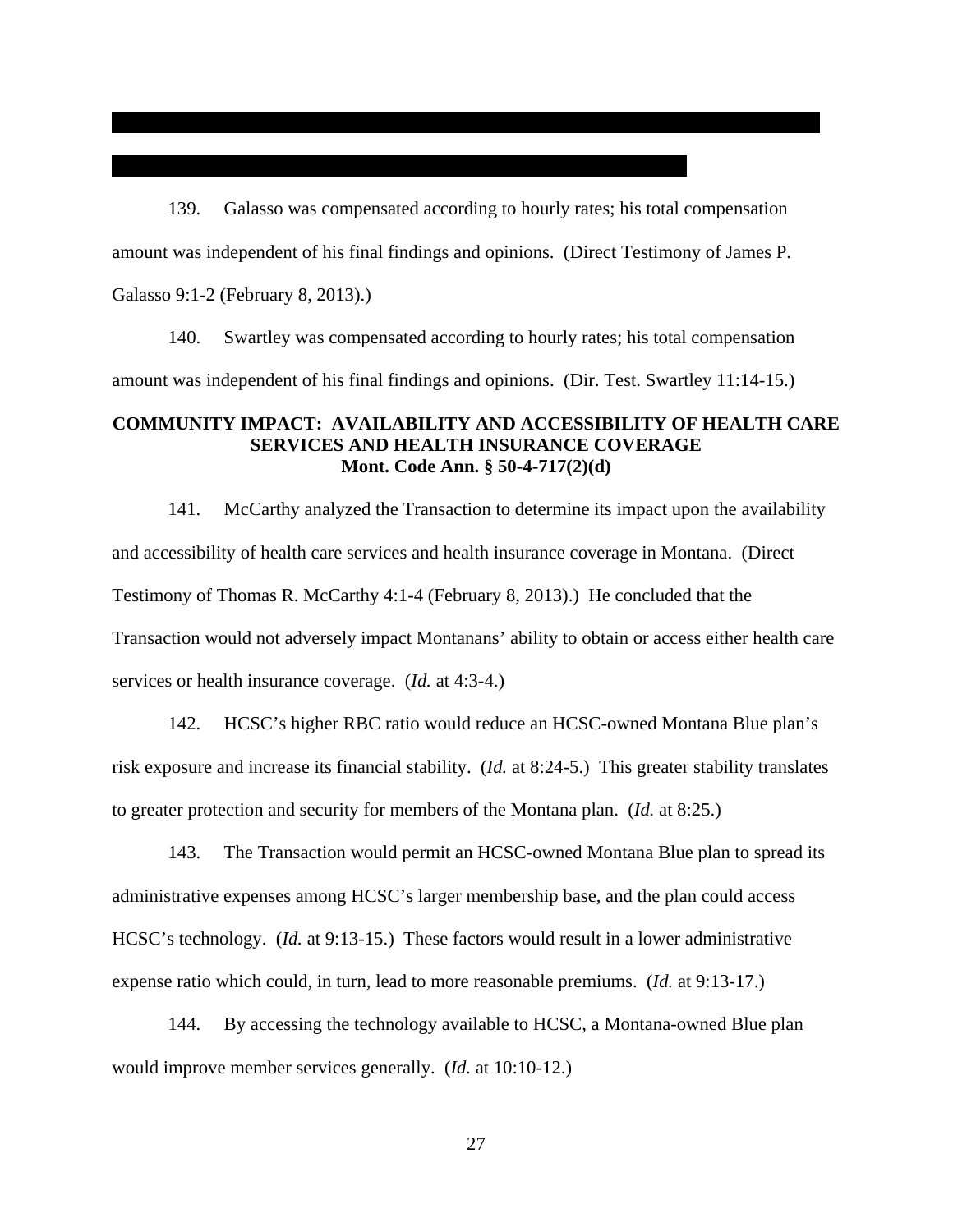139. Galasso was compensated according to hourly rates; his total compensation amount was independent of his final findings and opinions. (Direct Testimony of James P. Galasso 9:1-2 (February 8, 2013).)

140. Swartley was compensated according to hourly rates; his total compensation amount was independent of his final findings and opinions. (Dir. Test. Swartley 11:14-15.)

## COMMUNITY IMPACT: AVAILABILITY AND ACCESSIBILITY OF HEALTH CARE SERVICES AND HEALTH INSURANCE COVERAGE
### Mont. Code Ann. § 50-4-717(2)(d)

141. McCarthy analyzed the Transaction to determine its impact upon the availability and accessibility of health care services and health insurance coverage in Montana. (Direct Testimony of Thomas R. McCarthy 4:1-4 (February 8, 2013).) He concluded that the Transaction would not adversely impact Montanans' ability to obtain or access either health care services or health insurance coverage. (*Id.* at 4:3-4.)

142. HCSC's higher RBC ratio would reduce an HCSC-owned Montana Blue plan's risk exposure and increase its financial stability. (*Id.* at 8:24-5.) This greater stability translates to greater protection and security for members of the Montana plan. (*Id.* at 8:25.)

143. The Transaction would permit an HCSC-owned Montana Blue plan to spread its administrative expenses among HCSC's larger membership base, and the plan could access HCSC's technology. (*Id.* at 9:13-15.) These factors would result in a lower administrative expense ratio which could, in turn, lead to more reasonable premiums. (*Id.* at 9:13-17.)

144. By accessing the technology available to HCSC, a Montana-owned Blue plan would improve member services generally. (*Id.* at 10:10-12.)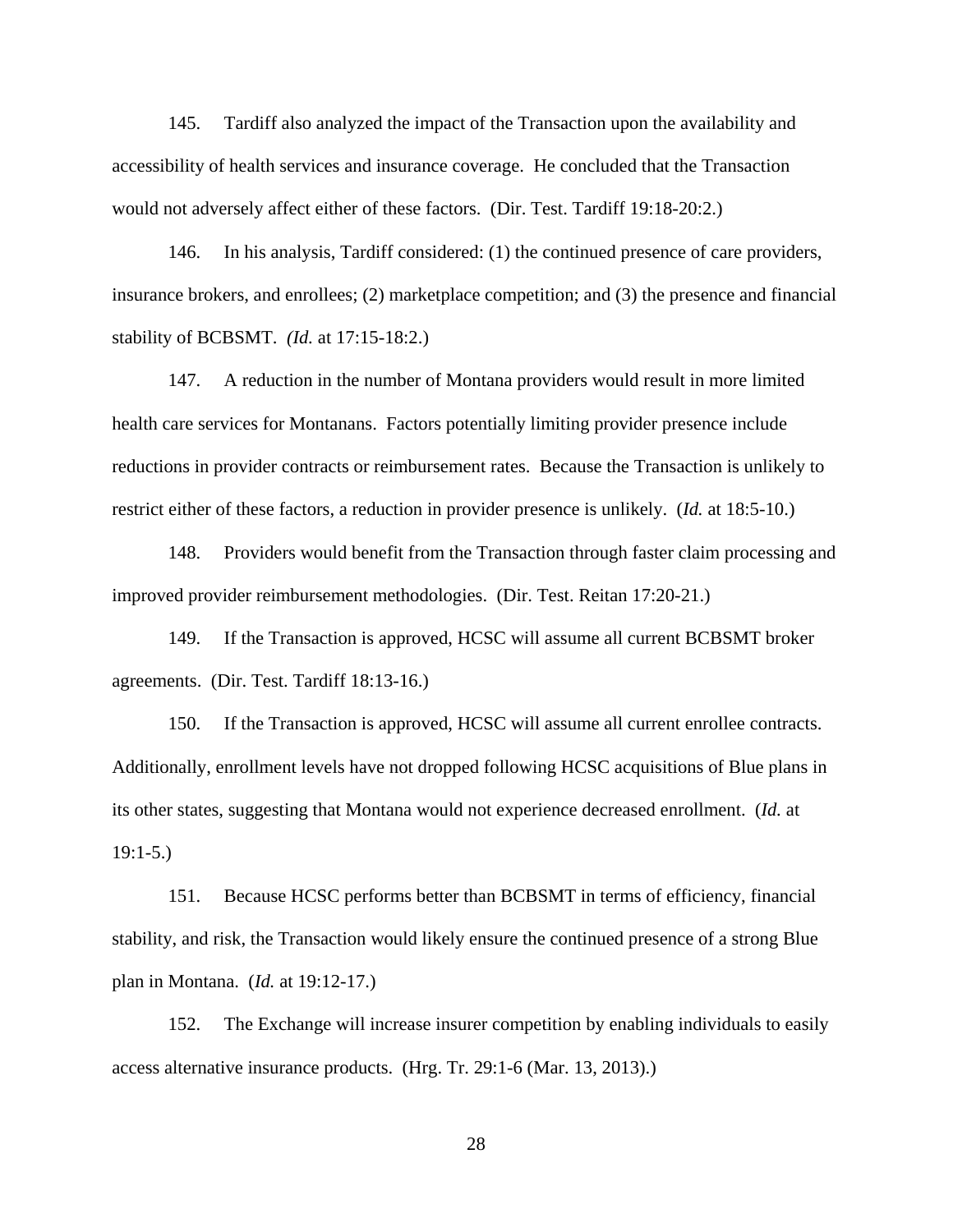145. Tardiff also analyzed the impact of the Transaction upon the availability and accessibility of health services and insurance coverage. He concluded that the Transaction would not adversely affect either of these factors. (Dir. Test. Tardiff 19:18-20:2.)

146. In his analysis, Tardiff considered: (1) the continued presence of care providers, insurance brokers, and enrollees; (2) marketplace competition; and (3) the presence and financial stability of BCBSMT. *(Id.* at 17:15-18:2.)

147. A reduction in the number of Montana providers would result in more limited health care services for Montanans. Factors potentially limiting provider presence include reductions in provider contracts or reimbursement rates. Because the Transaction is unlikely to restrict either of these factors, a reduction in provider presence is unlikely. (*Id.* at 18:5-10.)

148. Providers would benefit from the Transaction through faster claim processing and improved provider reimbursement methodologies. (Dir. Test. Reitan 17:20-21.)

149. If the Transaction is approved, HCSC will assume all current BCBSMT broker agreements. (Dir. Test. Tardiff 18:13-16.)

150. If the Transaction is approved, HCSC will assume all current enrollee contracts. Additionally, enrollment levels have not dropped following HCSC acquisitions of Blue plans in its other states, suggesting that Montana would not experience decreased enrollment. (*Id.* at 19:1-5.)

151. Because HCSC performs better than BCBSMT in terms of efficiency, financial stability, and risk, the Transaction would likely ensure the continued presence of a strong Blue plan in Montana. (*Id.* at 19:12-17.)

152. The Exchange will increase insurer competition by enabling individuals to easily access alternative insurance products. (Hrg. Tr. 29:1-6 (Mar. 13, 2013).)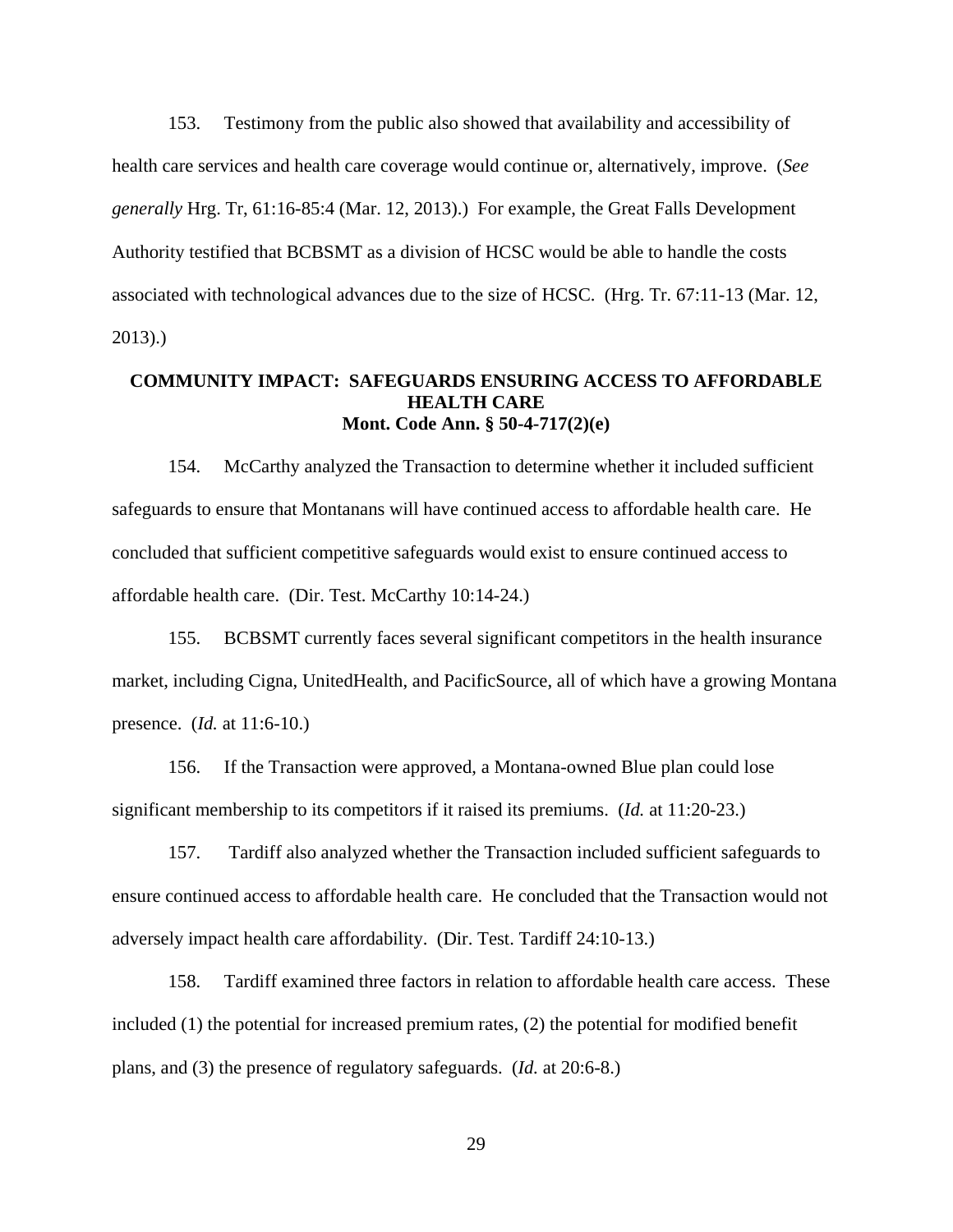153. Testimony from the public also showed that availability and accessibility of health care services and health care coverage would continue or, alternatively, improve. (*See generally* Hrg. Tr, 61:16-85:4 (Mar. 12, 2013).) For example, the Great Falls Development Authority testified that BCBSMT as a division of HCSC would be able to handle the costs associated with technological advances due to the size of HCSC. (Hrg. Tr. 67:11-13 (Mar. 12, 2013).)

**COMMUNITY IMPACT: SAFEGUARDS ENSURING ACCESS TO AFFORDABLE HEALTH CARE**
**Mont. Code Ann. § 50-4-717(2)(e)**

154. McCarthy analyzed the Transaction to determine whether it included sufficient safeguards to ensure that Montanans will have continued access to affordable health care. He concluded that sufficient competitive safeguards would exist to ensure continued access to affordable health care. (Dir. Test. McCarthy 10:14-24.)

155. BCBSMT currently faces several significant competitors in the health insurance market, including Cigna, UnitedHealth, and PacificSource, all of which have a growing Montana presence. (*Id.* at 11:6-10.)

156. If the Transaction were approved, a Montana-owned Blue plan could lose significant membership to its competitors if it raised its premiums. (*Id.* at 11:20-23.)

157. Tardiff also analyzed whether the Transaction included sufficient safeguards to ensure continued access to affordable health care. He concluded that the Transaction would not adversely impact health care affordability. (Dir. Test. Tardiff 24:10-13.)

158. Tardiff examined three factors in relation to affordable health care access. These included (1) the potential for increased premium rates, (2) the potential for modified benefit plans, and (3) the presence of regulatory safeguards. (*Id.* at 20:6-8.)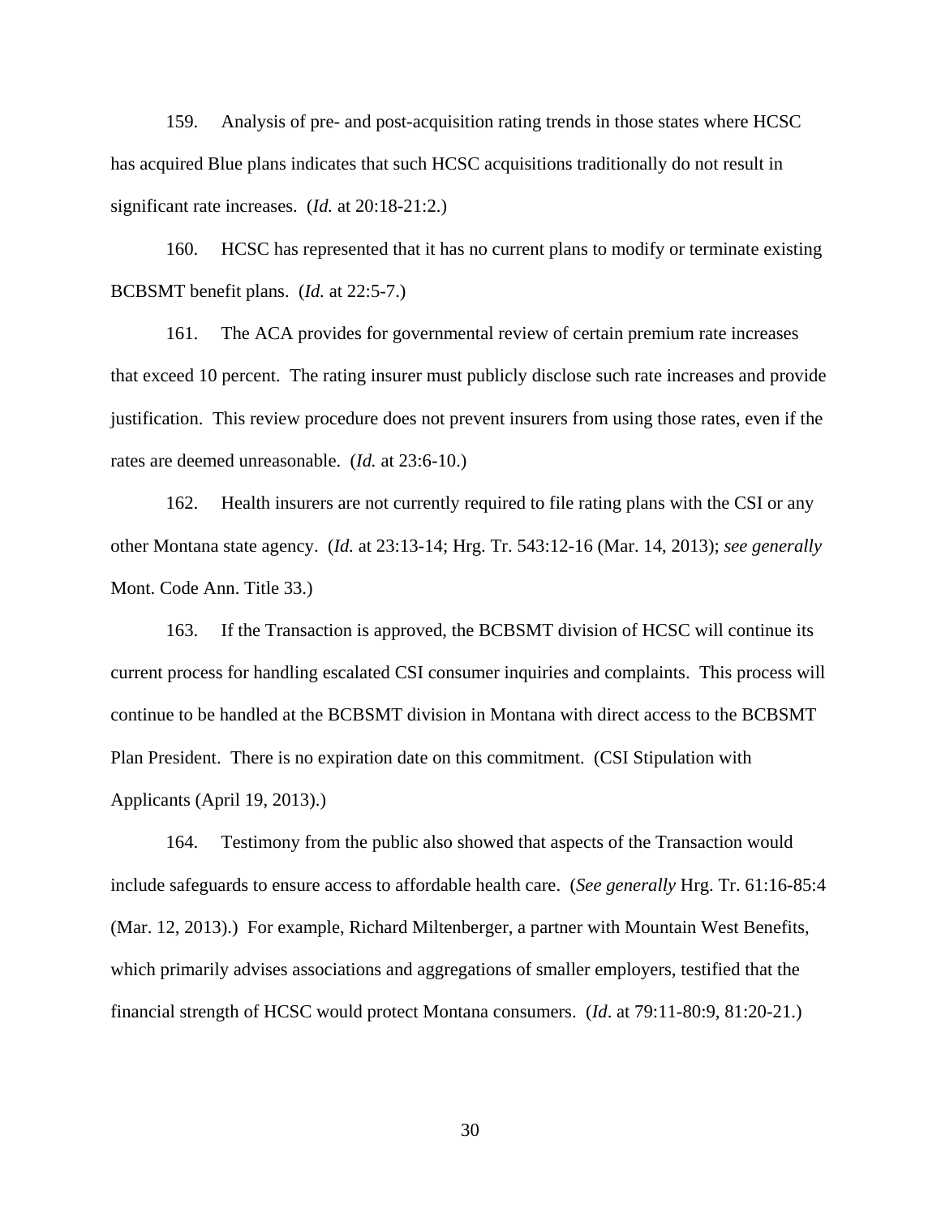159. Analysis of pre- and post-acquisition rating trends in those states where HCSC has acquired Blue plans indicates that such HCSC acquisitions traditionally do not result in significant rate increases. (*Id.* at 20:18-21:2.)

160. HCSC has represented that it has no current plans to modify or terminate existing BCBSMT benefit plans. (*Id.* at 22:5-7.)

161. The ACA provides for governmental review of certain premium rate increases that exceed 10 percent. The rating insurer must publicly disclose such rate increases and provide justification. This review procedure does not prevent insurers from using those rates, even if the rates are deemed unreasonable. (*Id.* at 23:6-10.)

162. Health insurers are not currently required to file rating plans with the CSI or any other Montana state agency. (*Id.* at 23:13-14; Hrg. Tr. 543:12-16 (Mar. 14, 2013); *see generally* Mont. Code Ann. Title 33.)

163. If the Transaction is approved, the BCBSMT division of HCSC will continue its current process for handling escalated CSI consumer inquiries and complaints. This process will continue to be handled at the BCBSMT division in Montana with direct access to the BCBSMT Plan President. There is no expiration date on this commitment. (CSI Stipulation with Applicants (April 19, 2013).)

164. Testimony from the public also showed that aspects of the Transaction would include safeguards to ensure access to affordable health care. (*See generally* Hrg. Tr. 61:16-85:4 (Mar. 12, 2013).) For example, Richard Miltenberger, a partner with Mountain West Benefits, which primarily advises associations and aggregations of smaller employers, testified that the financial strength of HCSC would protect Montana consumers. (*Id*. at 79:11-80:9, 81:20-21.)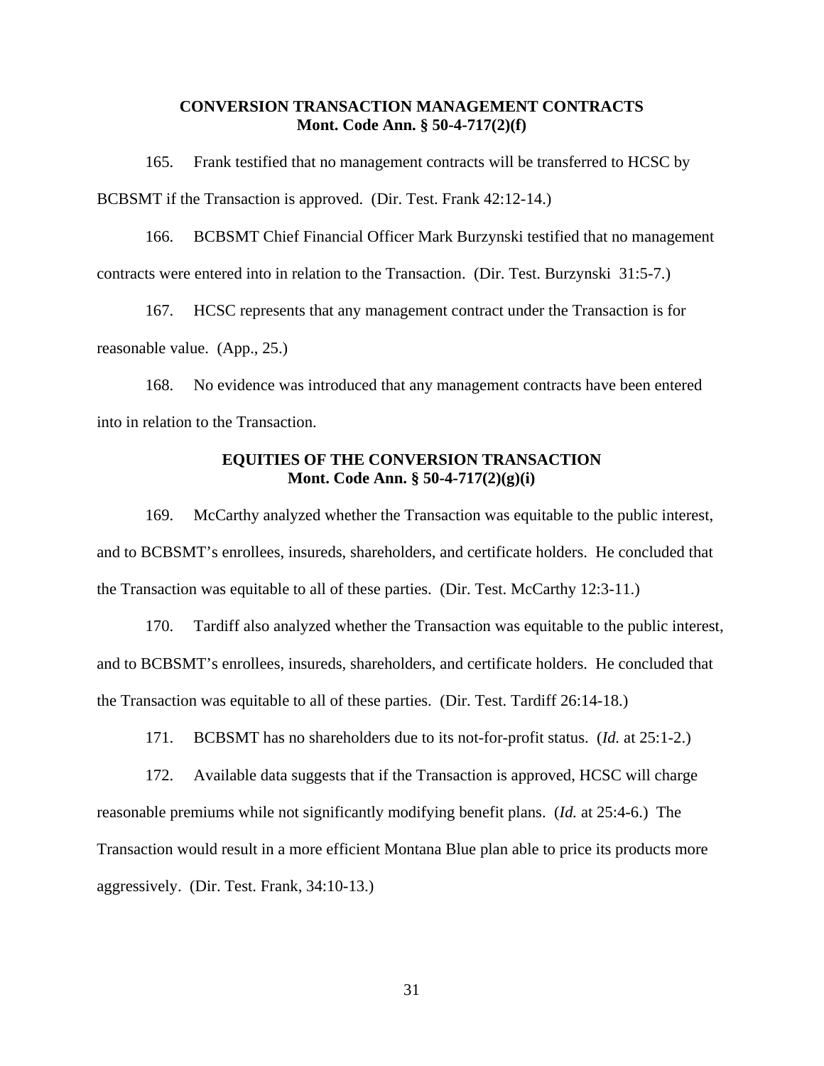## CONVERSION TRANSACTION MANAGEMENT CONTRACTS
**Mont. Code Ann. § 50-4-717(2)(f)**

165. Frank testified that no management contracts will be transferred to HCSC by BCBSMT if the Transaction is approved. (Dir. Test. Frank 42:12-14.)

166. BCBSMT Chief Financial Officer Mark Burzynski testified that no management contracts were entered into in relation to the Transaction. (Dir. Test. Burzynski 31:5-7.)

167. HCSC represents that any management contract under the Transaction is for reasonable value. (App., 25.)

168. No evidence was introduced that any management contracts have been entered into in relation to the Transaction.

## EQUITIES OF THE CONVERSION TRANSACTION
**Mont. Code Ann. § 50-4-717(2)(g)(i)**

169. McCarthy analyzed whether the Transaction was equitable to the public interest, and to BCBSMT's enrollees, insureds, shareholders, and certificate holders. He concluded that the Transaction was equitable to all of these parties. (Dir. Test. McCarthy 12:3-11.)

170. Tardiff also analyzed whether the Transaction was equitable to the public interest, and to BCBSMT's enrollees, insureds, shareholders, and certificate holders. He concluded that the Transaction was equitable to all of these parties. (Dir. Test. Tardiff 26:14-18.)

171. BCBSMT has no shareholders due to its not-for-profit status. (*Id.* at 25:1-2.)

172. Available data suggests that if the Transaction is approved, HCSC will charge reasonable premiums while not significantly modifying benefit plans. (*Id.* at 25:4-6.) The Transaction would result in a more efficient Montana Blue plan able to price its products more aggressively. (Dir. Test. Frank, 34:10-13.)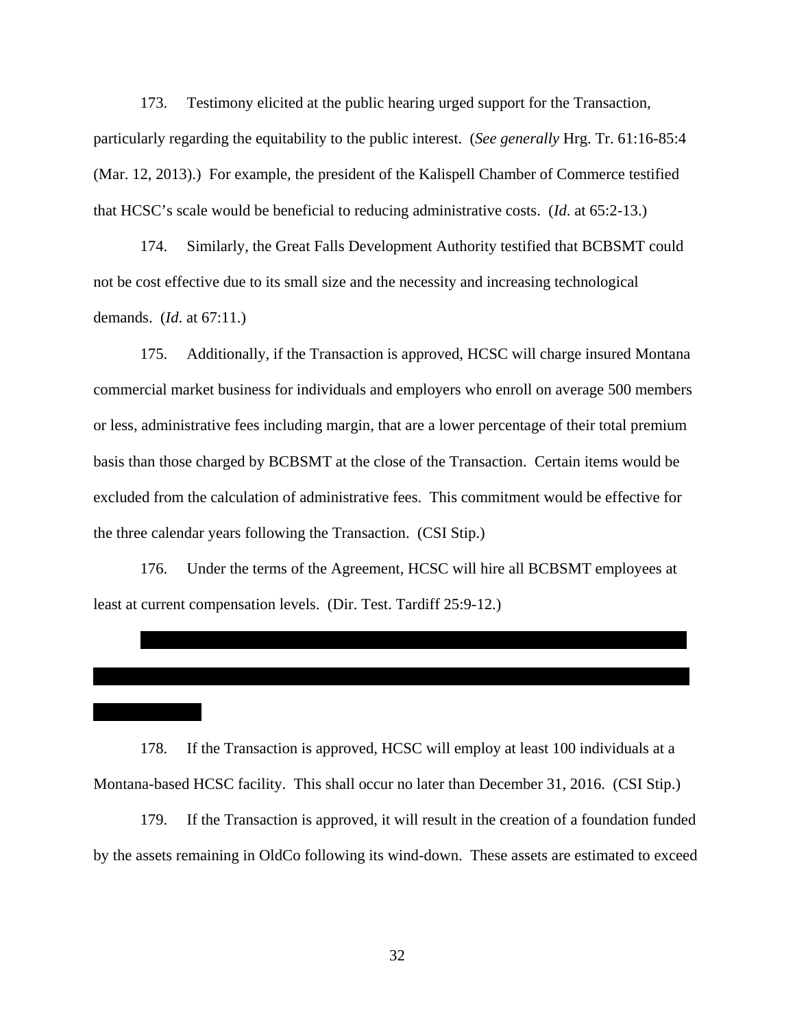173. Testimony elicited at the public hearing urged support for the Transaction, particularly regarding the equitability to the public interest. (*See generally* Hrg. Tr. 61:16-85:4 (Mar. 12, 2013).) For example, the president of the Kalispell Chamber of Commerce testified that HCSC's scale would be beneficial to reducing administrative costs. (*Id*. at 65:2-13.)

174. Similarly, the Great Falls Development Authority testified that BCBSMT could not be cost effective due to its small size and the necessity and increasing technological demands. (*Id*. at 67:11.)

175. Additionally, if the Transaction is approved, HCSC will charge insured Montana commercial market business for individuals and employers who enroll on average 500 members or less, administrative fees including margin, that are a lower percentage of their total premium basis than those charged by BCBSMT at the close of the Transaction. Certain items would be excluded from the calculation of administrative fees. This commitment would be effective for the three calendar years following the Transaction. (CSI Stip.)

176. Under the terms of the Agreement, HCSC will hire all BCBSMT employees at least at current compensation levels. (Dir. Test. Tardiff 25:9-12.)

178. If the Transaction is approved, HCSC will employ at least 100 individuals at a Montana-based HCSC facility. This shall occur no later than December 31, 2016. (CSI Stip.)

179. If the Transaction is approved, it will result in the creation of a foundation funded by the assets remaining in OldCo following its wind-down. These assets are estimated to exceed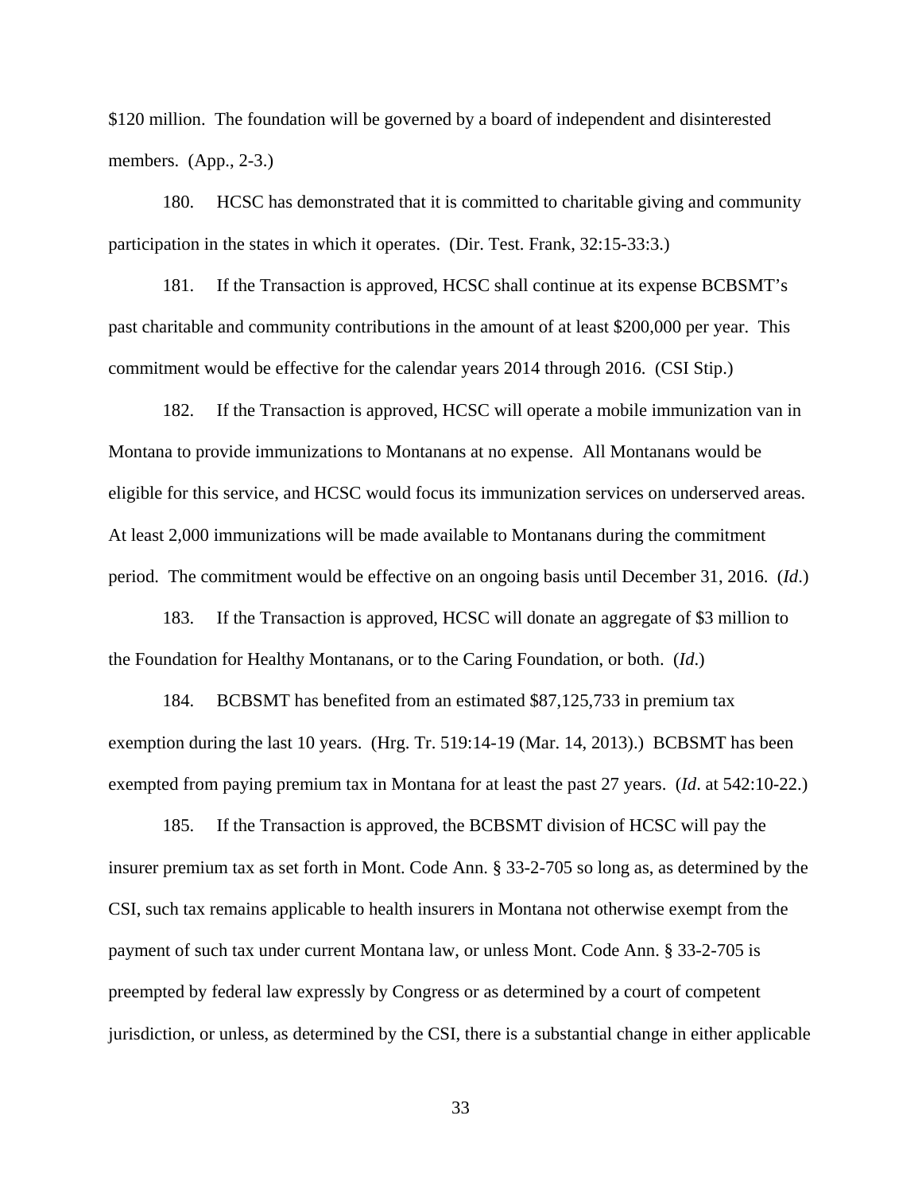$120 million. The foundation will be governed by a board of independent and disinterested members. (App., 2-3.)

180. HCSC has demonstrated that it is committed to charitable giving and community participation in the states in which it operates. (Dir. Test. Frank, 32:15-33:3.)

181. If the Transaction is approved, HCSC shall continue at its expense BCBSMT's past charitable and community contributions in the amount of at least $200,000 per year. This commitment would be effective for the calendar years 2014 through 2016. (CSI Stip.)

182. If the Transaction is approved, HCSC will operate a mobile immunization van in Montana to provide immunizations to Montanans at no expense. All Montanans would be eligible for this service, and HCSC would focus its immunization services on underserved areas. At least 2,000 immunizations will be made available to Montanans during the commitment period. The commitment would be effective on an ongoing basis until December 31, 2016. (*Id*.)

183. If the Transaction is approved, HCSC will donate an aggregate of $3 million to the Foundation for Healthy Montanans, or to the Caring Foundation, or both. (*Id*.)

184. BCBSMT has benefited from an estimated $87,125,733 in premium tax exemption during the last 10 years. (Hrg. Tr. 519:14-19 (Mar. 14, 2013).) BCBSMT has been exempted from paying premium tax in Montana for at least the past 27 years. (*Id*. at 542:10-22.)

185. If the Transaction is approved, the BCBSMT division of HCSC will pay the insurer premium tax as set forth in Mont. Code Ann. § 33-2-705 so long as, as determined by the CSI, such tax remains applicable to health insurers in Montana not otherwise exempt from the payment of such tax under current Montana law, or unless Mont. Code Ann. § 33-2-705 is preempted by federal law expressly by Congress or as determined by a court of competent jurisdiction, or unless, as determined by the CSI, there is a substantial change in either applicable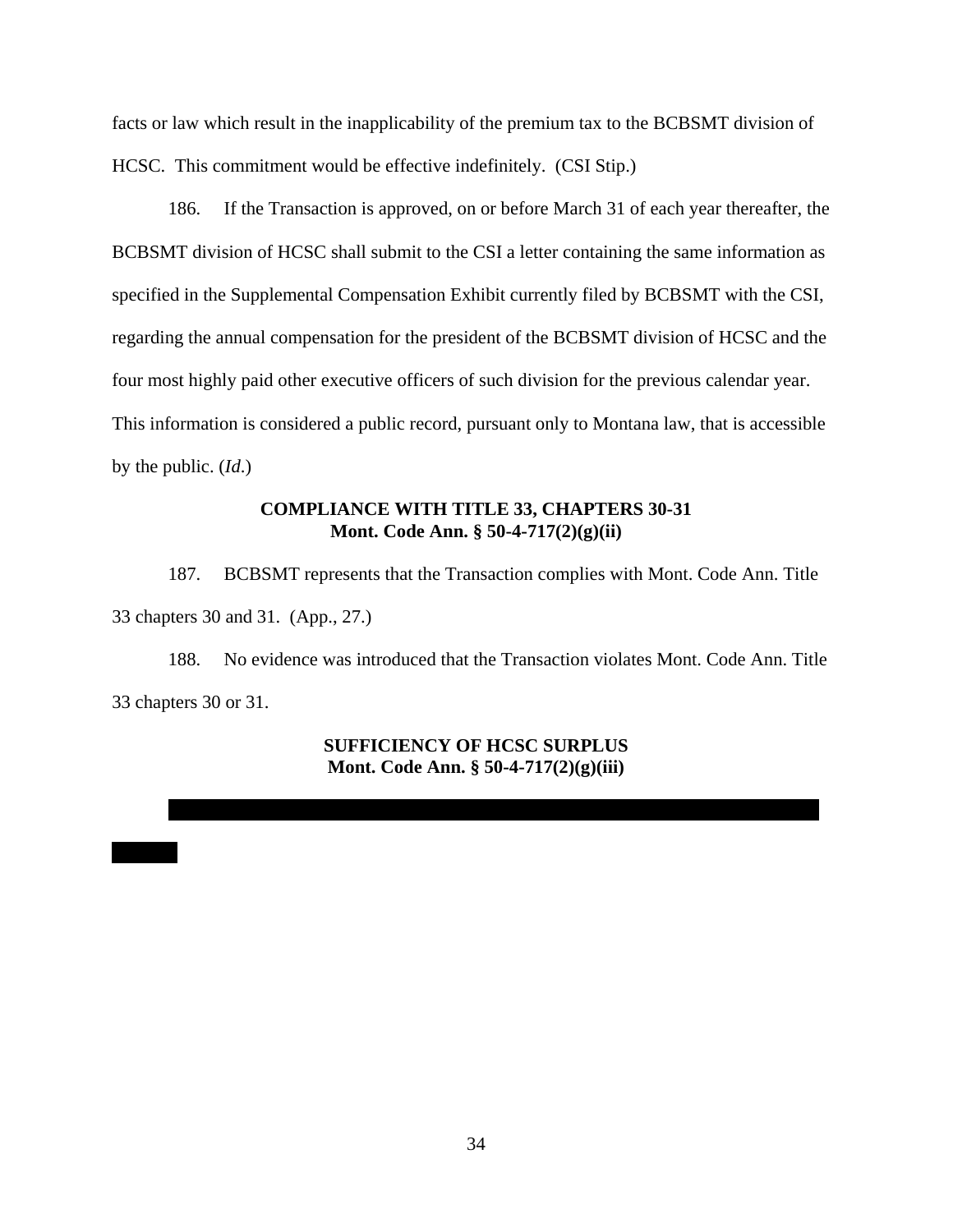facts or law which result in the inapplicability of the premium tax to the BCBSMT division of HCSC. This commitment would be effective indefinitely. (CSI Stip.)

186. If the Transaction is approved, on or before March 31 of each year thereafter, the BCBSMT division of HCSC shall submit to the CSI a letter containing the same information as specified in the Supplemental Compensation Exhibit currently filed by BCBSMT with the CSI, regarding the annual compensation for the president of the BCBSMT division of HCSC and the four most highly paid other executive officers of such division for the previous calendar year. This information is considered a public record, pursuant only to Montana law, that is accessible by the public. (*Id.*)

**COMPLIANCE WITH TITLE 33, CHAPTERS 30-31**
**Mont. Code Ann. § 50-4-717(2)(g)(ii)**

187. BCBSMT represents that the Transaction complies with Mont. Code Ann. Title 33 chapters 30 and 31. (App., 27.)

188. No evidence was introduced that the Transaction violates Mont. Code Ann. Title 33 chapters 30 or 31.

**SUFFICIENCY OF HCSC SURPLUS**
**Mont. Code Ann. § 50-4-717(2)(g)(iii)**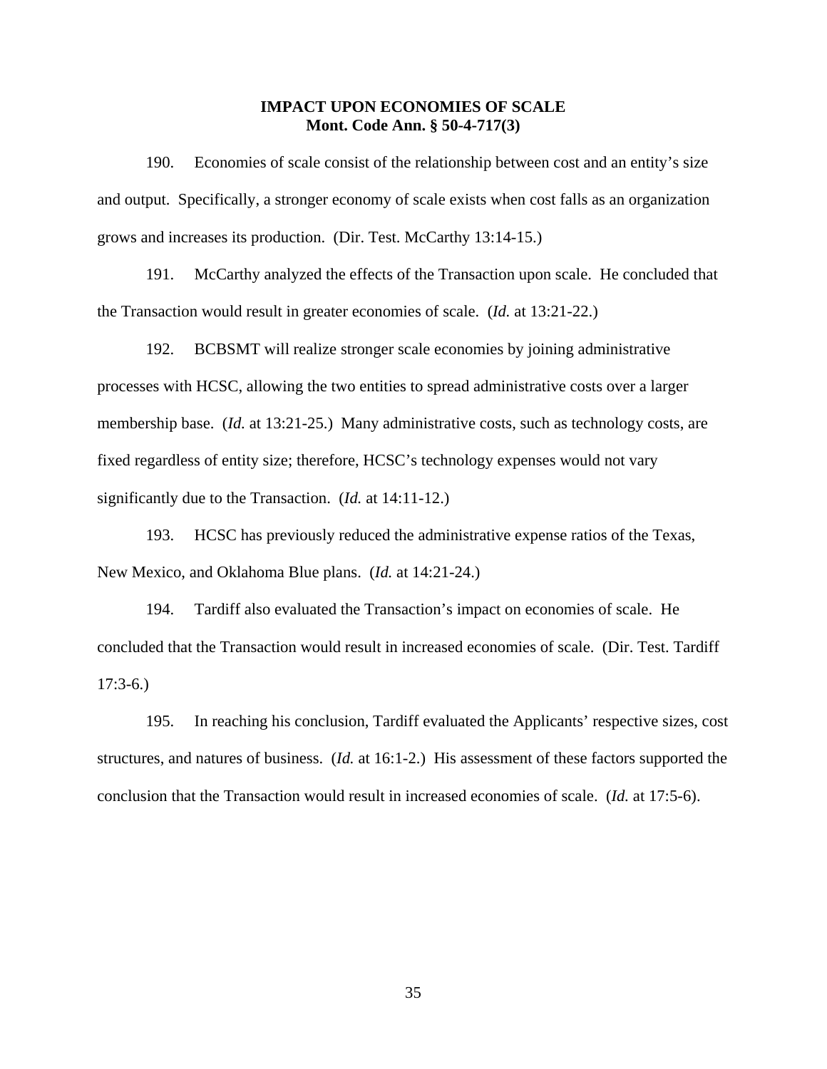**IMPACT UPON ECONOMIES OF SCALE**
**Mont. Code Ann. § 50-4-717(3)**

190. Economies of scale consist of the relationship between cost and an entity's size and output. Specifically, a stronger economy of scale exists when cost falls as an organization grows and increases its production. (Dir. Test. McCarthy 13:14-15.)

191. McCarthy analyzed the effects of the Transaction upon scale. He concluded that the Transaction would result in greater economies of scale. (*Id.* at 13:21-22.)

192. BCBSMT will realize stronger scale economies by joining administrative processes with HCSC, allowing the two entities to spread administrative costs over a larger membership base. (*Id.* at 13:21-25.) Many administrative costs, such as technology costs, are fixed regardless of entity size; therefore, HCSC's technology expenses would not vary significantly due to the Transaction. (*Id.* at 14:11-12.)

193. HCSC has previously reduced the administrative expense ratios of the Texas, New Mexico, and Oklahoma Blue plans. (*Id.* at 14:21-24.)

194. Tardiff also evaluated the Transaction's impact on economies of scale. He concluded that the Transaction would result in increased economies of scale. (Dir. Test. Tardiff 17:3-6.)

195. In reaching his conclusion, Tardiff evaluated the Applicants' respective sizes, cost structures, and natures of business. (*Id.* at 16:1-2.) His assessment of these factors supported the conclusion that the Transaction would result in increased economies of scale. (*Id.* at 17:5-6).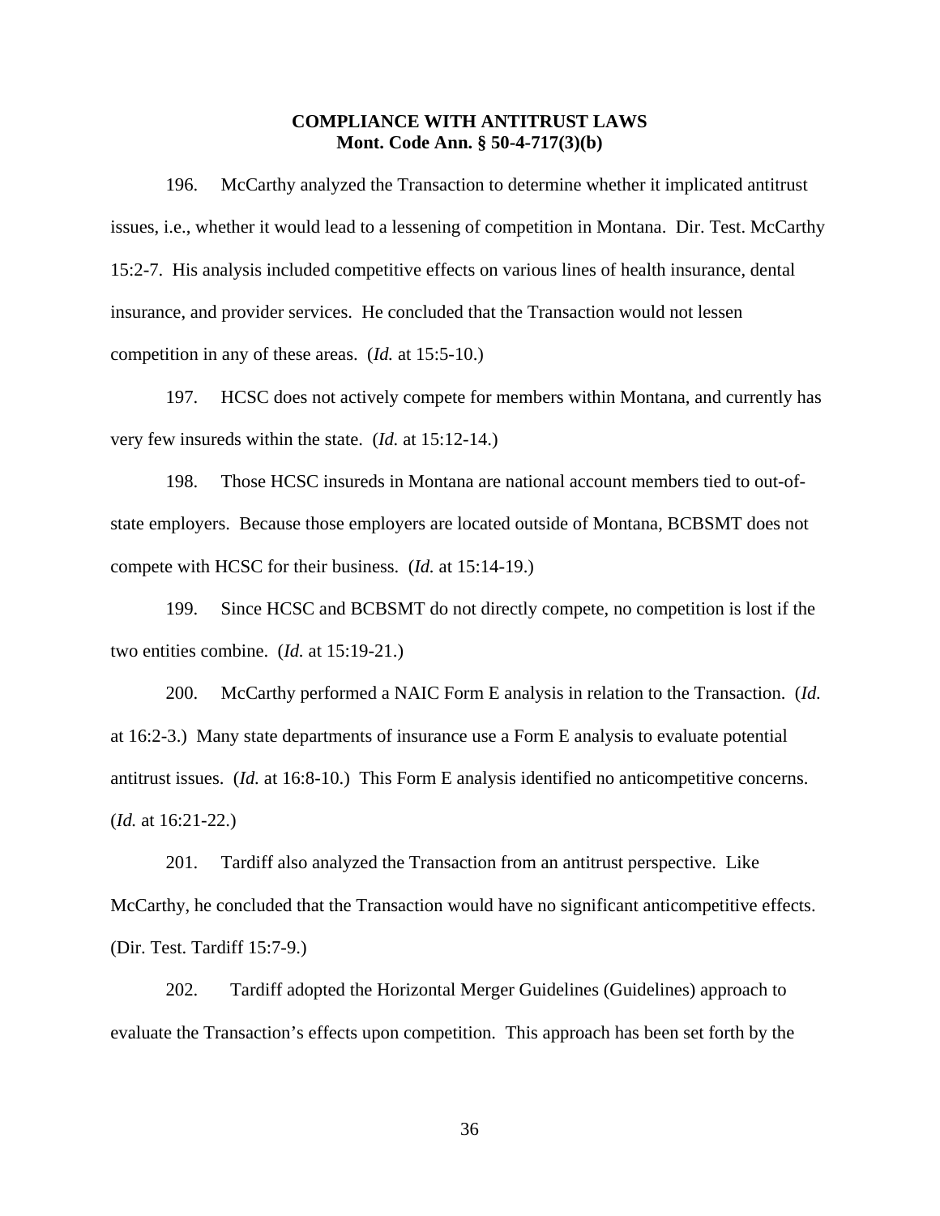**COMPLIANCE WITH ANTITRUST LAWS**
**Mont. Code Ann. § 50-4-717(3)(b)**

196. McCarthy analyzed the Transaction to determine whether it implicated antitrust issues, i.e., whether it would lead to a lessening of competition in Montana. Dir. Test. McCarthy 15:2-7. His analysis included competitive effects on various lines of health insurance, dental insurance, and provider services. He concluded that the Transaction would not lessen competition in any of these areas. (*Id.* at 15:5-10.)

197. HCSC does not actively compete for members within Montana, and currently has very few insureds within the state. (*Id.* at 15:12-14.)

198. Those HCSC insureds in Montana are national account members tied to out-of-state employers. Because those employers are located outside of Montana, BCBSMT does not compete with HCSC for their business. (*Id.* at 15:14-19.)

199. Since HCSC and BCBSMT do not directly compete, no competition is lost if the two entities combine. (*Id.* at 15:19-21.)

200. McCarthy performed a NAIC Form E analysis in relation to the Transaction. (*Id.* at 16:2-3.) Many state departments of insurance use a Form E analysis to evaluate potential antitrust issues. (*Id.* at 16:8-10.) This Form E analysis identified no anticompetitive concerns. (*Id.* at 16:21-22.)

201. Tardiff also analyzed the Transaction from an antitrust perspective. Like McCarthy, he concluded that the Transaction would have no significant anticompetitive effects. (Dir. Test. Tardiff 15:7-9.)

202. Tardiff adopted the Horizontal Merger Guidelines (Guidelines) approach to evaluate the Transaction's effects upon competition. This approach has been set forth by the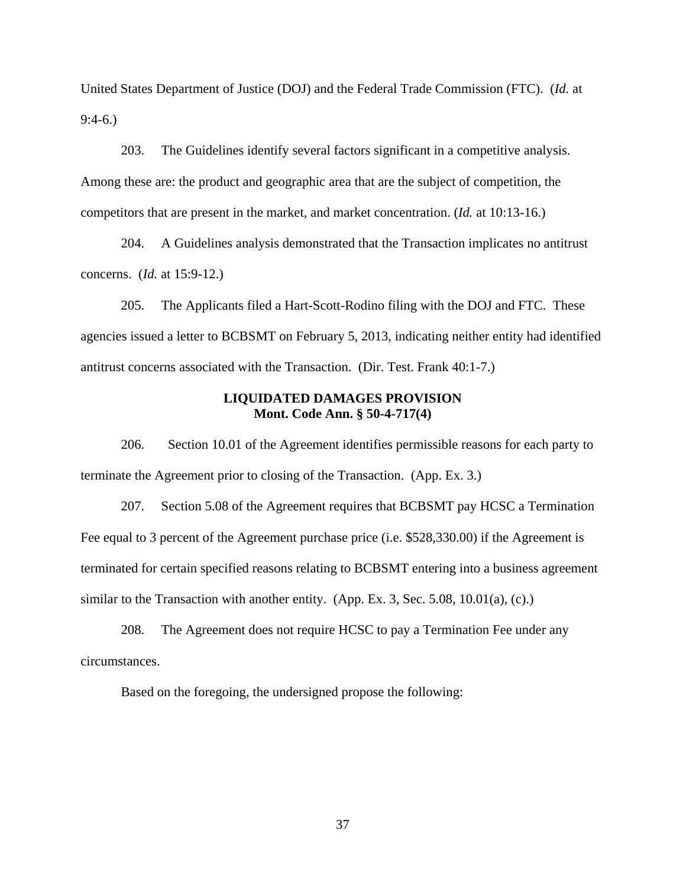United States Department of Justice (DOJ) and the Federal Trade Commission (FTC). (*Id.* at 9:4-6.)

203. The Guidelines identify several factors significant in a competitive analysis. Among these are: the product and geographic area that are the subject of competition, the competitors that are present in the market, and market concentration. (*Id.* at 10:13-16.)

204. A Guidelines analysis demonstrated that the Transaction implicates no antitrust concerns. (*Id.* at 15:9-12.)

205. The Applicants filed a Hart-Scott-Rodino filing with the DOJ and FTC. These agencies issued a letter to BCBSMT on February 5, 2013, indicating neither entity had identified antitrust concerns associated with the Transaction. (Dir. Test. Frank 40:1-7.)

**LIQUIDATED DAMAGES PROVISION**
**Mont. Code Ann. § 50-4-717(4)**

206. Section 10.01 of the Agreement identifies permissible reasons for each party to terminate the Agreement prior to closing of the Transaction. (App. Ex. 3.)

207. Section 5.08 of the Agreement requires that BCBSMT pay HCSC a Termination Fee equal to 3 percent of the Agreement purchase price (i.e. $528,330.00) if the Agreement is terminated for certain specified reasons relating to BCBSMT entering into a business agreement similar to the Transaction with another entity. (App. Ex. 3, Sec. 5.08, 10.01(a), (c).)

208. The Agreement does not require HCSC to pay a Termination Fee under any circumstances.

Based on the foregoing, the undersigned propose the following: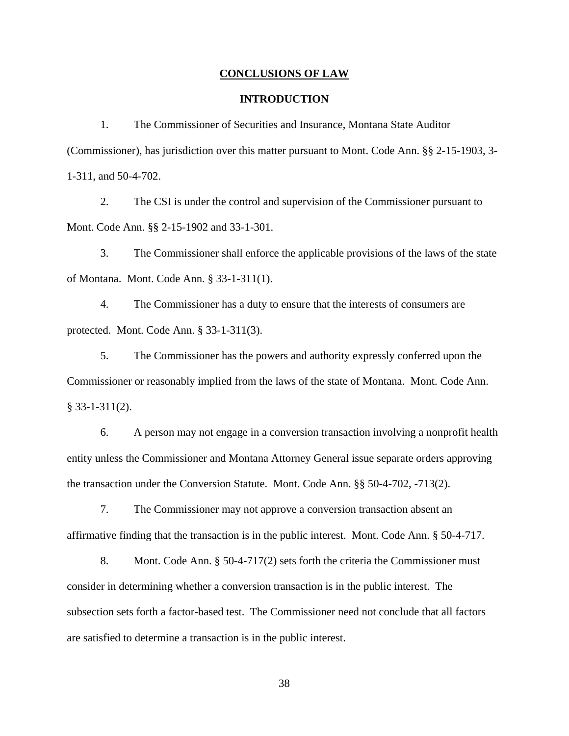## CONCLUSIONS OF LAW

### INTRODUCTION

1. The Commissioner of Securities and Insurance, Montana State Auditor (Commissioner), has jurisdiction over this matter pursuant to Mont. Code Ann. §§ 2-15-1903, 3-1-311, and 50-4-702.

2. The CSI is under the control and supervision of the Commissioner pursuant to Mont. Code Ann. §§ 2-15-1902 and 33-1-301.

3. The Commissioner shall enforce the applicable provisions of the laws of the state of Montana. Mont. Code Ann. § 33-1-311(1).

4. The Commissioner has a duty to ensure that the interests of consumers are protected. Mont. Code Ann. § 33-1-311(3).

5. The Commissioner has the powers and authority expressly conferred upon the Commissioner or reasonably implied from the laws of the state of Montana. Mont. Code Ann. § 33-1-311(2).

6. A person may not engage in a conversion transaction involving a nonprofit health entity unless the Commissioner and Montana Attorney General issue separate orders approving the transaction under the Conversion Statute. Mont. Code Ann. §§ 50-4-702, -713(2).

7. The Commissioner may not approve a conversion transaction absent an affirmative finding that the transaction is in the public interest. Mont. Code Ann. § 50-4-717.

8. Mont. Code Ann. § 50-4-717(2) sets forth the criteria the Commissioner must consider in determining whether a conversion transaction is in the public interest. The subsection sets forth a factor-based test. The Commissioner need not conclude that all factors are satisfied to determine a transaction is in the public interest.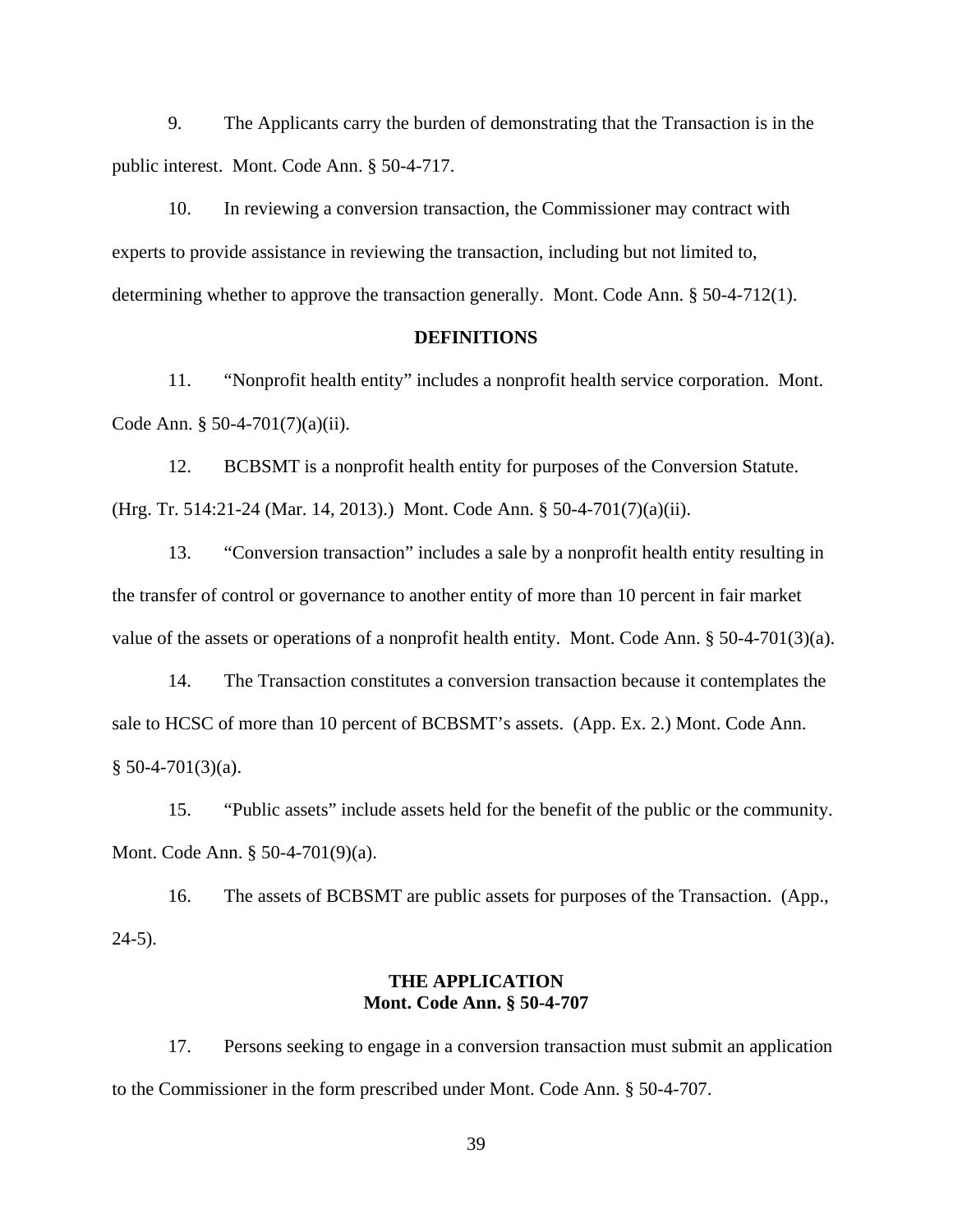9. The Applicants carry the burden of demonstrating that the Transaction is in the public interest. Mont. Code Ann. § 50-4-717.

10. In reviewing a conversion transaction, the Commissioner may contract with experts to provide assistance in reviewing the transaction, including but not limited to, determining whether to approve the transaction generally. Mont. Code Ann. § 50-4-712(1).

## DEFINITIONS

11. "Nonprofit health entity" includes a nonprofit health service corporation. Mont. Code Ann. § 50-4-701(7)(a)(ii).

12. BCBSMT is a nonprofit health entity for purposes of the Conversion Statute. (Hrg. Tr. 514:21-24 (Mar. 14, 2013).) Mont. Code Ann. § 50-4-701(7)(a)(ii).

13. "Conversion transaction" includes a sale by a nonprofit health entity resulting in the transfer of control or governance to another entity of more than 10 percent in fair market value of the assets or operations of a nonprofit health entity. Mont. Code Ann. § 50-4-701(3)(a).

14. The Transaction constitutes a conversion transaction because it contemplates the sale to HCSC of more than 10 percent of BCBSMT's assets. (App. Ex. 2.) Mont. Code Ann. § 50-4-701(3)(a).

15. "Public assets" include assets held for the benefit of the public or the community. Mont. Code Ann. § 50-4-701(9)(a).

16. The assets of BCBSMT are public assets for purposes of the Transaction. (App., 24-5).

## THE APPLICATION
## Mont. Code Ann. § 50-4-707

17. Persons seeking to engage in a conversion transaction must submit an application to the Commissioner in the form prescribed under Mont. Code Ann. § 50-4-707.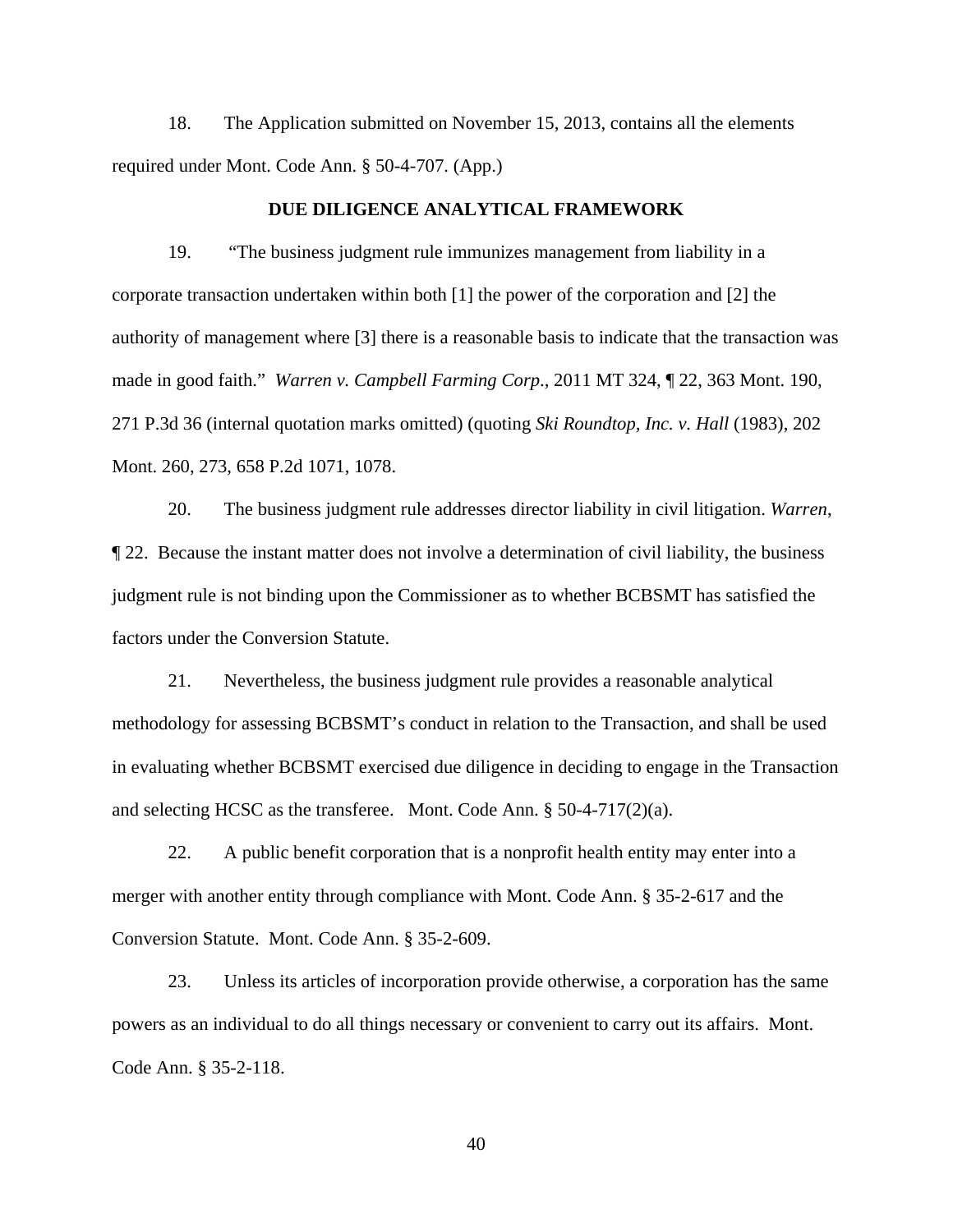18. The Application submitted on November 15, 2013, contains all the elements required under Mont. Code Ann. § 50-4-707. (App.)

**DUE DILIGENCE ANALYTICAL FRAMEWORK**

19. "The business judgment rule immunizes management from liability in a corporate transaction undertaken within both [1] the power of the corporation and [2] the authority of management where [3] there is a reasonable basis to indicate that the transaction was made in good faith." *Warren v. Campbell Farming Corp*., 2011 MT 324, ¶ 22, 363 Mont. 190, 271 P.3d 36 (internal quotation marks omitted) (quoting *Ski Roundtop, Inc. v. Hall* (1983), 202 Mont. 260, 273, 658 P.2d 1071, 1078.

20. The business judgment rule addresses director liability in civil litigation. *Warren*, ¶ 22. Because the instant matter does not involve a determination of civil liability, the business judgment rule is not binding upon the Commissioner as to whether BCBSMT has satisfied the factors under the Conversion Statute.

21. Nevertheless, the business judgment rule provides a reasonable analytical methodology for assessing BCBSMT's conduct in relation to the Transaction, and shall be used in evaluating whether BCBSMT exercised due diligence in deciding to engage in the Transaction and selecting HCSC as the transferee. Mont. Code Ann. § 50-4-717(2)(a).

22. A public benefit corporation that is a nonprofit health entity may enter into a merger with another entity through compliance with Mont. Code Ann. § 35-2-617 and the Conversion Statute. Mont. Code Ann. § 35-2-609.

23. Unless its articles of incorporation provide otherwise, a corporation has the same powers as an individual to do all things necessary or convenient to carry out its affairs. Mont. Code Ann. § 35-2-118.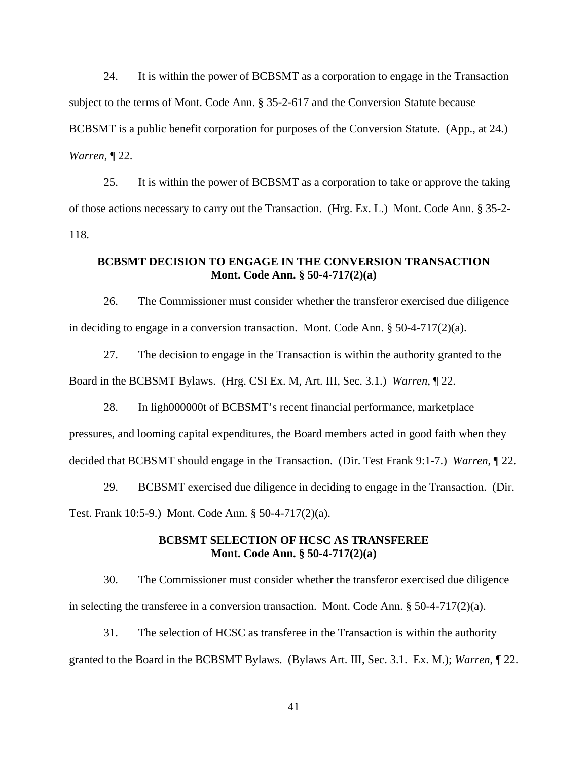24. It is within the power of BCBSMT as a corporation to engage in the Transaction subject to the terms of Mont. Code Ann. § 35-2-617 and the Conversion Statute because BCBSMT is a public benefit corporation for purposes of the Conversion Statute. (App., at 24.) *Warren*, ¶ 22.

25. It is within the power of BCBSMT as a corporation to take or approve the taking of those actions necessary to carry out the Transaction. (Hrg. Ex. L.) Mont. Code Ann. § 35-2-118.

**BCBSMT DECISION TO ENGAGE IN THE CONVERSION TRANSACTION**
**Mont. Code Ann. § 50-4-717(2)(a)**

26. The Commissioner must consider whether the transferor exercised due diligence in deciding to engage in a conversion transaction. Mont. Code Ann. § 50-4-717(2)(a).

27. The decision to engage in the Transaction is within the authority granted to the Board in the BCBSMT Bylaws. (Hrg. CSI Ex. M, Art. III, Sec. 3.1.) *Warren*, ¶ 22.

28. In ligh000000t of BCBSMT's recent financial performance, marketplace pressures, and looming capital expenditures, the Board members acted in good faith when they decided that BCBSMT should engage in the Transaction. (Dir. Test Frank 9:1-7.) *Warren*, ¶ 22.

29. BCBSMT exercised due diligence in deciding to engage in the Transaction. (Dir. Test. Frank 10:5-9.) Mont. Code Ann. § 50-4-717(2)(a).

**BCBSMT SELECTION OF HCSC AS TRANSFEREE**
**Mont. Code Ann. § 50-4-717(2)(a)**

30. The Commissioner must consider whether the transferor exercised due diligence in selecting the transferee in a conversion transaction. Mont. Code Ann. § 50-4-717(2)(a).

31. The selection of HCSC as transferee in the Transaction is within the authority granted to the Board in the BCBSMT Bylaws. (Bylaws Art. III, Sec. 3.1. Ex. M.); *Warren*, ¶ 22.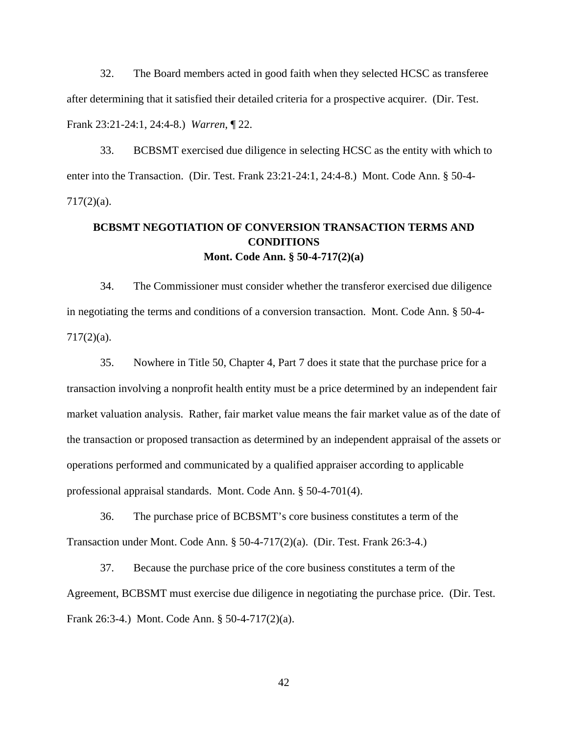32. The Board members acted in good faith when they selected HCSC as transferee after determining that it satisfied their detailed criteria for a prospective acquirer. (Dir. Test. Frank 23:21-24:1, 24:4-8.) *Warren*, ¶ 22.

33. BCBSMT exercised due diligence in selecting HCSC as the entity with which to enter into the Transaction. (Dir. Test. Frank 23:21-24:1, 24:4-8.) Mont. Code Ann. § 50-4-717(2)(a).

## BCBSMT NEGOTIATION OF CONVERSION TRANSACTION TERMS AND CONDITIONS
### Mont. Code Ann. § 50-4-717(2)(a)

34. The Commissioner must consider whether the transferor exercised due diligence in negotiating the terms and conditions of a conversion transaction. Mont. Code Ann. § 50-4-717(2)(a).

35. Nowhere in Title 50, Chapter 4, Part 7 does it state that the purchase price for a transaction involving a nonprofit health entity must be a price determined by an independent fair market valuation analysis. Rather, fair market value means the fair market value as of the date of the transaction or proposed transaction as determined by an independent appraisal of the assets or operations performed and communicated by a qualified appraiser according to applicable professional appraisal standards. Mont. Code Ann. § 50-4-701(4).

36. The purchase price of BCBSMT's core business constitutes a term of the Transaction under Mont. Code Ann. § 50-4-717(2)(a). (Dir. Test. Frank 26:3-4.)

37. Because the purchase price of the core business constitutes a term of the Agreement, BCBSMT must exercise due diligence in negotiating the purchase price. (Dir. Test. Frank 26:3-4.) Mont. Code Ann. § 50-4-717(2)(a).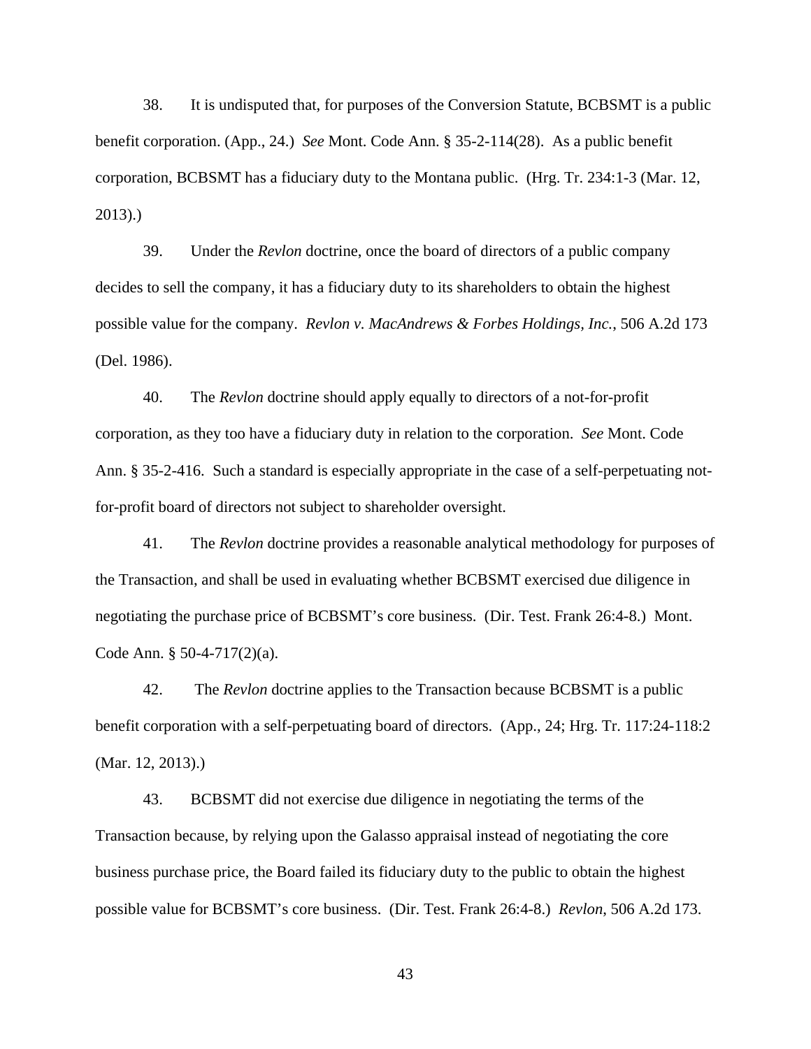38. It is undisputed that, for purposes of the Conversion Statute, BCBSMT is a public benefit corporation. (App., 24.) *See* Mont. Code Ann. § 35-2-114(28). As a public benefit corporation, BCBSMT has a fiduciary duty to the Montana public. (Hrg. Tr. 234:1-3 (Mar. 12, 2013).)

39. Under the *Revlon* doctrine, once the board of directors of a public company decides to sell the company, it has a fiduciary duty to its shareholders to obtain the highest possible value for the company. *Revlon v. MacAndrews & Forbes Holdings, Inc.*, 506 A.2d 173 (Del. 1986).

40. The *Revlon* doctrine should apply equally to directors of a not-for-profit corporation, as they too have a fiduciary duty in relation to the corporation. *See* Mont. Code Ann. § 35-2-416. Such a standard is especially appropriate in the case of a self-perpetuating not-for-profit board of directors not subject to shareholder oversight.

41. The *Revlon* doctrine provides a reasonable analytical methodology for purposes of the Transaction, and shall be used in evaluating whether BCBSMT exercised due diligence in negotiating the purchase price of BCBSMT's core business. (Dir. Test. Frank 26:4-8.) Mont. Code Ann. § 50-4-717(2)(a).

42. The *Revlon* doctrine applies to the Transaction because BCBSMT is a public benefit corporation with a self-perpetuating board of directors. (App., 24; Hrg. Tr. 117:24-118:2 (Mar. 12, 2013).)

43. BCBSMT did not exercise due diligence in negotiating the terms of the Transaction because, by relying upon the Galasso appraisal instead of negotiating the core business purchase price, the Board failed its fiduciary duty to the public to obtain the highest possible value for BCBSMT's core business. (Dir. Test. Frank 26:4-8.) *Revlon*, 506 A.2d 173.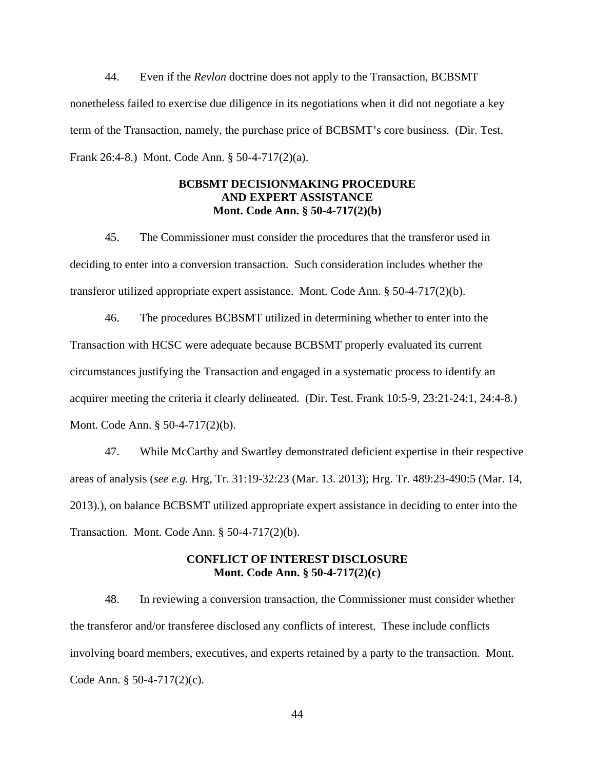44. Even if the *Revlon* doctrine does not apply to the Transaction, BCBSMT nonetheless failed to exercise due diligence in its negotiations when it did not negotiate a key term of the Transaction, namely, the purchase price of BCBSMT's core business. (Dir. Test. Frank 26:4-8.) Mont. Code Ann. § 50-4-717(2)(a).

**BCBSMT DECISIONMAKING PROCEDURE AND EXPERT ASSISTANCE**
**Mont. Code Ann. § 50-4-717(2)(b)**

45. The Commissioner must consider the procedures that the transferor used in deciding to enter into a conversion transaction. Such consideration includes whether the transferor utilized appropriate expert assistance. Mont. Code Ann. § 50-4-717(2)(b).

46. The procedures BCBSMT utilized in determining whether to enter into the Transaction with HCSC were adequate because BCBSMT properly evaluated its current circumstances justifying the Transaction and engaged in a systematic process to identify an acquirer meeting the criteria it clearly delineated. (Dir. Test. Frank 10:5-9, 23:21-24:1, 24:4-8.) Mont. Code Ann. § 50-4-717(2)(b).

47. While McCarthy and Swartley demonstrated deficient expertise in their respective areas of analysis (*see e.g.* Hrg, Tr. 31:19-32:23 (Mar. 13. 2013); Hrg. Tr. 489:23-490:5 (Mar. 14, 2013).), on balance BCBSMT utilized appropriate expert assistance in deciding to enter into the Transaction. Mont. Code Ann. § 50-4-717(2)(b).

**CONFLICT OF INTEREST DISCLOSURE**
**Mont. Code Ann. § 50-4-717(2)(c)**

48. In reviewing a conversion transaction, the Commissioner must consider whether the transferor and/or transferee disclosed any conflicts of interest. These include conflicts involving board members, executives, and experts retained by a party to the transaction. Mont. Code Ann. § 50-4-717(2)(c).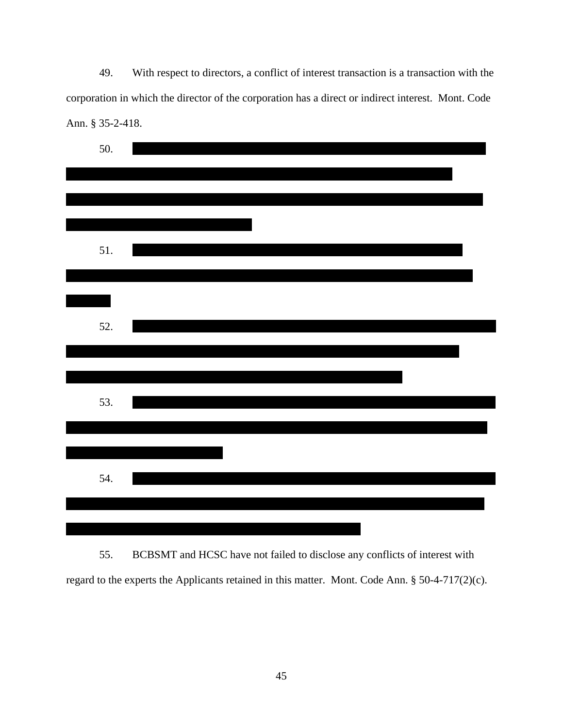49. With respect to directors, a conflict of interest transaction is a transaction with the corporation in which the director of the corporation has a direct or indirect interest. Mont. Code Ann. § 35-2-418.

50. [REDACTED]

51. [REDACTED]

52. [REDACTED]

53. [REDACTED]

54. [REDACTED]

55. BCBSMT and HCSC have not failed to disclose any conflicts of interest with regard to the experts the Applicants retained in this matter. Mont. Code Ann. § 50-4-717(2)(c).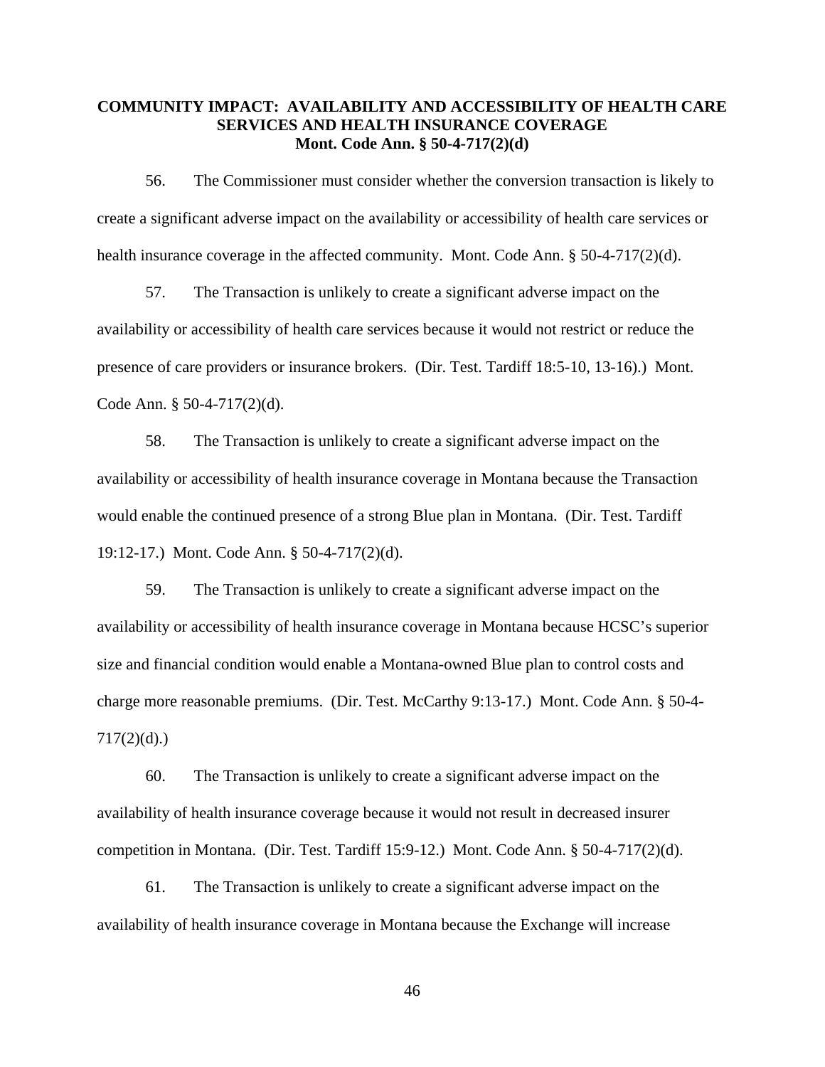**COMMUNITY IMPACT: AVAILABILITY AND ACCESSIBILITY OF HEALTH CARE SERVICES AND HEALTH INSURANCE COVERAGE**
**Mont. Code Ann. § 50-4-717(2)(d)**

56. The Commissioner must consider whether the conversion transaction is likely to create a significant adverse impact on the availability or accessibility of health care services or health insurance coverage in the affected community. Mont. Code Ann. § 50-4-717(2)(d).

57. The Transaction is unlikely to create a significant adverse impact on the availability or accessibility of health care services because it would not restrict or reduce the presence of care providers or insurance brokers. (Dir. Test. Tardiff 18:5-10, 13-16).) Mont. Code Ann. § 50-4-717(2)(d).

58. The Transaction is unlikely to create a significant adverse impact on the availability or accessibility of health insurance coverage in Montana because the Transaction would enable the continued presence of a strong Blue plan in Montana. (Dir. Test. Tardiff 19:12-17.) Mont. Code Ann. § 50-4-717(2)(d).

59. The Transaction is unlikely to create a significant adverse impact on the availability or accessibility of health insurance coverage in Montana because HCSC's superior size and financial condition would enable a Montana-owned Blue plan to control costs and charge more reasonable premiums. (Dir. Test. McCarthy 9:13-17.) Mont. Code Ann. § 50-4-717(2)(d).)

60. The Transaction is unlikely to create a significant adverse impact on the availability of health insurance coverage because it would not result in decreased insurer competition in Montana. (Dir. Test. Tardiff 15:9-12.) Mont. Code Ann. § 50-4-717(2)(d).

61. The Transaction is unlikely to create a significant adverse impact on the availability of health insurance coverage in Montana because the Exchange will increase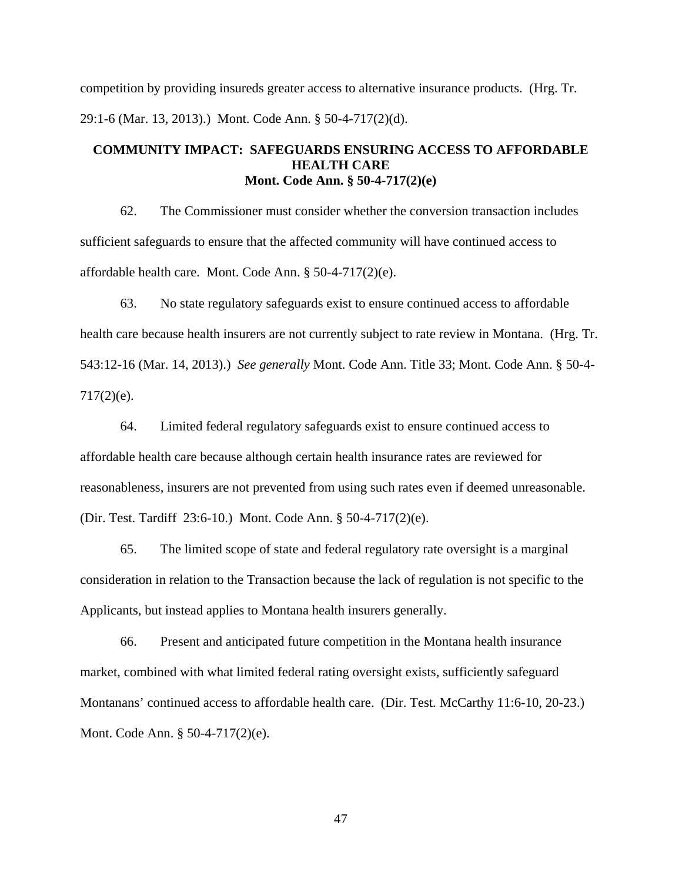competition by providing insureds greater access to alternative insurance products. (Hrg. Tr. 29:1-6 (Mar. 13, 2013).) Mont. Code Ann. § 50-4-717(2)(d).

## COMMUNITY IMPACT: SAFEGUARDS ENSURING ACCESS TO AFFORDABLE HEALTH CARE
## Mont. Code Ann. § 50-4-717(2)(e)

62. The Commissioner must consider whether the conversion transaction includes sufficient safeguards to ensure that the affected community will have continued access to affordable health care. Mont. Code Ann. § 50-4-717(2)(e).

63. No state regulatory safeguards exist to ensure continued access to affordable health care because health insurers are not currently subject to rate review in Montana. (Hrg. Tr. 543:12-16 (Mar. 14, 2013).) *See generally* Mont. Code Ann. Title 33; Mont. Code Ann. § 50-4-717(2)(e).

64. Limited federal regulatory safeguards exist to ensure continued access to affordable health care because although certain health insurance rates are reviewed for reasonableness, insurers are not prevented from using such rates even if deemed unreasonable. (Dir. Test. Tardiff 23:6-10.) Mont. Code Ann. § 50-4-717(2)(e).

65. The limited scope of state and federal regulatory rate oversight is a marginal consideration in relation to the Transaction because the lack of regulation is not specific to the Applicants, but instead applies to Montana health insurers generally.

66. Present and anticipated future competition in the Montana health insurance market, combined with what limited federal rating oversight exists, sufficiently safeguard Montanans' continued access to affordable health care. (Dir. Test. McCarthy 11:6-10, 20-23.) Mont. Code Ann. § 50-4-717(2)(e).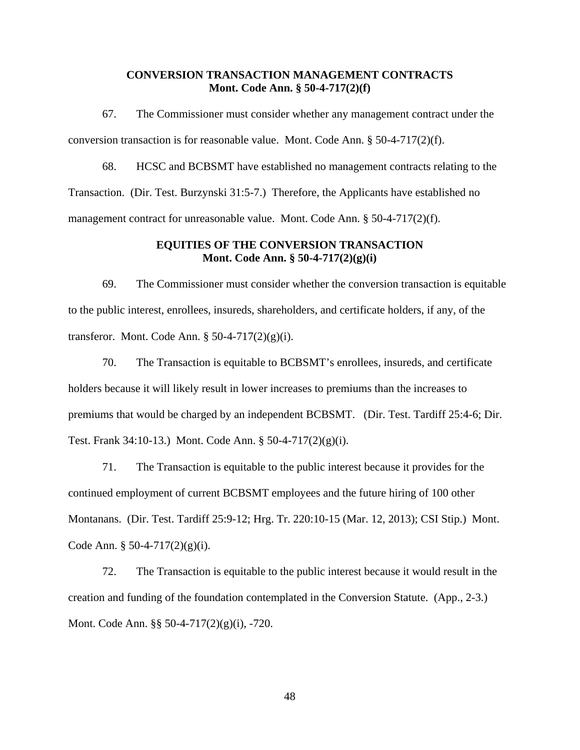**CONVERSION TRANSACTION MANAGEMENT CONTRACTS**
**Mont. Code Ann. § 50-4-717(2)(f)**

67. The Commissioner must consider whether any management contract under the conversion transaction is for reasonable value. Mont. Code Ann. § 50-4-717(2)(f).

68. HCSC and BCBSMT have established no management contracts relating to the Transaction. (Dir. Test. Burzynski 31:5-7.) Therefore, the Applicants have established no management contract for unreasonable value. Mont. Code Ann. § 50-4-717(2)(f).

**EQUITIES OF THE CONVERSION TRANSACTION**
**Mont. Code Ann. § 50-4-717(2)(g)(i)**

69. The Commissioner must consider whether the conversion transaction is equitable to the public interest, enrollees, insureds, shareholders, and certificate holders, if any, of the transferor. Mont. Code Ann. § 50-4-717(2)(g)(i).

70. The Transaction is equitable to BCBSMT's enrollees, insureds, and certificate holders because it will likely result in lower increases to premiums than the increases to premiums that would be charged by an independent BCBSMT. (Dir. Test. Tardiff 25:4-6; Dir. Test. Frank 34:10-13.) Mont. Code Ann. § 50-4-717(2)(g)(i).

71. The Transaction is equitable to the public interest because it provides for the continued employment of current BCBSMT employees and the future hiring of 100 other Montanans. (Dir. Test. Tardiff 25:9-12; Hrg. Tr. 220:10-15 (Mar. 12, 2013); CSI Stip.) Mont. Code Ann. § 50-4-717(2)(g)(i).

72. The Transaction is equitable to the public interest because it would result in the creation and funding of the foundation contemplated in the Conversion Statute. (App., 2-3.) Mont. Code Ann. §§ 50-4-717(2)(g)(i), -720.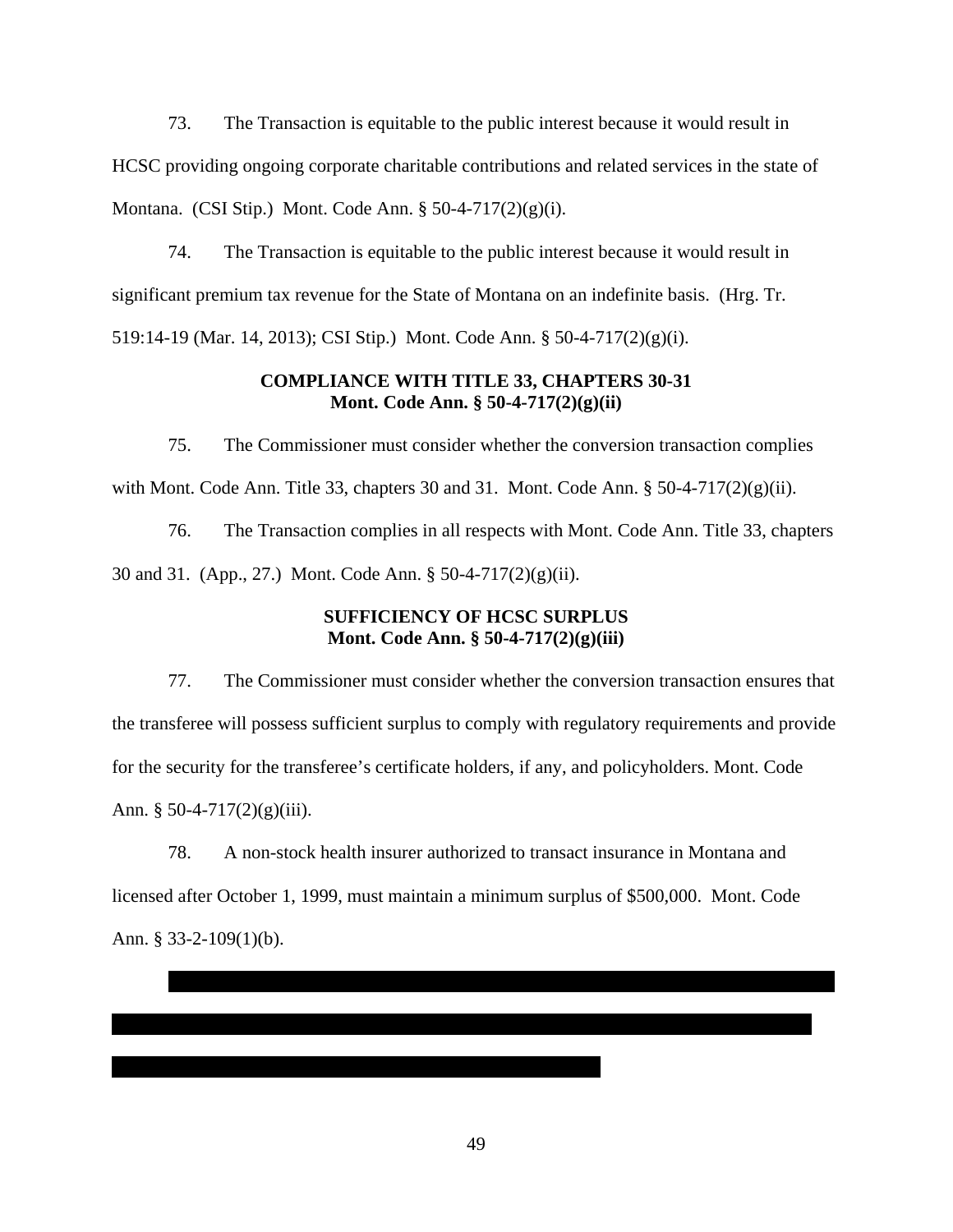73. The Transaction is equitable to the public interest because it would result in HCSC providing ongoing corporate charitable contributions and related services in the state of Montana. (CSI Stip.) Mont. Code Ann. § 50-4-717(2)(g)(i).

74. The Transaction is equitable to the public interest because it would result in significant premium tax revenue for the State of Montana on an indefinite basis. (Hrg. Tr. 519:14-19 (Mar. 14, 2013); CSI Stip.) Mont. Code Ann. § 50-4-717(2)(g)(i).

**COMPLIANCE WITH TITLE 33, CHAPTERS 30-31**
**Mont. Code Ann. § 50-4-717(2)(g)(ii)**

75. The Commissioner must consider whether the conversion transaction complies with Mont. Code Ann. Title 33, chapters 30 and 31. Mont. Code Ann. § 50-4-717(2)(g)(ii).

76. The Transaction complies in all respects with Mont. Code Ann. Title 33, chapters 30 and 31. (App., 27.) Mont. Code Ann. § 50-4-717(2)(g)(ii).

**SUFFICIENCY OF HCSC SURPLUS**
**Mont. Code Ann. § 50-4-717(2)(g)(iii)**

77. The Commissioner must consider whether the conversion transaction ensures that the transferee will possess sufficient surplus to comply with regulatory requirements and provide for the security for the transferee's certificate holders, if any, and policyholders. Mont. Code Ann. § 50-4-717(2)(g)(iii).

78. A non-stock health insurer authorized to transact insurance in Montana and licensed after October 1, 1999, must maintain a minimum surplus of $500,000. Mont. Code Ann. § 33-2-109(1)(b).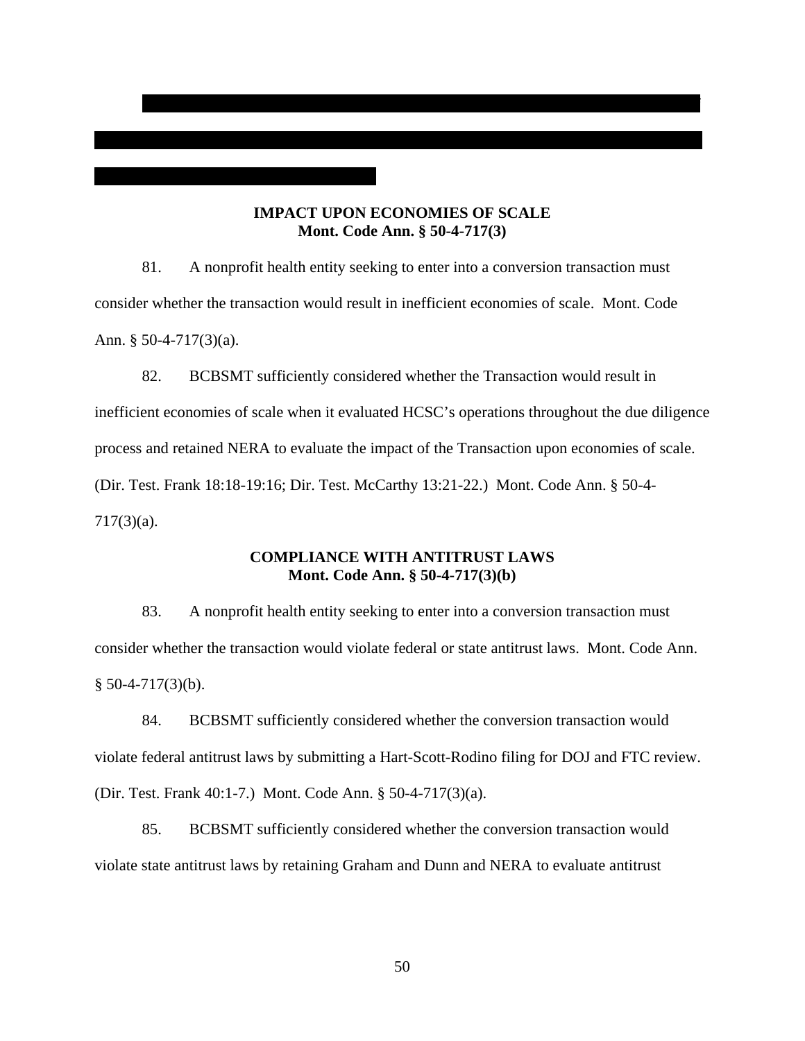**IMPACT UPON ECONOMIES OF SCALE**
**Mont. Code Ann. § 50-4-717(3)**

81. A nonprofit health entity seeking to enter into a conversion transaction must consider whether the transaction would result in inefficient economies of scale. Mont. Code Ann. § 50-4-717(3)(a).

82. BCBSMT sufficiently considered whether the Transaction would result in inefficient economies of scale when it evaluated HCSC's operations throughout the due diligence process and retained NERA to evaluate the impact of the Transaction upon economies of scale. (Dir. Test. Frank 18:18-19:16; Dir. Test. McCarthy 13:21-22.) Mont. Code Ann. § 50-4-717(3)(a).

**COMPLIANCE WITH ANTITRUST LAWS**
**Mont. Code Ann. § 50-4-717(3)(b)**

83. A nonprofit health entity seeking to enter into a conversion transaction must consider whether the transaction would violate federal or state antitrust laws. Mont. Code Ann. § 50-4-717(3)(b).

84. BCBSMT sufficiently considered whether the conversion transaction would violate federal antitrust laws by submitting a Hart-Scott-Rodino filing for DOJ and FTC review. (Dir. Test. Frank 40:1-7.) Mont. Code Ann. § 50-4-717(3)(a).

85. BCBSMT sufficiently considered whether the conversion transaction would violate state antitrust laws by retaining Graham and Dunn and NERA to evaluate antitrust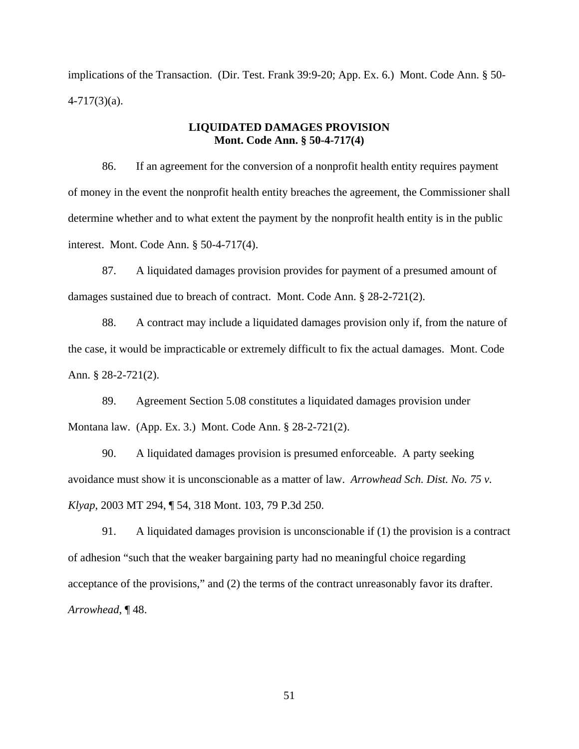implications of the Transaction. (Dir. Test. Frank 39:9-20; App. Ex. 6.) Mont. Code Ann. § 50-4-717(3)(a).

## LIQUIDATED DAMAGES PROVISION
## Mont. Code Ann. § 50-4-717(4)

86. If an agreement for the conversion of a nonprofit health entity requires payment of money in the event the nonprofit health entity breaches the agreement, the Commissioner shall determine whether and to what extent the payment by the nonprofit health entity is in the public interest. Mont. Code Ann. § 50-4-717(4).

87. A liquidated damages provision provides for payment of a presumed amount of damages sustained due to breach of contract. Mont. Code Ann. § 28-2-721(2).

88. A contract may include a liquidated damages provision only if, from the nature of the case, it would be impracticable or extremely difficult to fix the actual damages. Mont. Code Ann. § 28-2-721(2).

89. Agreement Section 5.08 constitutes a liquidated damages provision under Montana law. (App. Ex. 3.) Mont. Code Ann. § 28-2-721(2).

90. A liquidated damages provision is presumed enforceable. A party seeking avoidance must show it is unconscionable as a matter of law. *Arrowhead Sch. Dist. No. 75 v. Klyap*, 2003 MT 294, ¶ 54, 318 Mont. 103, 79 P.3d 250.

91. A liquidated damages provision is unconscionable if (1) the provision is a contract of adhesion "such that the weaker bargaining party had no meaningful choice regarding acceptance of the provisions," and (2) the terms of the contract unreasonably favor its drafter. *Arrowhead*, ¶ 48.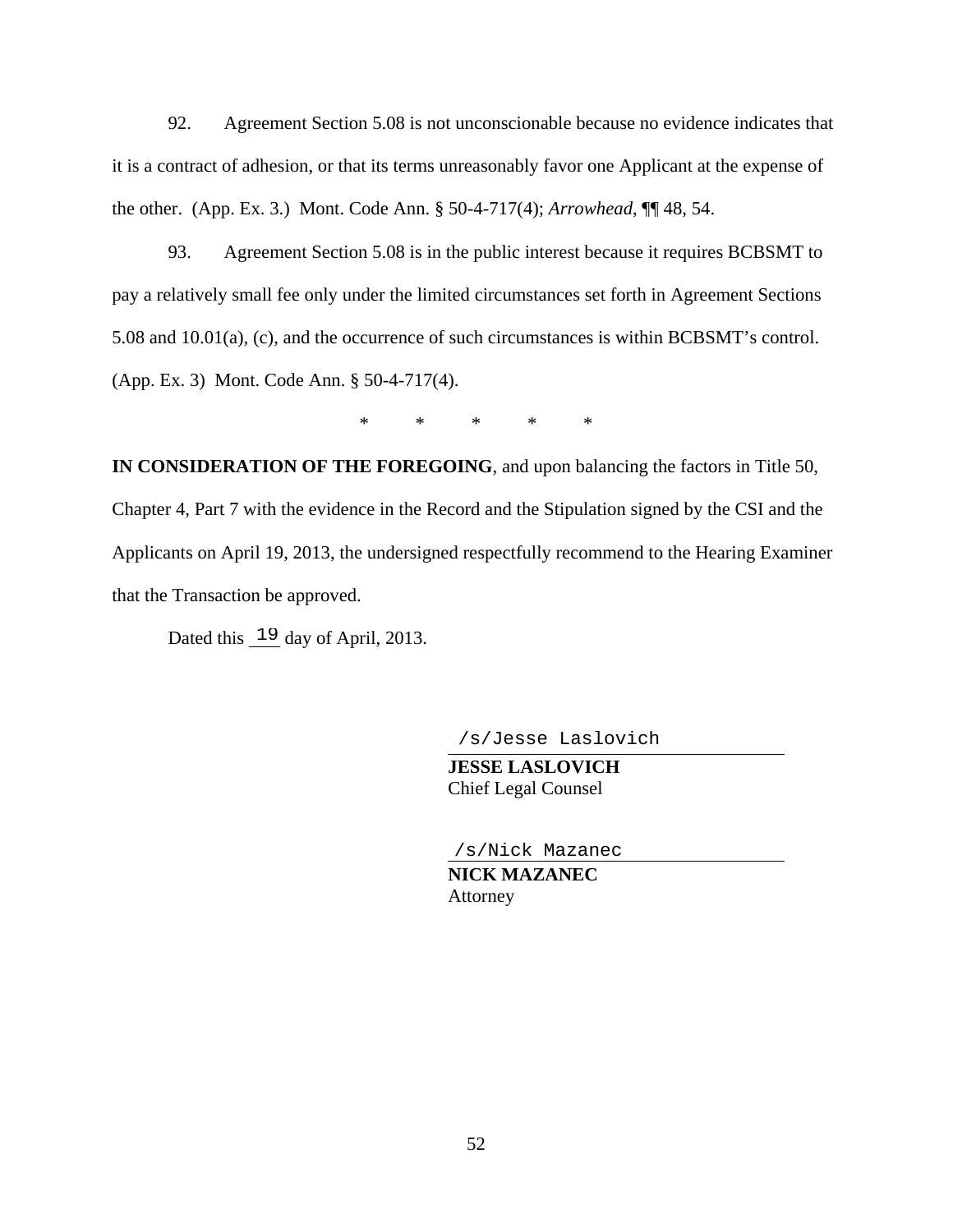92. Agreement Section 5.08 is not unconscionable because no evidence indicates that it is a contract of adhesion, or that its terms unreasonably favor one Applicant at the expense of the other. (App. Ex. 3.) Mont. Code Ann. § 50-4-717(4); *Arrowhead*, ¶¶ 48, 54.

93. Agreement Section 5.08 is in the public interest because it requires BCBSMT to pay a relatively small fee only under the limited circumstances set forth in Agreement Sections 5.08 and 10.01(a), (c), and the occurrence of such circumstances is within BCBSMT's control. (App. Ex. 3) Mont. Code Ann. § 50-4-717(4).

\* \* \* \* \*

**IN CONSIDERATION OF THE FOREGOING**, and upon balancing the factors in Title 50, Chapter 4, Part 7 with the evidence in the Record and the Stipulation signed by the CSI and the Applicants on April 19, 2013, the undersigned respectfully recommend to the Hearing Examiner that the Transaction be approved.

Dated this 19 day of April, 2013.

/s/Jesse Laslovich
**JESSE LASLOVICH**
Chief Legal Counsel

/s/Nick Mazanec
**NICK MAZANEC**
Attorney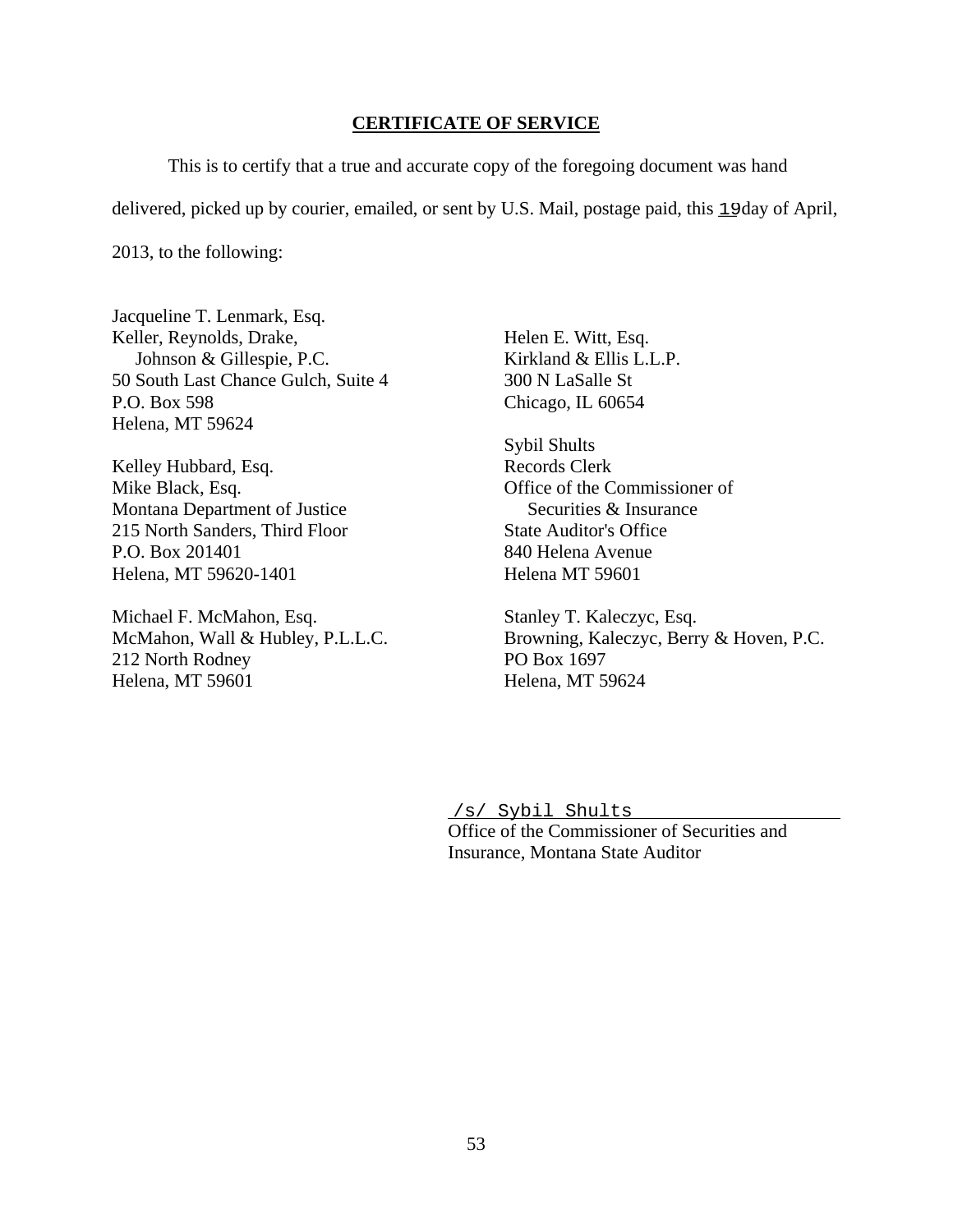**CERTIFICATE OF SERVICE**

This is to certify that a true and accurate copy of the foregoing document was hand delivered, picked up by courier, emailed, or sent by U.S. Mail, postage paid, this 19 day of April, 2013, to the following:

Jacqueline T. Lenmark, Esq.
Keller, Reynolds, Drake,
Johnson & Gillespie, P.C.
50 South Last Chance Gulch, Suite 4
P.O. Box 598
Helena, MT 59624

Kelley Hubbard, Esq.
Mike Black, Esq.
Montana Department of Justice
215 North Sanders, Third Floor
P.O. Box 201401
Helena, MT 59620-1401

Michael F. McMahon, Esq.
McMahon, Wall & Hubley, P.L.L.C.
212 North Rodney
Helena, MT 59601

Helen E. Witt, Esq.
Kirkland & Ellis L.L.P.
300 N LaSalle St
Chicago, IL 60654

Sybil Shults
Records Clerk
Office of the Commissioner of
Securities & Insurance
State Auditor's Office
840 Helena Avenue
Helena MT 59601

Stanley T. Kaleczyc, Esq.
Browning, Kaleczyc, Berry & Hoven, P.C.
PO Box 1697
Helena, MT 59624

/s/ Sybil Shults
Office of the Commissioner of Securities and Insurance, Montana State Auditor